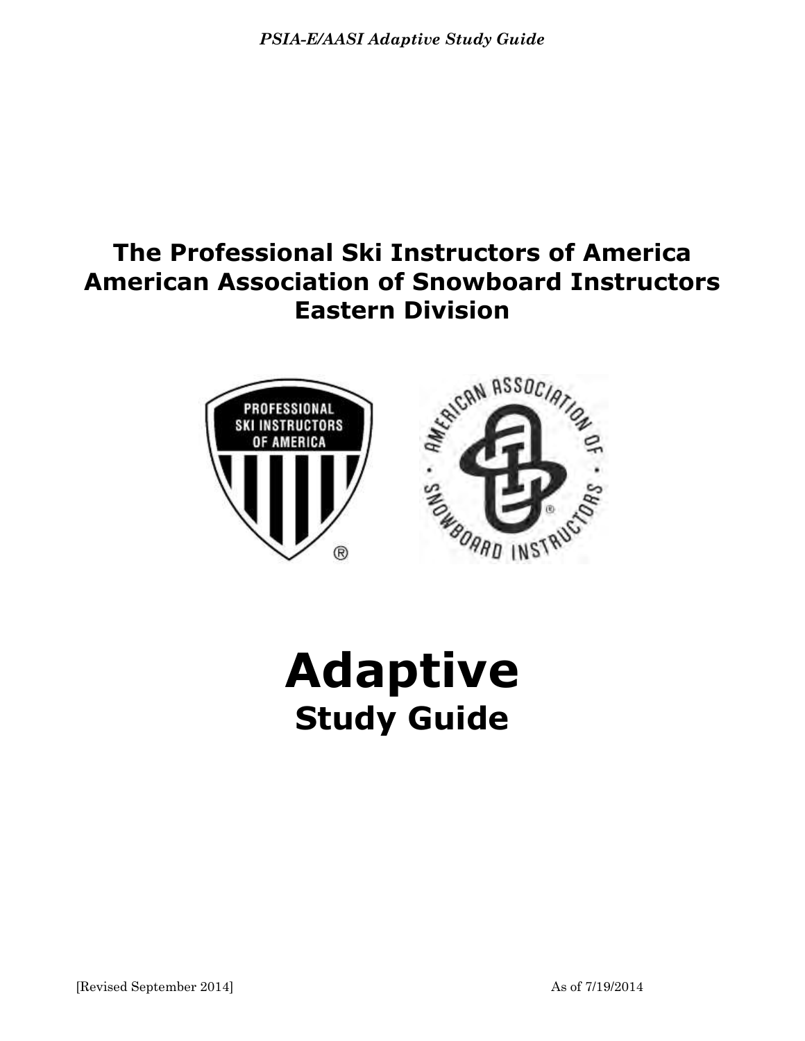# The Professional Ski Instructors of America
# American Association of Snowboard Instructors
# Eastern Division

# Adaptive
## Study Guide

[Revised September 2014] As of 7/19/2014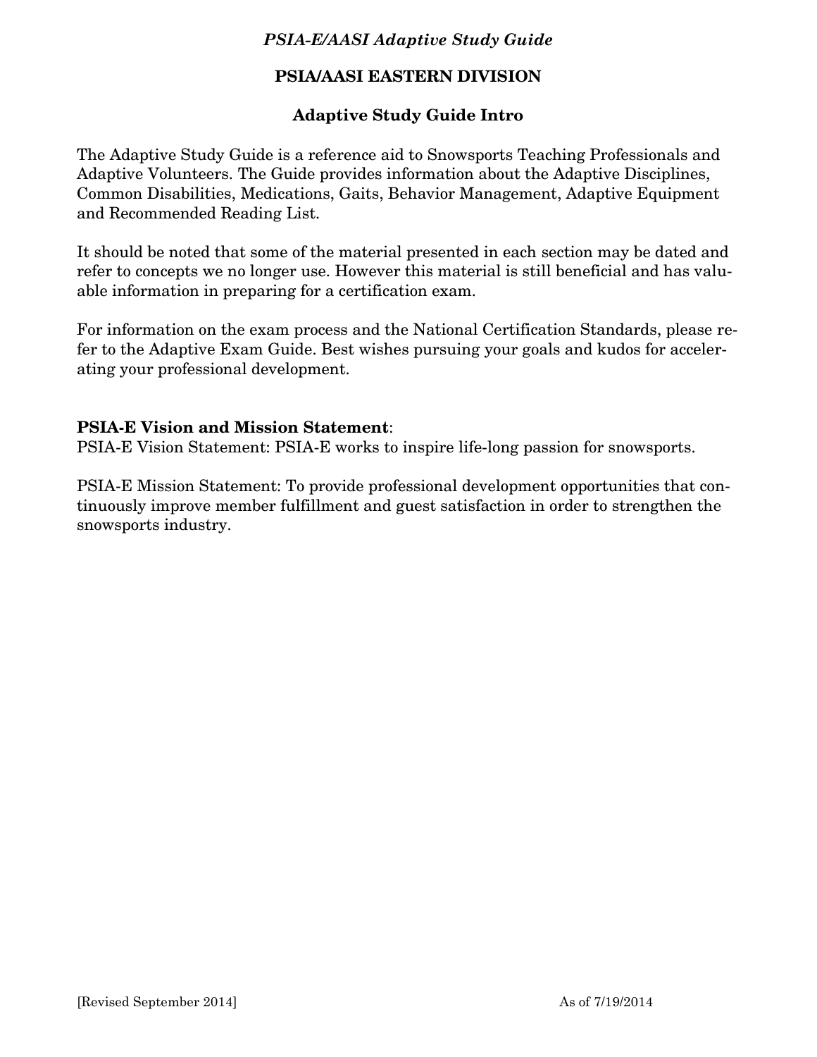## PSIA/AASI EASTERN DIVISION

### Adaptive Study Guide Intro

The Adaptive Study Guide is a reference aid to Snowsports Teaching Professionals and Adaptive Volunteers. The Guide provides information about the Adaptive Disciplines, Common Disabilities, Medications, Gaits, Behavior Management, Adaptive Equipment and Recommended Reading List.

It should be noted that some of the material presented in each section may be dated and refer to concepts we no longer use. However this material is still beneficial and has valuable information in preparing for a certification exam.

For information on the exam process and the National Certification Standards, please refer to the Adaptive Exam Guide. Best wishes pursuing your goals and kudos for accelerating your professional development.

**PSIA-E Vision and Mission Statement**:
PSIA-E Vision Statement: PSIA-E works to inspire life-long passion for snowsports.

PSIA-E Mission Statement: To provide professional development opportunities that continuously improve member fulfillment and guest satisfaction in order to strengthen the snowsports industry.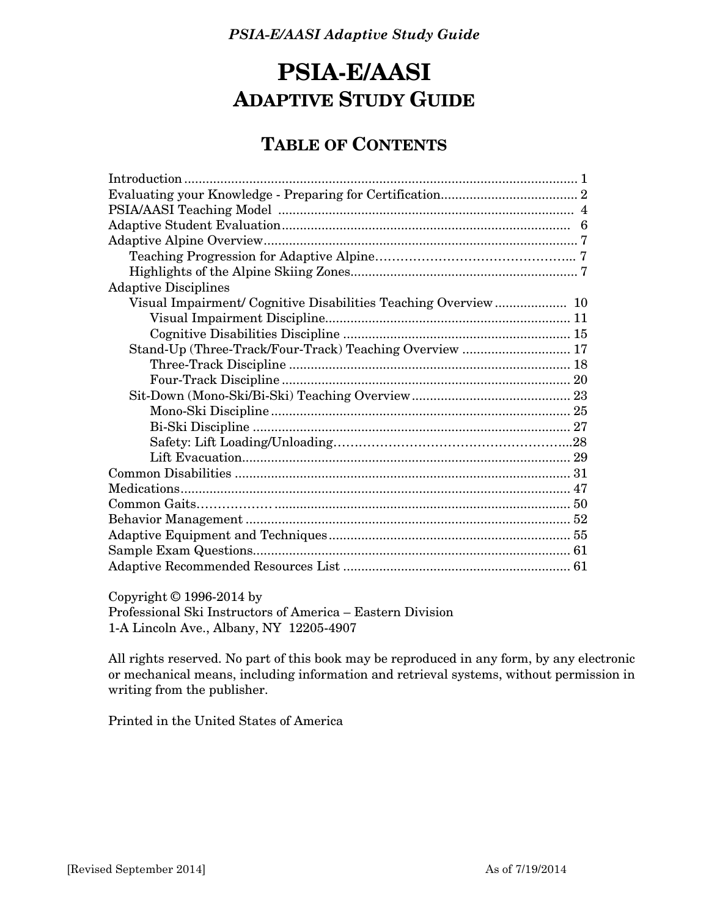# PSIA-E/AASI
## ADAPTIVE STUDY GUIDE

## TABLE OF CONTENTS

Introduction .......... 1
Evaluating your Knowledge - Preparing for Certification .......... 2
PSIA/AASI Teaching Model .......... 4
Adaptive Student Evaluation .......... 6
Adaptive Alpine Overview .......... 7
- Teaching Progression for Adaptive Alpine .......... 7
- Highlights of the Alpine Skiing Zones .......... 7

Adaptive Disciplines
- Visual Impairment/ Cognitive Disabilities Teaching Overview .......... 10
  - Visual Impairment Discipline .......... 11
  - Cognitive Disabilities Discipline .......... 15
- Stand-Up (Three-Track/Four-Track) Teaching Overview .......... 17
  - Three-Track Discipline .......... 18
  - Four-Track Discipline .......... 20
- Sit-Down (Mono-Ski/Bi-Ski) Teaching Overview .......... 23
  - Mono-Ski Discipline .......... 25
  - Bi-Ski Discipline .......... 27
  - Safety: Lift Loading/Unloading .......... 28
  - Lift Evacuation .......... 29

Common Disabilities .......... 31
Medications .......... 47
Common Gaits .......... 50
Behavior Management .......... 52
Adaptive Equipment and Techniques .......... 55
Sample Exam Questions .......... 61
Adaptive Recommended Resources List .......... 61

Copyright © 1996-2014 by
Professional Ski Instructors of America – Eastern Division
1-A Lincoln Ave., Albany, NY 12205-4907

All rights reserved. No part of this book may be reproduced in any form, by any electronic or mechanical means, including information and retrieval systems, without permission in writing from the publisher.

Printed in the United States of America

[Revised September 2014] As of 7/19/2014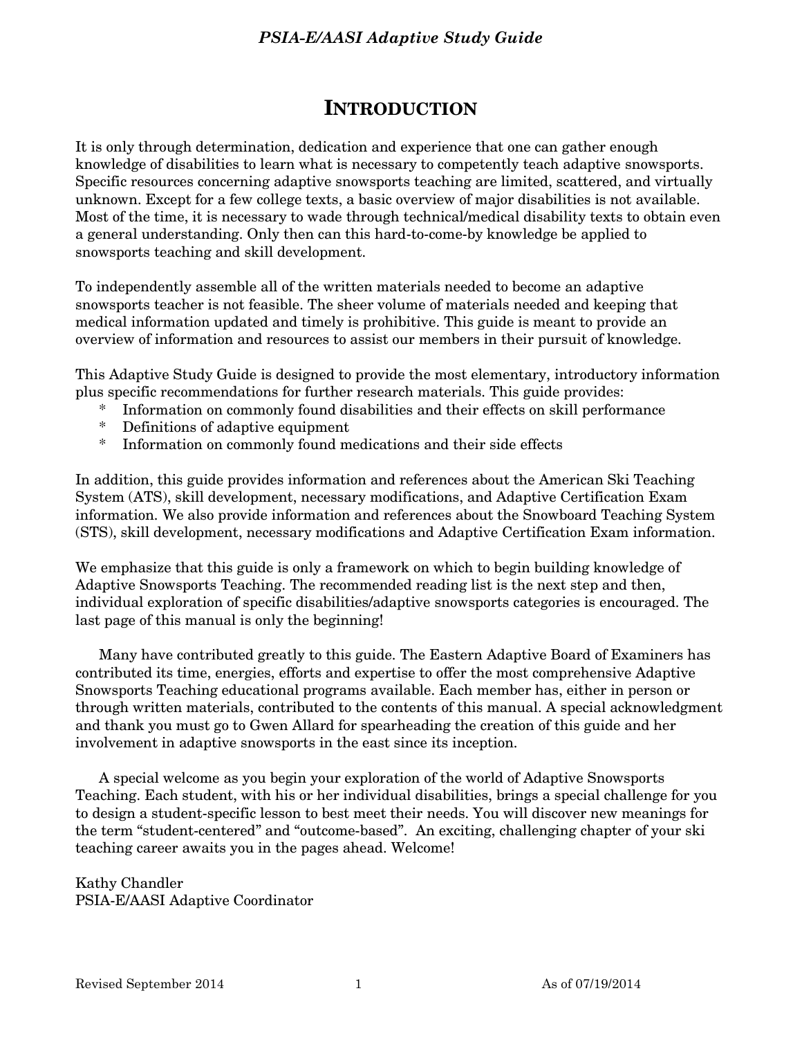# INTRODUCTION

It is only through determination, dedication and experience that one can gather enough knowledge of disabilities to learn what is necessary to competently teach adaptive snowsports. Specific resources concerning adaptive snowsports teaching are limited, scattered, and virtually unknown. Except for a few college texts, a basic overview of major disabilities is not available. Most of the time, it is necessary to wade through technical/medical disability texts to obtain even a general understanding. Only then can this hard-to-come-by knowledge be applied to snowsports teaching and skill development.

To independently assemble all of the written materials needed to become an adaptive snowsports teacher is not feasible. The sheer volume of materials needed and keeping that medical information updated and timely is prohibitive. This guide is meant to provide an overview of information and resources to assist our members in their pursuit of knowledge.

This Adaptive Study Guide is designed to provide the most elementary, introductory information plus specific recommendations for further research materials. This guide provides:

* Information on commonly found disabilities and their effects on skill performance
* Definitions of adaptive equipment
* Information on commonly found medications and their side effects

In addition, this guide provides information and references about the American Ski Teaching System (ATS), skill development, necessary modifications, and Adaptive Certification Exam information. We also provide information and references about the Snowboard Teaching System (STS), skill development, necessary modifications and Adaptive Certification Exam information.

We emphasize that this guide is only a framework on which to begin building knowledge of Adaptive Snowsports Teaching. The recommended reading list is the next step and then, individual exploration of specific disabilities/adaptive snowsports categories is encouraged. The last page of this manual is only the beginning!

Many have contributed greatly to this guide. The Eastern Adaptive Board of Examiners has contributed its time, energies, efforts and expertise to offer the most comprehensive Adaptive Snowsports Teaching educational programs available. Each member has, either in person or through written materials, contributed to the contents of this manual. A special acknowledgment and thank you must go to Gwen Allard for spearheading the creation of this guide and her involvement in adaptive snowsports in the east since its inception.

A special welcome as you begin your exploration of the world of Adaptive Snowsports Teaching. Each student, with his or her individual disabilities, brings a special challenge for you to design a student-specific lesson to best meet their needs. You will discover new meanings for the term "student-centered" and "outcome-based". An exciting, challenging chapter of your ski teaching career awaits you in the pages ahead. Welcome!

Kathy Chandler
PSIA-E/AASI Adaptive Coordinator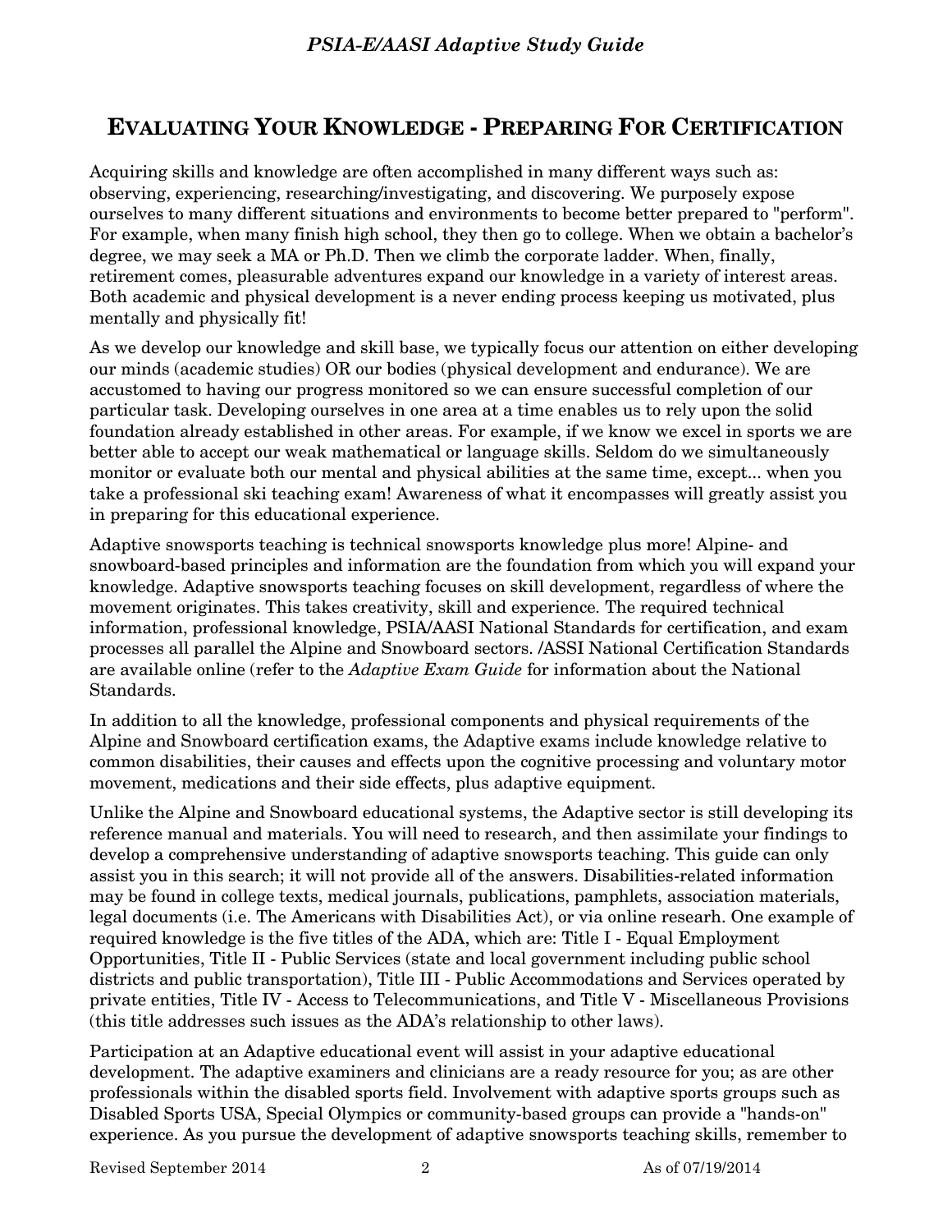## EVALUATING YOUR KNOWLEDGE - PREPARING FOR CERTIFICATION

Acquiring skills and knowledge are often accomplished in many different ways such as: observing, experiencing, researching/investigating, and discovering. We purposely expose ourselves to many different situations and environments to become better prepared to "perform". For example, when many finish high school, they then go to college. When we obtain a bachelor's degree, we may seek a MA or Ph.D. Then we climb the corporate ladder. When, finally, retirement comes, pleasurable adventures expand our knowledge in a variety of interest areas. Both academic and physical development is a never ending process keeping us motivated, plus mentally and physically fit!

As we develop our knowledge and skill base, we typically focus our attention on either developing our minds (academic studies) OR our bodies (physical development and endurance). We are accustomed to having our progress monitored so we can ensure successful completion of our particular task. Developing ourselves in one area at a time enables us to rely upon the solid foundation already established in other areas. For example, if we know we excel in sports we are better able to accept our weak mathematical or language skills. Seldom do we simultaneously monitor or evaluate both our mental and physical abilities at the same time, except... when you take a professional ski teaching exam! Awareness of what it encompasses will greatly assist you in preparing for this educational experience.

Adaptive snowsports teaching is technical snowsports knowledge plus more! Alpine- and snowboard-based principles and information are the foundation from which you will expand your knowledge. Adaptive snowsports teaching focuses on skill development, regardless of where the movement originates. This takes creativity, skill and experience. The required technical information, professional knowledge, PSIA/AASI National Standards for certification, and exam processes all parallel the Alpine and Snowboard sectors. /ASSI National Certification Standards are available online (refer to the *Adaptive Exam Guide* for information about the National Standards.

In addition to all the knowledge, professional components and physical requirements of the Alpine and Snowboard certification exams, the Adaptive exams include knowledge relative to common disabilities, their causes and effects upon the cognitive processing and voluntary motor movement, medications and their side effects, plus adaptive equipment.

Unlike the Alpine and Snowboard educational systems, the Adaptive sector is still developing its reference manual and materials. You will need to research, and then assimilate your findings to develop a comprehensive understanding of adaptive snowsports teaching. This guide can only assist you in this search; it will not provide all of the answers. Disabilities-related information may be found in college texts, medical journals, publications, pamphlets, association materials, legal documents (i.e. The Americans with Disabilities Act), or via online researh. One example of required knowledge is the five titles of the ADA, which are: Title I - Equal Employment Opportunities, Title II - Public Services (state and local government including public school districts and public transportation), Title III - Public Accommodations and Services operated by private entities, Title IV - Access to Telecommunications, and Title V - Miscellaneous Provisions (this title addresses such issues as the ADA's relationship to other laws).

Participation at an Adaptive educational event will assist in your adaptive educational development. The adaptive examiners and clinicians are a ready resource for you; as are other professionals within the disabled sports field. Involvement with adaptive sports groups such as Disabled Sports USA, Special Olympics or community-based groups can provide a "hands-on" experience. As you pursue the development of adaptive snowsports teaching skills, remember to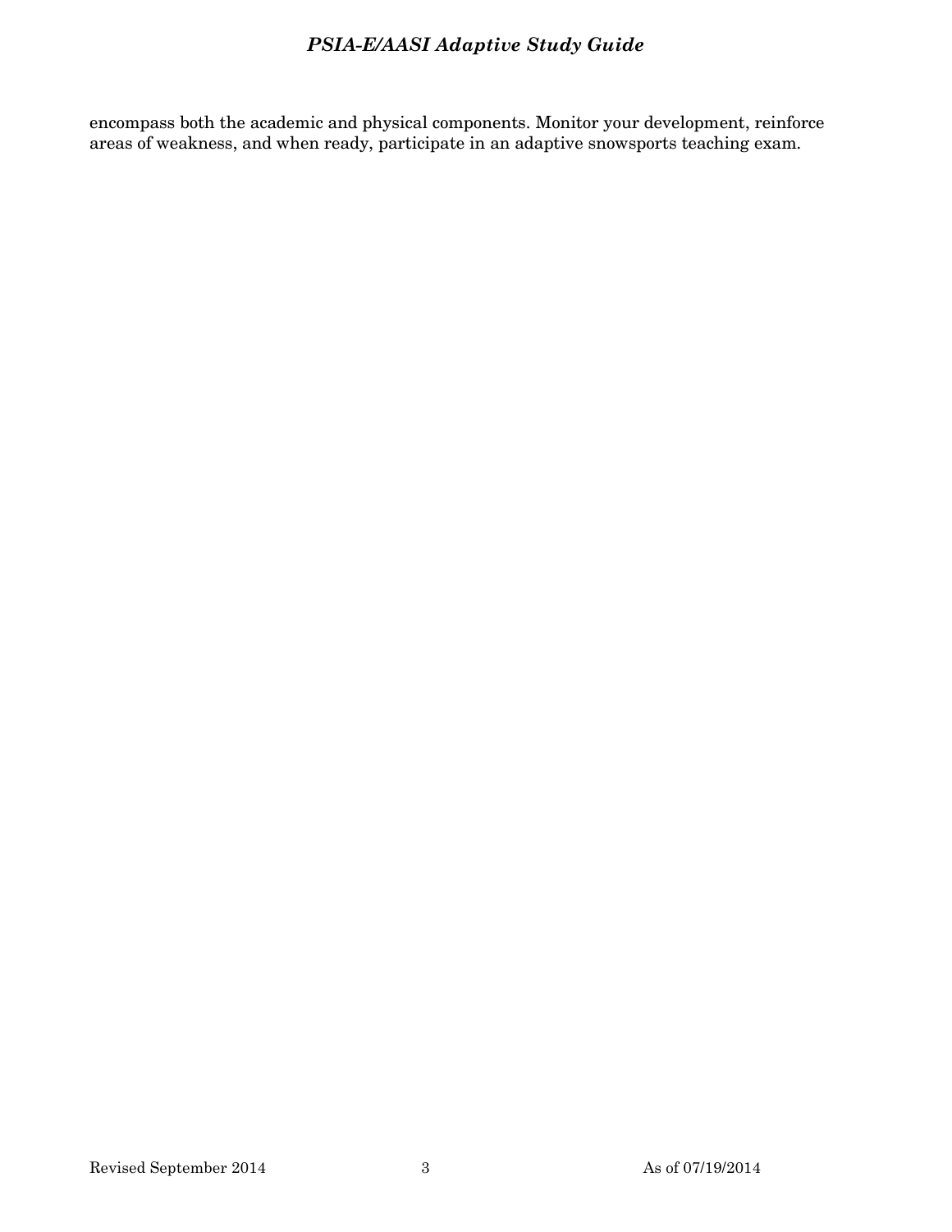encompass both the academic and physical components. Monitor your development, reinforce areas of weakness, and when ready, participate in an adaptive snowsports teaching exam.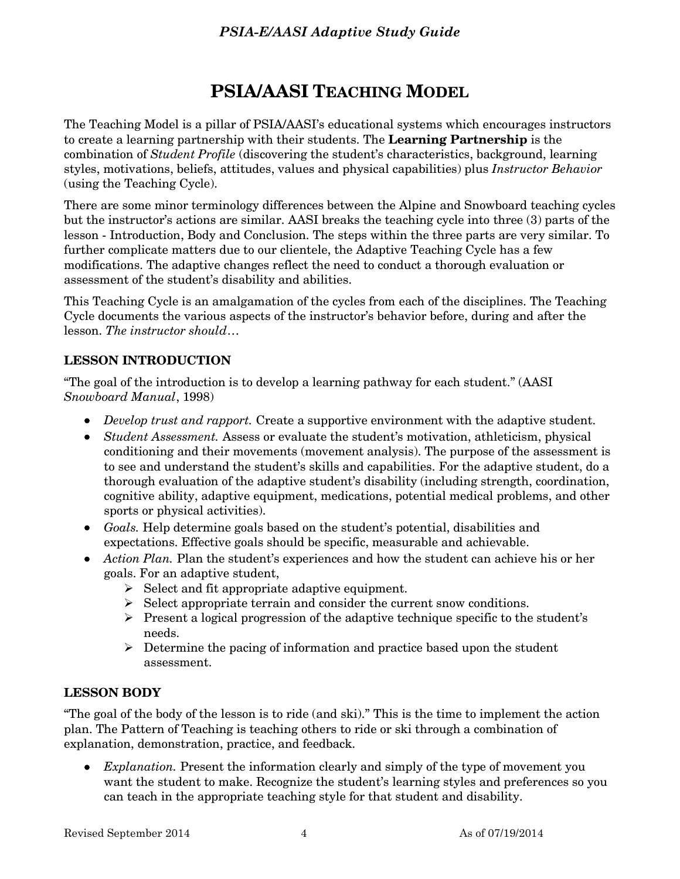# PSIA/AASI Teaching Model

The Teaching Model is a pillar of PSIA/AASI's educational systems which encourages instructors to create a learning partnership with their students. The **Learning Partnership** is the combination of *Student Profile* (discovering the student's characteristics, background, learning styles, motivations, beliefs, attitudes, values and physical capabilities) plus *Instructor Behavior* (using the Teaching Cycle).

There are some minor terminology differences between the Alpine and Snowboard teaching cycles but the instructor's actions are similar. AASI breaks the teaching cycle into three (3) parts of the lesson - Introduction, Body and Conclusion. The steps within the three parts are very similar. To further complicate matters due to our clientele, the Adaptive Teaching Cycle has a few modifications. The adaptive changes reflect the need to conduct a thorough evaluation or assessment of the student's disability and abilities.

This Teaching Cycle is an amalgamation of the cycles from each of the disciplines. The Teaching Cycle documents the various aspects of the instructor's behavior before, during and after the lesson. *The instructor should…*

## LESSON INTRODUCTION

"The goal of the introduction is to develop a learning pathway for each student." (AASI *Snowboard Manual*, 1998)

- *Develop trust and rapport.* Create a supportive environment with the adaptive student.
- *Student Assessment.* Assess or evaluate the student's motivation, athleticism, physical conditioning and their movements (movement analysis). The purpose of the assessment is to see and understand the student's skills and capabilities. For the adaptive student, do a thorough evaluation of the adaptive student's disability (including strength, coordination, cognitive ability, adaptive equipment, medications, potential medical problems, and other sports or physical activities).
- *Goals.* Help determine goals based on the student's potential, disabilities and expectations. Effective goals should be specific, measurable and achievable.
- *Action Plan.* Plan the student's experiences and how the student can achieve his or her goals. For an adaptive student,
  - Select and fit appropriate adaptive equipment.
  - Select appropriate terrain and consider the current snow conditions.
  - Present a logical progression of the adaptive technique specific to the student's needs.
  - Determine the pacing of information and practice based upon the student assessment.

## LESSON BODY

"The goal of the body of the lesson is to ride (and ski)." This is the time to implement the action plan. The Pattern of Teaching is teaching others to ride or ski through a combination of explanation, demonstration, practice, and feedback.

- *Explanation.* Present the information clearly and simply of the type of movement you want the student to make. Recognize the student's learning styles and preferences so you can teach in the appropriate teaching style for that student and disability.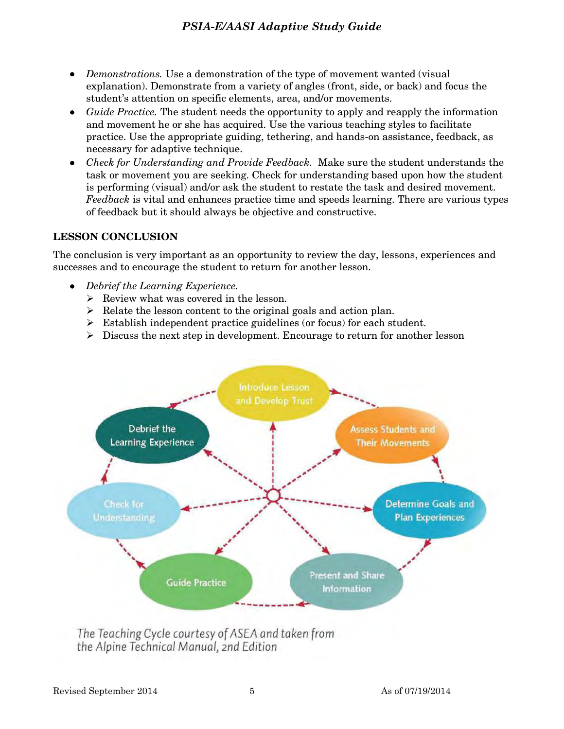- *Demonstrations.* Use a demonstration of the type of movement wanted (visual explanation). Demonstrate from a variety of angles (front, side, or back) and focus the student's attention on specific elements, area, and/or movements.
- *Guide Practice.* The student needs the opportunity to apply and reapply the information and movement he or she has acquired. Use the various teaching styles to facilitate practice. Use the appropriate guiding, tethering, and hands-on assistance, feedback, as necessary for adaptive technique.
- *Check for Understanding and Provide Feedback.* Make sure the student understands the task or movement you are seeking. Check for understanding based upon how the student is performing (visual) and/or ask the student to restate the task and desired movement. *Feedback* is vital and enhances practice time and speeds learning. There are various types of feedback but it should always be objective and constructive.

**LESSON CONCLUSION**

The conclusion is very important as an opportunity to review the day, lessons, experiences and successes and to encourage the student to return for another lesson.

- *Debrief the Learning Experience.*
  - Review what was covered in the lesson.
  - Relate the lesson content to the original goals and action plan.
  - Establish independent practice guidelines (or focus) for each student.
  - Discuss the next step in development. Encourage to return for another lesson

Introduce Lesson and Develop Trust → Assess Students and Their Movements → Determine Goals and Plan Experiences → Present and Share Information → Guide Practice → Check for Understanding → Debrief the Learning Experience

*The Teaching Cycle courtesy of ASEA and taken from the Alpine Technical Manual, 2nd Edition*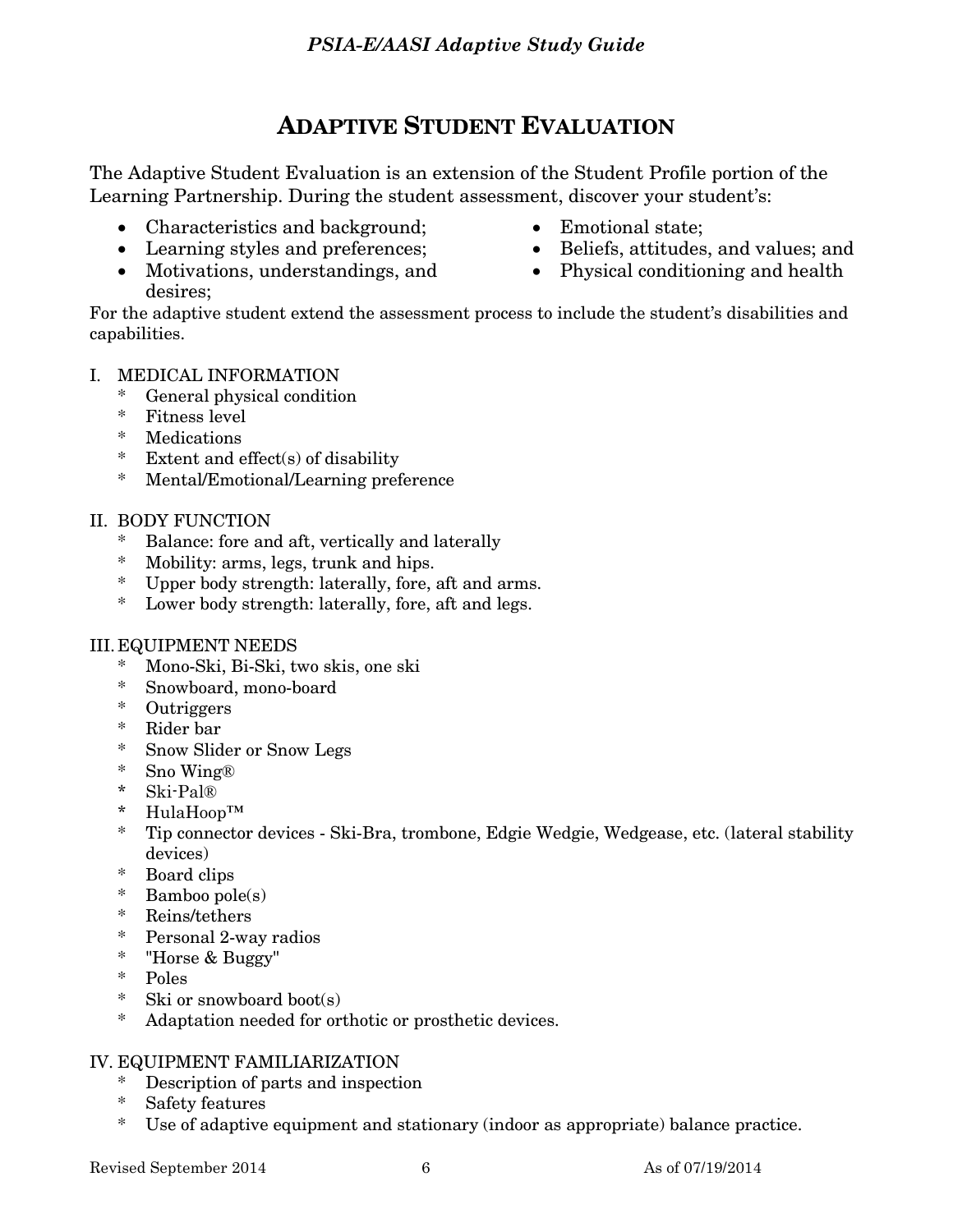# ADAPTIVE STUDENT EVALUATION

The Adaptive Student Evaluation is an extension of the Student Profile portion of the Learning Partnership. During the student assessment, discover your student's:

- Characteristics and background;
- Learning styles and preferences;
- Motivations, understandings, and desires;
- Emotional state;
- Beliefs, attitudes, and values; and
- Physical conditioning and health

For the adaptive student extend the assessment process to include the student's disabilities and capabilities.

I. MEDICAL INFORMATION
  * General physical condition
  * Fitness level
  * Medications
  * Extent and effect(s) of disability
  * Mental/Emotional/Learning preference

II. BODY FUNCTION
  * Balance: fore and aft, vertically and laterally
  * Mobility: arms, legs, trunk and hips.
  * Upper body strength: laterally, fore, aft and arms.
  * Lower body strength: laterally, fore, aft and legs.

III. EQUIPMENT NEEDS
  * Mono-Ski, Bi-Ski, two skis, one ski
  * Snowboard, mono-board
  * Outriggers
  * Rider bar
  * Snow Slider or Snow Legs
  * Sno Wing®
  * Ski-Pal®
  * HulaHoop™
  * Tip connector devices - Ski-Bra, trombone, Edgie Wedgie, Wedgease, etc. (lateral stability devices)
  * Board clips
  * Bamboo pole(s)
  * Reins/tethers
  * Personal 2-way radios
  * "Horse & Buggy"
  * Poles
  * Ski or snowboard boot(s)
  * Adaptation needed for orthotic or prosthetic devices.

IV. EQUIPMENT FAMILIARIZATION
  * Description of parts and inspection
  * Safety features
  * Use of adaptive equipment and stationary (indoor as appropriate) balance practice.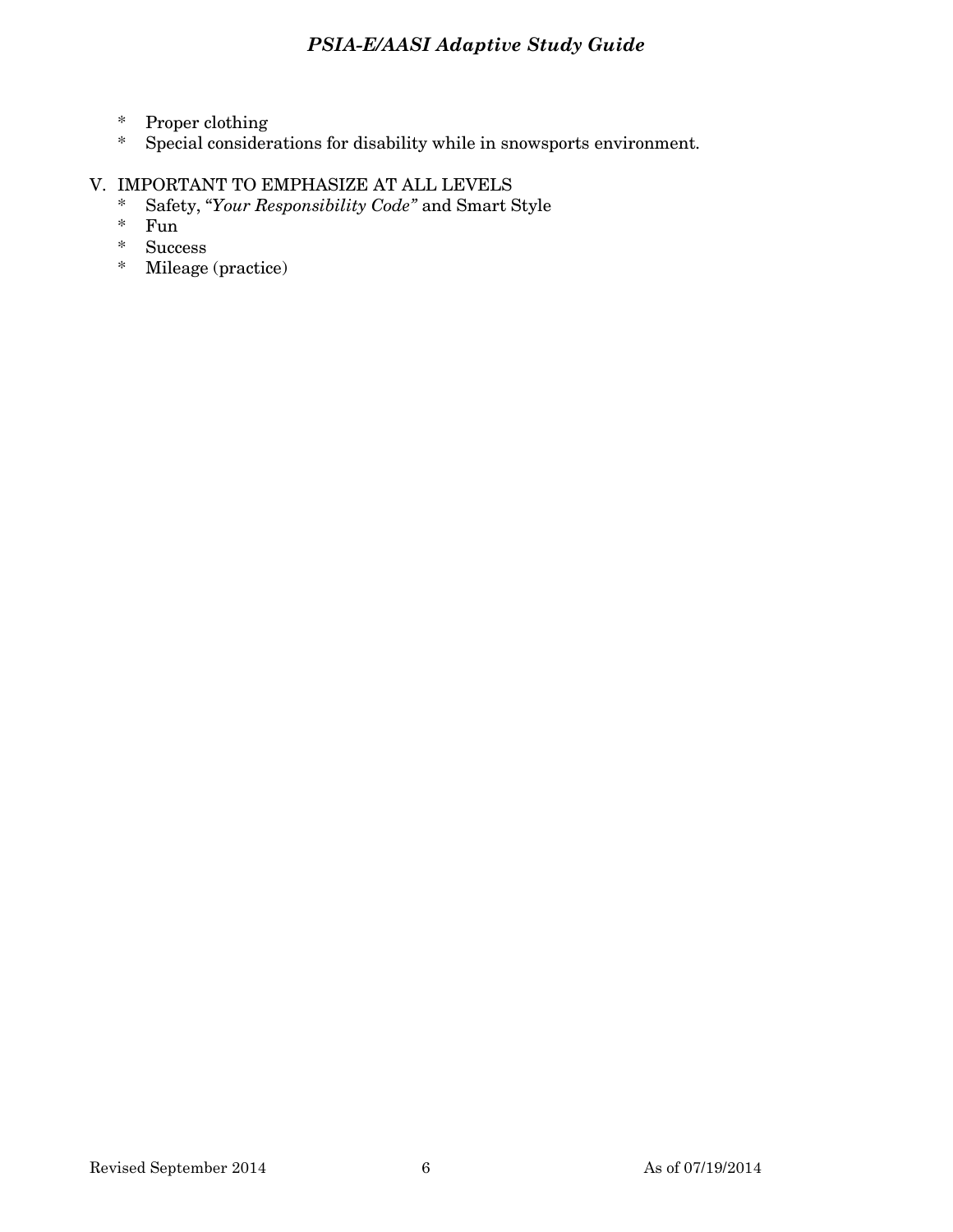- Proper clothing
- Special considerations for disability while in snowsports environment.

V. IMPORTANT TO EMPHASIZE AT ALL LEVELS

- Safety, "*Your Responsibility Code*" and Smart Style
- Fun
- Success
- Mileage (practice)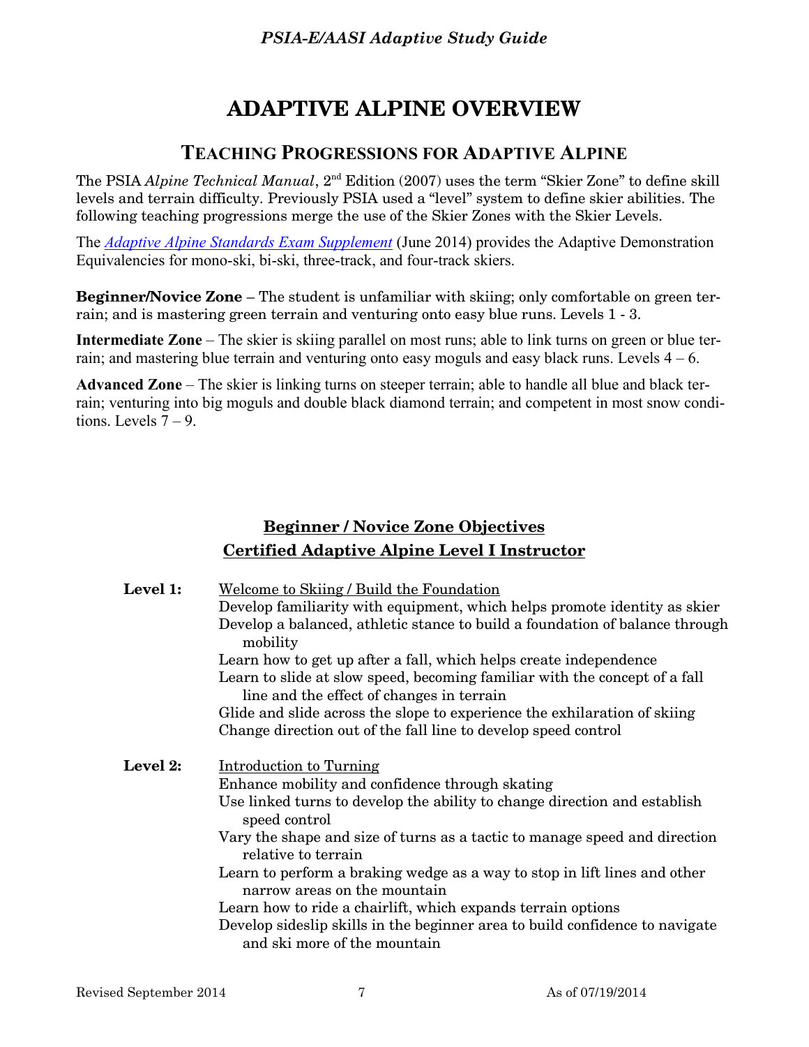# ADAPTIVE ALPINE OVERVIEW

## TEACHING PROGRESSIONS FOR ADAPTIVE ALPINE

The PSIA *Alpine Technical Manual*, 2nd Edition (2007) uses the term "Skier Zone" to define skill levels and terrain difficulty. Previously PSIA used a "level" system to define skier abilities. The following teaching progressions merge the use of the Skier Zones with the Skier Levels.

The *Adaptive Alpine Standards Exam Supplement* (June 2014) provides the Adaptive Demonstration Equivalencies for mono-ski, bi-ski, three-track, and four-track skiers.

**Beginner/Novice Zone** – The student is unfamiliar with skiing; only comfortable on green terrain; and is mastering green terrain and venturing onto easy blue runs. Levels 1 - 3.

**Intermediate Zone** – The skier is skiing parallel on most runs; able to link turns on green or blue terrain; and mastering blue terrain and venturing onto easy moguls and easy black runs. Levels 4 – 6.

**Advanced Zone** – The skier is linking turns on steeper terrain; able to handle all blue and black terrain; venturing into big moguls and double black diamond terrain; and competent in most snow conditions. Levels 7 – 9.

### Beginner / Novice Zone Objectives
### Certified Adaptive Alpine Level I Instructor

**Level 1:** Welcome to Skiing / Build the Foundation

- Develop familiarity with equipment, which helps promote identity as skier
- Develop a balanced, athletic stance to build a foundation of balance through mobility
- Learn how to get up after a fall, which helps create independence
- Learn to slide at slow speed, becoming familiar with the concept of a fall line and the effect of changes in terrain
- Glide and slide across the slope to experience the exhilaration of skiing
- Change direction out of the fall line to develop speed control

**Level 2:** Introduction to Turning

- Enhance mobility and confidence through skating
- Use linked turns to develop the ability to change direction and establish speed control
- Vary the shape and size of turns as a tactic to manage speed and direction relative to terrain
- Learn to perform a braking wedge as a way to stop in lift lines and other narrow areas on the mountain
- Learn how to ride a chairlift, which expands terrain options
- Develop sideslip skills in the beginner area to build confidence to navigate and ski more of the mountain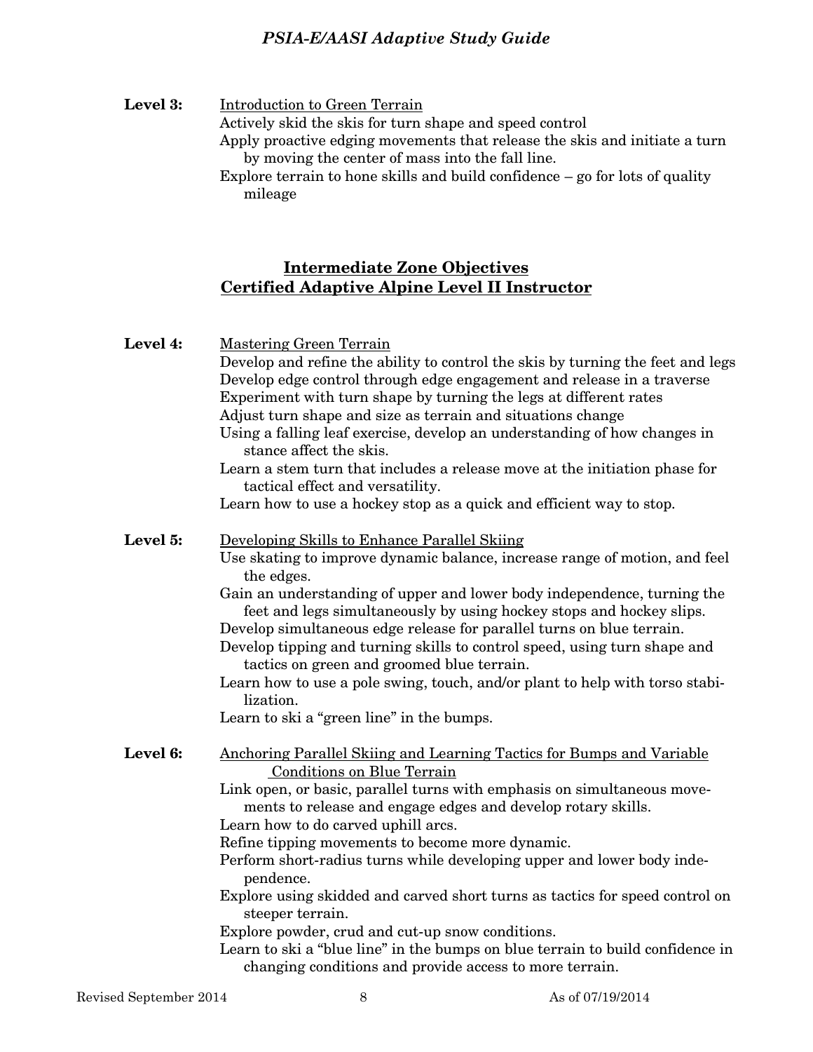**Level 3:** Introduction to Green Terrain

Actively skid the skis for turn shape and speed control

Apply proactive edging movements that release the skis and initiate a turn by moving the center of mass into the fall line.

Explore terrain to hone skills and build confidence – go for lots of quality mileage

## Intermediate Zone Objectives
## Certified Adaptive Alpine Level II Instructor

**Level 4:** Mastering Green Terrain

Develop and refine the ability to control the skis by turning the feet and legs

Develop edge control through edge engagement and release in a traverse

Experiment with turn shape by turning the legs at different rates

Adjust turn shape and size as terrain and situations change

Using a falling leaf exercise, develop an understanding of how changes in stance affect the skis.

Learn a stem turn that includes a release move at the initiation phase for tactical effect and versatility.

Learn how to use a hockey stop as a quick and efficient way to stop.

**Level 5:** Developing Skills to Enhance Parallel Skiing

Use skating to improve dynamic balance, increase range of motion, and feel the edges.

Gain an understanding of upper and lower body independence, turning the feet and legs simultaneously by using hockey stops and hockey slips.

Develop simultaneous edge release for parallel turns on blue terrain.

Develop tipping and turning skills to control speed, using turn shape and tactics on green and groomed blue terrain.

Learn how to use a pole swing, touch, and/or plant to help with torso stabilization.

Learn to ski a "green line" in the bumps.

**Level 6:** Anchoring Parallel Skiing and Learning Tactics for Bumps and Variable Conditions on Blue Terrain

Link open, or basic, parallel turns with emphasis on simultaneous movements to release and engage edges and develop rotary skills.

Learn how to do carved uphill arcs.

Refine tipping movements to become more dynamic.

Perform short-radius turns while developing upper and lower body independence.

Explore using skidded and carved short turns as tactics for speed control on steeper terrain.

Explore powder, crud and cut-up snow conditions.

Learn to ski a "blue line" in the bumps on blue terrain to build confidence in changing conditions and provide access to more terrain.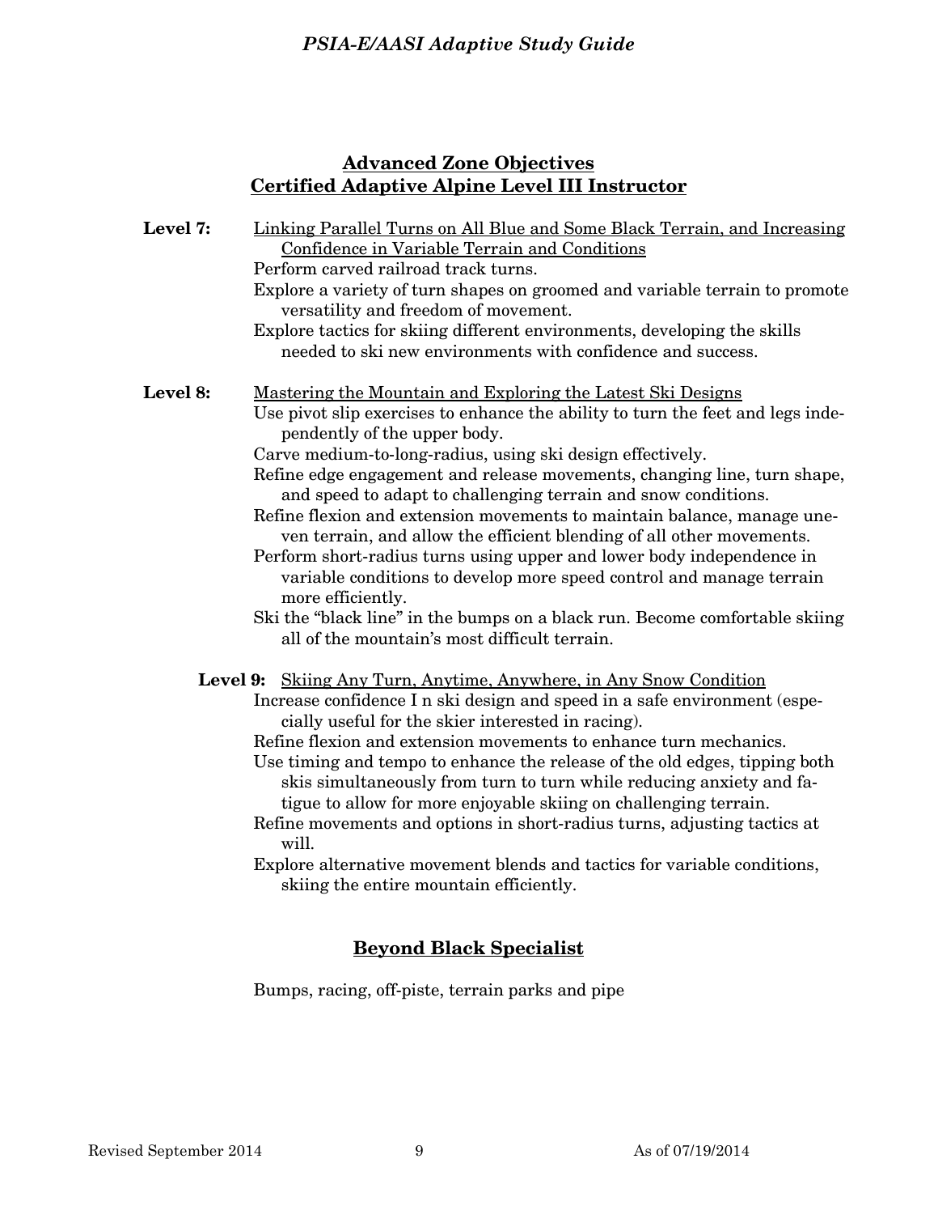## Advanced Zone Objectives
## Certified Adaptive Alpine Level III Instructor

**Level 7:** Linking Parallel Turns on All Blue and Some Black Terrain, and Increasing Confidence in Variable Terrain and Conditions

Perform carved railroad track turns.

Explore a variety of turn shapes on groomed and variable terrain to promote versatility and freedom of movement.

Explore tactics for skiing different environments, developing the skills needed to ski new environments with confidence and success.

**Level 8:** Mastering the Mountain and Exploring the Latest Ski Designs

Use pivot slip exercises to enhance the ability to turn the feet and legs independently of the upper body.

Carve medium-to-long-radius, using ski design effectively.

Refine edge engagement and release movements, changing line, turn shape, and speed to adapt to challenging terrain and snow conditions.

Refine flexion and extension movements to maintain balance, manage uneven terrain, and allow the efficient blending of all other movements.

Perform short-radius turns using upper and lower body independence in variable conditions to develop more speed control and manage terrain more efficiently.

Ski the "black line" in the bumps on a black run. Become comfortable skiing all of the mountain's most difficult terrain.

**Level 9:** Skiing Any Turn, Anytime, Anywhere, in Any Snow Condition

Increase confidence I n ski design and speed in a safe environment (especially useful for the skier interested in racing).

Refine flexion and extension movements to enhance turn mechanics.

Use timing and tempo to enhance the release of the old edges, tipping both skis simultaneously from turn to turn while reducing anxiety and fatigue to allow for more enjoyable skiing on challenging terrain.

Refine movements and options in short-radius turns, adjusting tactics at will.

Explore alternative movement blends and tactics for variable conditions, skiing the entire mountain efficiently.

## Beyond Black Specialist

Bumps, racing, off-piste, terrain parks and pipe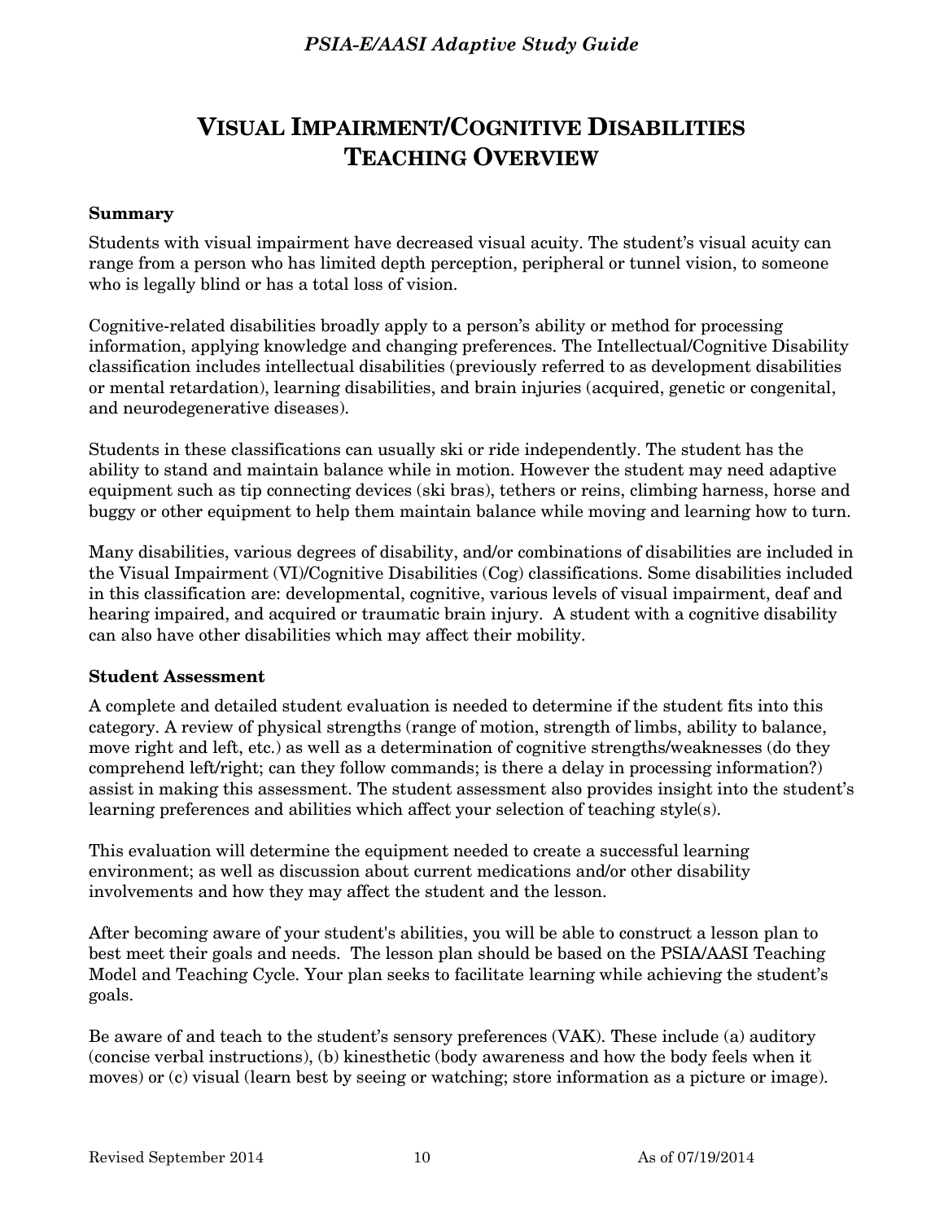# VISUAL IMPAIRMENT/COGNITIVE DISABILITIES TEACHING OVERVIEW

**Summary**

Students with visual impairment have decreased visual acuity. The student's visual acuity can range from a person who has limited depth perception, peripheral or tunnel vision, to someone who is legally blind or has a total loss of vision.

Cognitive-related disabilities broadly apply to a person's ability or method for processing information, applying knowledge and changing preferences. The Intellectual/Cognitive Disability classification includes intellectual disabilities (previously referred to as development disabilities or mental retardation), learning disabilities, and brain injuries (acquired, genetic or congenital, and neurodegenerative diseases).

Students in these classifications can usually ski or ride independently. The student has the ability to stand and maintain balance while in motion. However the student may need adaptive equipment such as tip connecting devices (ski bras), tethers or reins, climbing harness, horse and buggy or other equipment to help them maintain balance while moving and learning how to turn.

Many disabilities, various degrees of disability, and/or combinations of disabilities are included in the Visual Impairment (VI)/Cognitive Disabilities (Cog) classifications. Some disabilities included in this classification are: developmental, cognitive, various levels of visual impairment, deaf and hearing impaired, and acquired or traumatic brain injury. A student with a cognitive disability can also have other disabilities which may affect their mobility.

**Student Assessment**

A complete and detailed student evaluation is needed to determine if the student fits into this category. A review of physical strengths (range of motion, strength of limbs, ability to balance, move right and left, etc.) as well as a determination of cognitive strengths/weaknesses (do they comprehend left/right; can they follow commands; is there a delay in processing information?) assist in making this assessment. The student assessment also provides insight into the student's learning preferences and abilities which affect your selection of teaching style(s).

This evaluation will determine the equipment needed to create a successful learning environment; as well as discussion about current medications and/or other disability involvements and how they may affect the student and the lesson.

After becoming aware of your student's abilities, you will be able to construct a lesson plan to best meet their goals and needs. The lesson plan should be based on the PSIA/AASI Teaching Model and Teaching Cycle. Your plan seeks to facilitate learning while achieving the student's goals.

Be aware of and teach to the student's sensory preferences (VAK). These include (a) auditory (concise verbal instructions), (b) kinesthetic (body awareness and how the body feels when it moves) or (c) visual (learn best by seeing or watching; store information as a picture or image).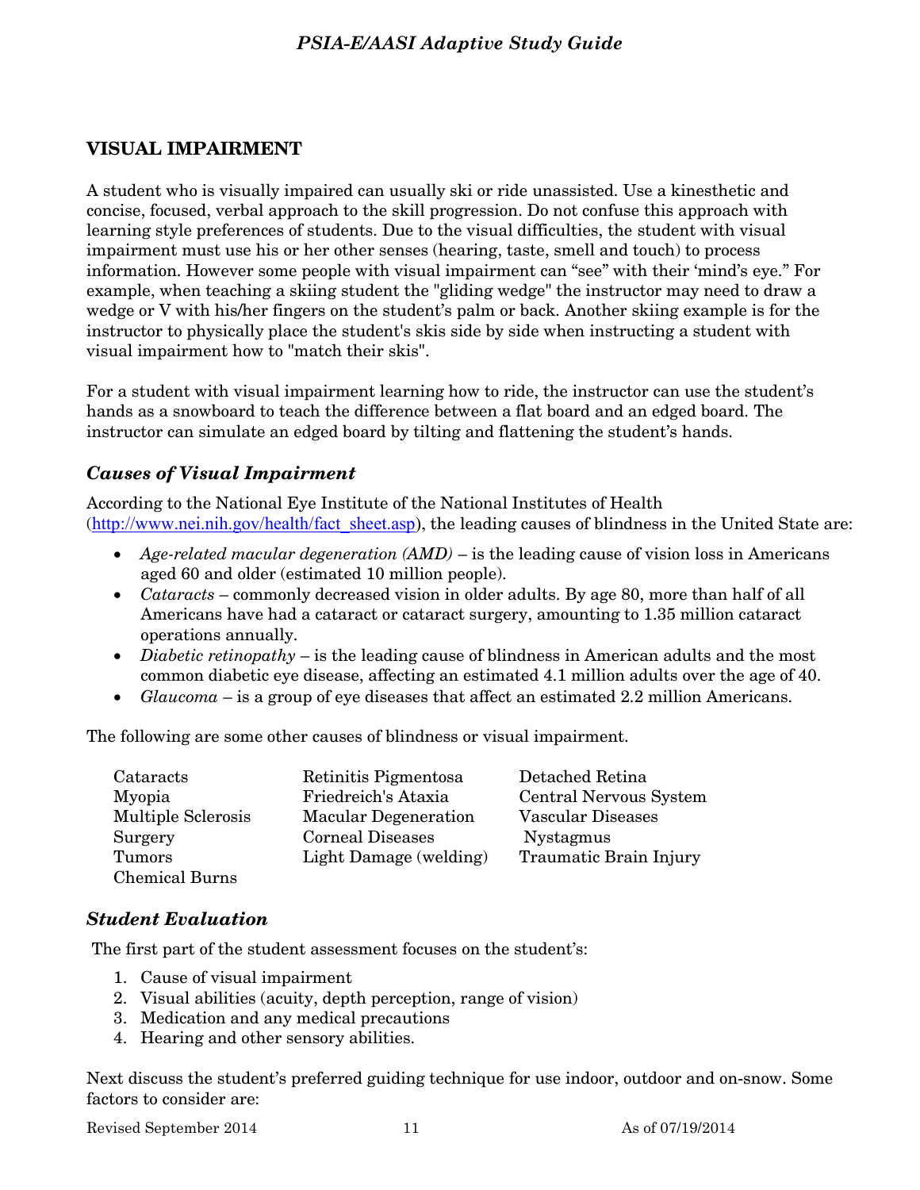## VISUAL IMPAIRMENT

A student who is visually impaired can usually ski or ride unassisted. Use a kinesthetic and concise, focused, verbal approach to the skill progression. Do not confuse this approach with learning style preferences of students. Due to the visual difficulties, the student with visual impairment must use his or her other senses (hearing, taste, smell and touch) to process information. However some people with visual impairment can "see" with their 'mind's eye." For example, when teaching a skiing student the "gliding wedge" the instructor may need to draw a wedge or V with his/her fingers on the student's palm or back. Another skiing example is for the instructor to physically place the student's skis side by side when instructing a student with visual impairment how to "match their skis".

For a student with visual impairment learning how to ride, the instructor can use the student's hands as a snowboard to teach the difference between a flat board and an edged board. The instructor can simulate an edged board by tilting and flattening the student's hands.

### *Causes of Visual Impairment*

According to the National Eye Institute of the National Institutes of Health (http://www.nei.nih.gov/health/fact_sheet.asp), the leading causes of blindness in the United State are:

- *Age-related macular degeneration (AMD)* – is the leading cause of vision loss in Americans aged 60 and older (estimated 10 million people).
- *Cataracts* – commonly decreased vision in older adults. By age 80, more than half of all Americans have had a cataract or cataract surgery, amounting to 1.35 million cataract operations annually.
- *Diabetic retinopathy* – is the leading cause of blindness in American adults and the most common diabetic eye disease, affecting an estimated 4.1 million adults over the age of 40.
- *Glaucoma* – is a group of eye diseases that affect an estimated 2.2 million Americans.

The following are some other causes of blindness or visual impairment.

| | | |
|---|---|---|
| Cataracts | Retinitis Pigmentosa | Detached Retina |
| Myopia | Friedreich's Ataxia | Central Nervous System |
| Multiple Sclerosis | Macular Degeneration | Vascular Diseases |
| Surgery | Corneal Diseases | Nystagmus |
| Tumors | Light Damage (welding) | Traumatic Brain Injury |
| Chemical Burns | | |

### *Student Evaluation*

The first part of the student assessment focuses on the student's:

1. Cause of visual impairment
2. Visual abilities (acuity, depth perception, range of vision)
3. Medication and any medical precautions
4. Hearing and other sensory abilities.

Next discuss the student's preferred guiding technique for use indoor, outdoor and on-snow. Some factors to consider are: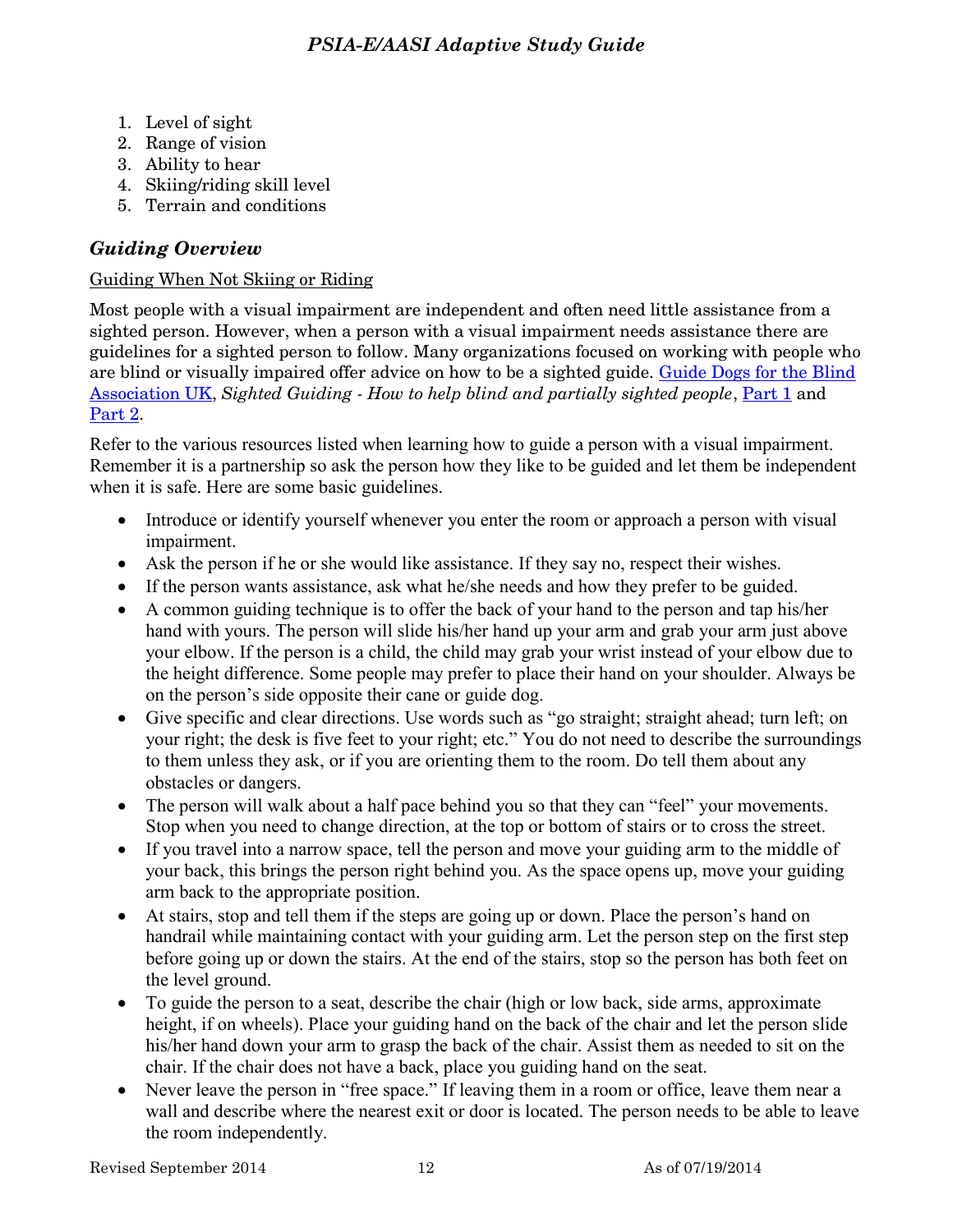1. Level of sight
2. Range of vision
3. Ability to hear
4. Skiing/riding skill level
5. Terrain and conditions

### *Guiding Overview*

Guiding When Not Skiing or Riding

Most people with a visual impairment are independent and often need little assistance from a sighted person. However, when a person with a visual impairment needs assistance there are guidelines for a sighted person to follow. Many organizations focused on working with people who are blind or visually impaired offer advice on how to be a sighted guide. Guide Dogs for the Blind Association UK, *Sighted Guiding - How to help blind and partially sighted people*, Part 1 and Part 2.

Refer to the various resources listed when learning how to guide a person with a visual impairment. Remember it is a partnership so ask the person how they like to be guided and let them be independent when it is safe. Here are some basic guidelines.

- Introduce or identify yourself whenever you enter the room or approach a person with visual impairment.
- Ask the person if he or she would like assistance. If they say no, respect their wishes.
- If the person wants assistance, ask what he/she needs and how they prefer to be guided.
- A common guiding technique is to offer the back of your hand to the person and tap his/her hand with yours. The person will slide his/her hand up your arm and grab your arm just above your elbow. If the person is a child, the child may grab your wrist instead of your elbow due to the height difference. Some people may prefer to place their hand on your shoulder. Always be on the person's side opposite their cane or guide dog.
- Give specific and clear directions. Use words such as "go straight; straight ahead; turn left; on your right; the desk is five feet to your right; etc." You do not need to describe the surroundings to them unless they ask, or if you are orienting them to the room. Do tell them about any obstacles or dangers.
- The person will walk about a half pace behind you so that they can "feel" your movements. Stop when you need to change direction, at the top or bottom of stairs or to cross the street.
- If you travel into a narrow space, tell the person and move your guiding arm to the middle of your back, this brings the person right behind you. As the space opens up, move your guiding arm back to the appropriate position.
- At stairs, stop and tell them if the steps are going up or down. Place the person's hand on handrail while maintaining contact with your guiding arm. Let the person step on the first step before going up or down the stairs. At the end of the stairs, stop so the person has both feet on the level ground.
- To guide the person to a seat, describe the chair (high or low back, side arms, approximate height, if on wheels). Place your guiding hand on the back of the chair and let the person slide his/her hand down your arm to grasp the back of the chair. Assist them as needed to sit on the chair. If the chair does not have a back, place you guiding hand on the seat.
- Never leave the person in "free space." If leaving them in a room or office, leave them near a wall and describe where the nearest exit or door is located. The person needs to be able to leave the room independently.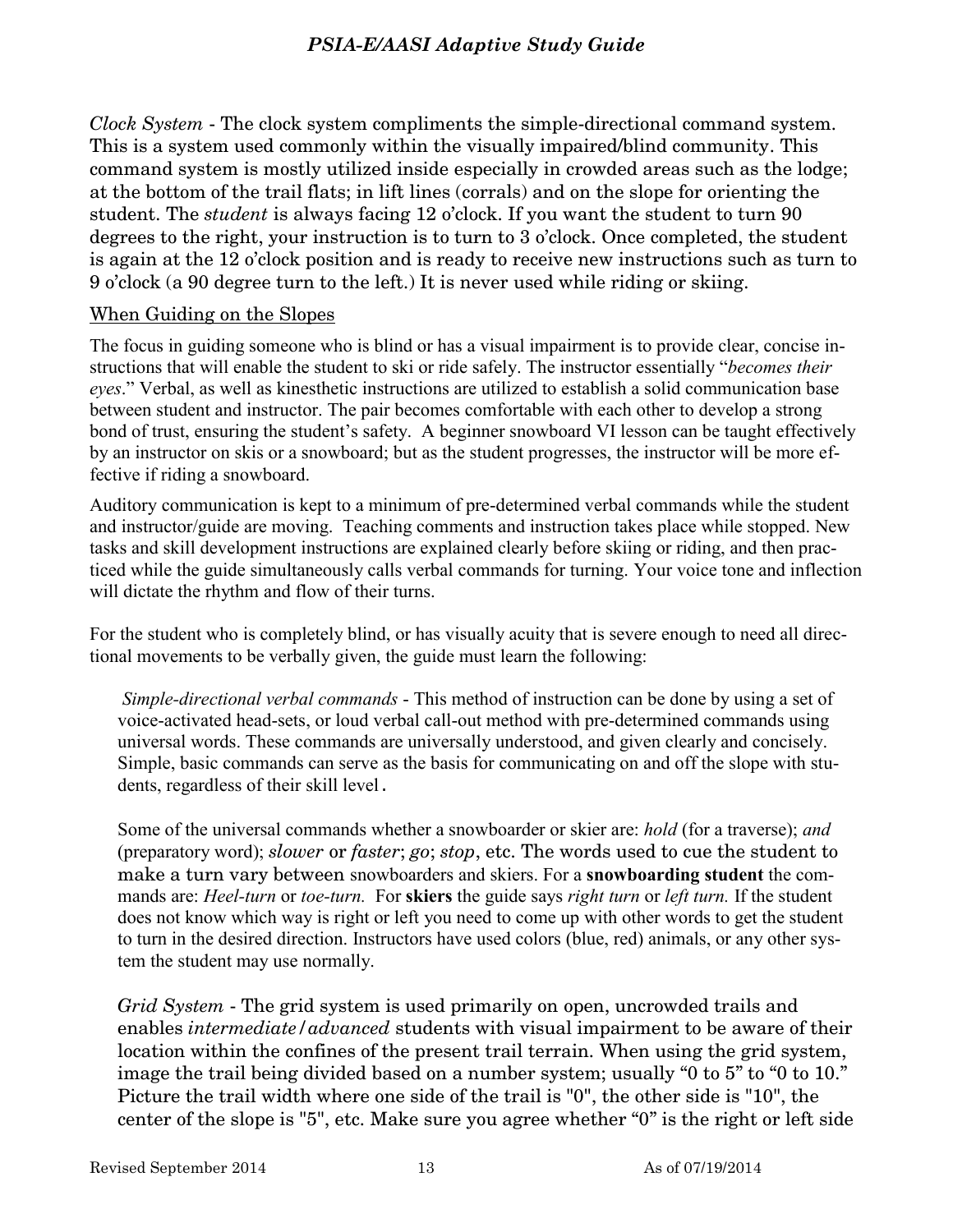*Clock System* - The clock system compliments the simple-directional command system. This is a system used commonly within the visually impaired/blind community. This command system is mostly utilized inside especially in crowded areas such as the lodge; at the bottom of the trail flats; in lift lines (corrals) and on the slope for orienting the student. The *student* is always facing 12 o'clock. If you want the student to turn 90 degrees to the right, your instruction is to turn to 3 o'clock. Once completed, the student is again at the 12 o'clock position and is ready to receive new instructions such as turn to 9 o'clock (a 90 degree turn to the left.) It is never used while riding or skiing.

When Guiding on the Slopes

The focus in guiding someone who is blind or has a visual impairment is to provide clear, concise instructions that will enable the student to ski or ride safely. The instructor essentially "*becomes their eyes*." Verbal, as well as kinesthetic instructions are utilized to establish a solid communication base between student and instructor. The pair becomes comfortable with each other to develop a strong bond of trust, ensuring the student's safety. A beginner snowboard VI lesson can be taught effectively by an instructor on skis or a snowboard; but as the student progresses, the instructor will be more effective if riding a snowboard.

Auditory communication is kept to a minimum of pre-determined verbal commands while the student and instructor/guide are moving. Teaching comments and instruction takes place while stopped. New tasks and skill development instructions are explained clearly before skiing or riding, and then practiced while the guide simultaneously calls verbal commands for turning. Your voice tone and inflection will dictate the rhythm and flow of their turns.

For the student who is completely blind, or has visually acuity that is severe enough to need all directional movements to be verbally given, the guide must learn the following:

*Simple-directional verbal commands* - This method of instruction can be done by using a set of voice-activated head-sets, or loud verbal call-out method with pre-determined commands using universal words. These commands are universally understood, and given clearly and concisely. Simple, basic commands can serve as the basis for communicating on and off the slope with students, regardless of their skill level.

Some of the universal commands whether a snowboarder or skier are: *hold* (for a traverse); *and* (preparatory word); *slower* or *faster*; *go*; *stop*, etc. The words used to cue the student to make a turn vary between snowboarders and skiers. For a **snowboarding student** the commands are: *Heel-turn* or *toe-turn.* For **skiers** the guide says *right turn* or *left turn.* If the student does not know which way is right or left you need to come up with other words to get the student to turn in the desired direction. Instructors have used colors (blue, red) animals, or any other system the student may use normally.

*Grid System* - The grid system is used primarily on open, uncrowded trails and enables *intermediate/advanced* students with visual impairment to be aware of their location within the confines of the present trail terrain. When using the grid system, image the trail being divided based on a number system; usually "0 to 5" to "0 to 10." Picture the trail width where one side of the trail is "0", the other side is "10", the center of the slope is "5", etc. Make sure you agree whether "0" is the right or left side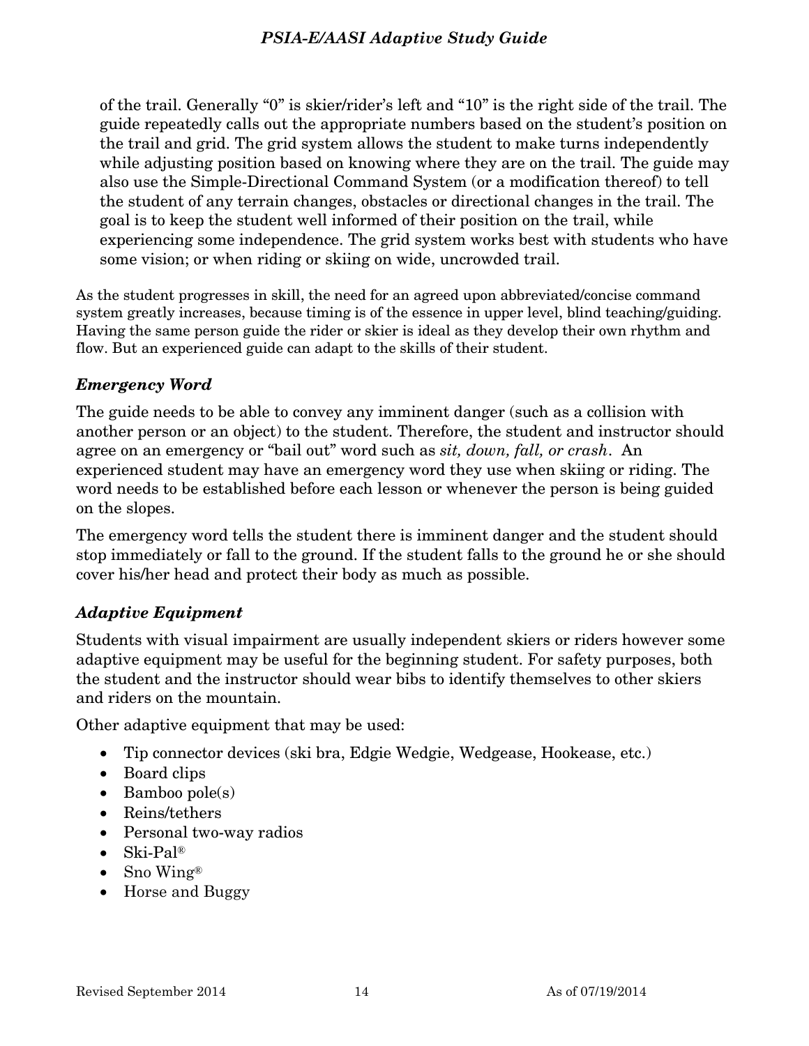of the trail. Generally "0" is skier/rider's left and "10" is the right side of the trail. The guide repeatedly calls out the appropriate numbers based on the student's position on the trail and grid. The grid system allows the student to make turns independently while adjusting position based on knowing where they are on the trail. The guide may also use the Simple-Directional Command System (or a modification thereof) to tell the student of any terrain changes, obstacles or directional changes in the trail. The goal is to keep the student well informed of their position on the trail, while experiencing some independence. The grid system works best with students who have some vision; or when riding or skiing on wide, uncrowded trail.

As the student progresses in skill, the need for an agreed upon abbreviated/concise command system greatly increases, because timing is of the essence in upper level, blind teaching/guiding. Having the same person guide the rider or skier is ideal as they develop their own rhythm and flow. But an experienced guide can adapt to the skills of their student.

### *Emergency Word*

The guide needs to be able to convey any imminent danger (such as a collision with another person or an object) to the student. Therefore, the student and instructor should agree on an emergency or "bail out" word such as *sit, down, fall, or crash*. An experienced student may have an emergency word they use when skiing or riding. The word needs to be established before each lesson or whenever the person is being guided on the slopes.

The emergency word tells the student there is imminent danger and the student should stop immediately or fall to the ground. If the student falls to the ground he or she should cover his/her head and protect their body as much as possible.

### *Adaptive Equipment*

Students with visual impairment are usually independent skiers or riders however some adaptive equipment may be useful for the beginning student. For safety purposes, both the student and the instructor should wear bibs to identify themselves to other skiers and riders on the mountain.

Other adaptive equipment that may be used:

- Tip connector devices (ski bra, Edgie Wedgie, Wedgease, Hookease, etc.)
- Board clips
- Bamboo pole(s)
- Reins/tethers
- Personal two-way radios
- Ski-Pal®
- Sno Wing®
- Horse and Buggy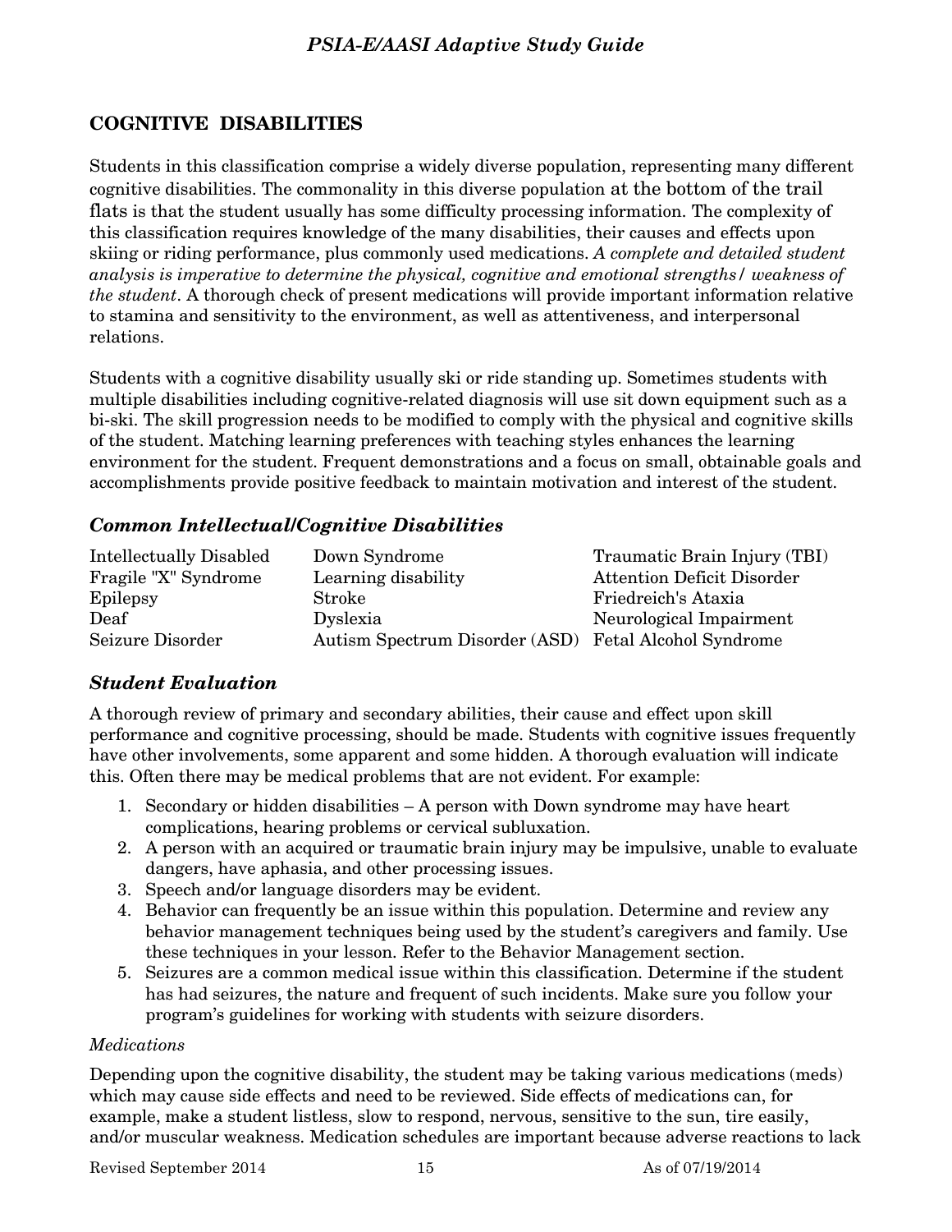## COGNITIVE DISABILITIES

Students in this classification comprise a widely diverse population, representing many different cognitive disabilities. The commonality in this diverse population at the bottom of the trail flats is that the student usually has some difficulty processing information. The complexity of this classification requires knowledge of the many disabilities, their causes and effects upon skiing or riding performance, plus commonly used medications. *A complete and detailed student analysis is imperative to determine the physical, cognitive and emotional strengths/ weakness of the student*. A thorough check of present medications will provide important information relative to stamina and sensitivity to the environment, as well as attentiveness, and interpersonal relations.

Students with a cognitive disability usually ski or ride standing up. Sometimes students with multiple disabilities including cognitive-related diagnosis will use sit down equipment such as a bi-ski. The skill progression needs to be modified to comply with the physical and cognitive skills of the student. Matching learning preferences with teaching styles enhances the learning environment for the student. Frequent demonstrations and a focus on small, obtainable goals and accomplishments provide positive feedback to maintain motivation and interest of the student.

### *Common Intellectual/Cognitive Disabilities*

| | | |
|---|---|---|
| Intellectually Disabled | Down Syndrome | Traumatic Brain Injury (TBI) |
| Fragile "X" Syndrome | Learning disability | Attention Deficit Disorder |
| Epilepsy | Stroke | Friedreich's Ataxia |
| Deaf | Dyslexia | Neurological Impairment |
| Seizure Disorder | Autism Spectrum Disorder (ASD) | Fetal Alcohol Syndrome |

### *Student Evaluation*

A thorough review of primary and secondary abilities, their cause and effect upon skill performance and cognitive processing, should be made. Students with cognitive issues frequently have other involvements, some apparent and some hidden. A thorough evaluation will indicate this. Often there may be medical problems that are not evident. For example:

1. Secondary or hidden disabilities – A person with Down syndrome may have heart complications, hearing problems or cervical subluxation.
2. A person with an acquired or traumatic brain injury may be impulsive, unable to evaluate dangers, have aphasia, and other processing issues.
3. Speech and/or language disorders may be evident.
4. Behavior can frequently be an issue within this population. Determine and review any behavior management techniques being used by the student's caregivers and family. Use these techniques in your lesson. Refer to the Behavior Management section.
5. Seizures are a common medical issue within this classification. Determine if the student has had seizures, the nature and frequent of such incidents. Make sure you follow your program's guidelines for working with students with seizure disorders.

*Medications*

Depending upon the cognitive disability, the student may be taking various medications (meds) which may cause side effects and need to be reviewed. Side effects of medications can, for example, make a student listless, slow to respond, nervous, sensitive to the sun, tire easily, and/or muscular weakness. Medication schedules are important because adverse reactions to lack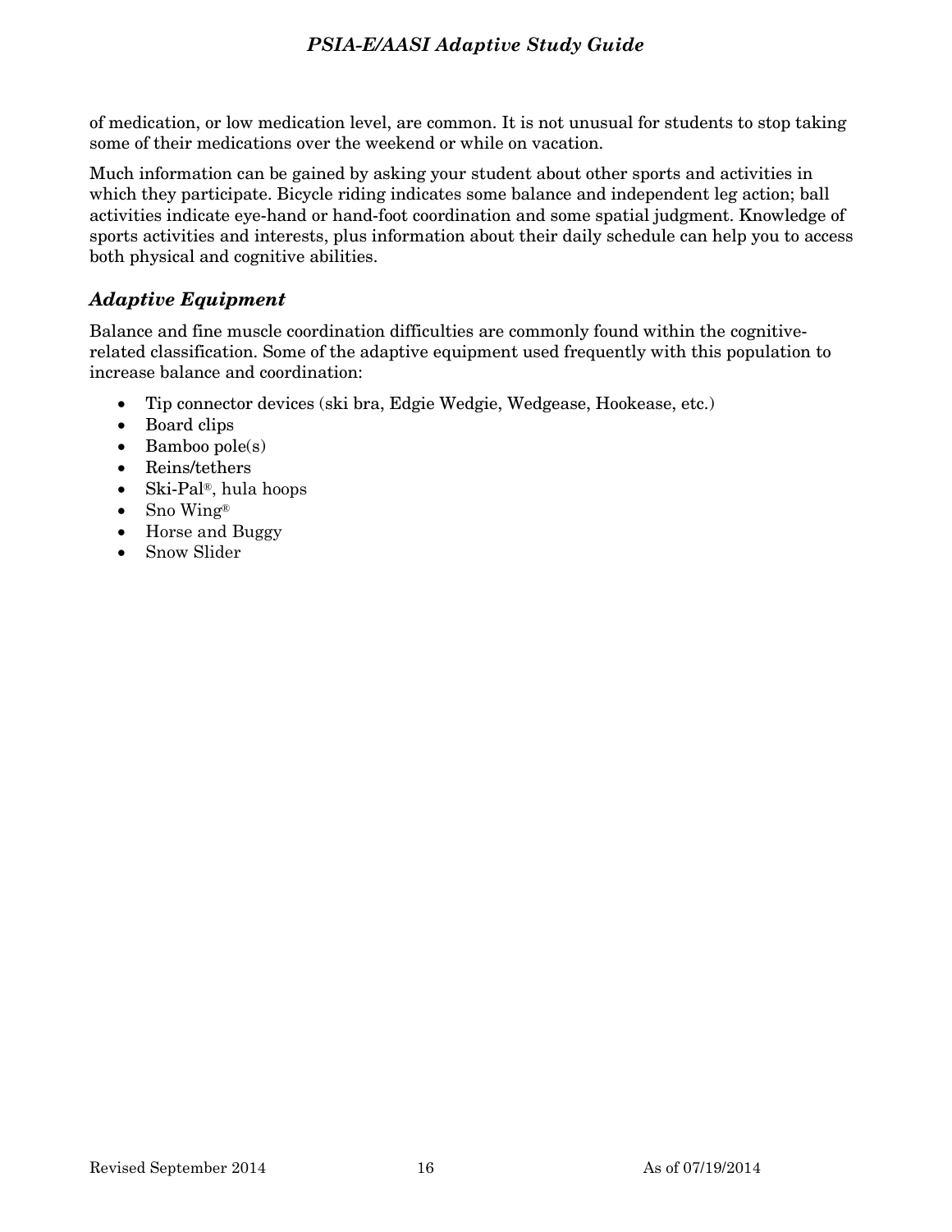of medication, or low medication level, are common. It is not unusual for students to stop taking some of their medications over the weekend or while on vacation.

Much information can be gained by asking your student about other sports and activities in which they participate. Bicycle riding indicates some balance and independent leg action; ball activities indicate eye-hand or hand-foot coordination and some spatial judgment. Knowledge of sports activities and interests, plus information about their daily schedule can help you to access both physical and cognitive abilities.

### *Adaptive Equipment*

Balance and fine muscle coordination difficulties are commonly found within the cognitive-related classification. Some of the adaptive equipment used frequently with this population to increase balance and coordination:

- Tip connector devices (ski bra, Edgie Wedgie, Wedgease, Hookease, etc.)
- Board clips
- Bamboo pole(s)
- Reins/tethers
- Ski-Pal®, hula hoops
- Sno Wing®
- Horse and Buggy
- Snow Slider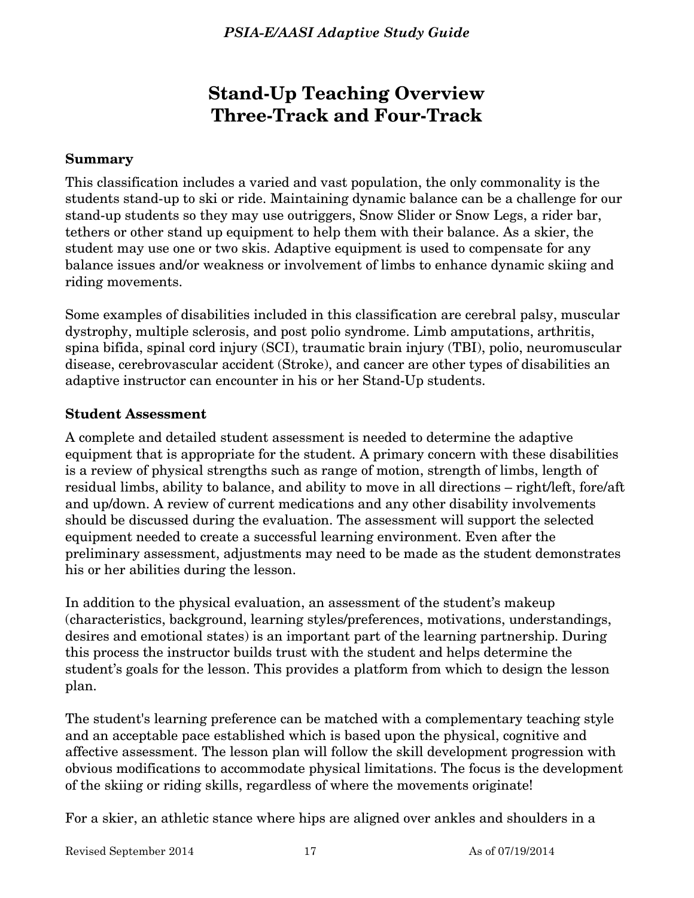# Stand-Up Teaching Overview Three-Track and Four-Track

### Summary

This classification includes a varied and vast population, the only commonality is the students stand-up to ski or ride. Maintaining dynamic balance can be a challenge for our stand-up students so they may use outriggers, Snow Slider or Snow Legs, a rider bar, tethers or other stand up equipment to help them with their balance. As a skier, the student may use one or two skis. Adaptive equipment is used to compensate for any balance issues and/or weakness or involvement of limbs to enhance dynamic skiing and riding movements.

Some examples of disabilities included in this classification are cerebral palsy, muscular dystrophy, multiple sclerosis, and post polio syndrome. Limb amputations, arthritis, spina bifida, spinal cord injury (SCI), traumatic brain injury (TBI), polio, neuromuscular disease, cerebrovascular accident (Stroke), and cancer are other types of disabilities an adaptive instructor can encounter in his or her Stand-Up students.

### Student Assessment

A complete and detailed student assessment is needed to determine the adaptive equipment that is appropriate for the student. A primary concern with these disabilities is a review of physical strengths such as range of motion, strength of limbs, length of residual limbs, ability to balance, and ability to move in all directions – right/left, fore/aft and up/down. A review of current medications and any other disability involvements should be discussed during the evaluation. The assessment will support the selected equipment needed to create a successful learning environment. Even after the preliminary assessment, adjustments may need to be made as the student demonstrates his or her abilities during the lesson.

In addition to the physical evaluation, an assessment of the student's makeup (characteristics, background, learning styles/preferences, motivations, understandings, desires and emotional states) is an important part of the learning partnership. During this process the instructor builds trust with the student and helps determine the student's goals for the lesson. This provides a platform from which to design the lesson plan.

The student's learning preference can be matched with a complementary teaching style and an acceptable pace established which is based upon the physical, cognitive and affective assessment. The lesson plan will follow the skill development progression with obvious modifications to accommodate physical limitations. The focus is the development of the skiing or riding skills, regardless of where the movements originate!

For a skier, an athletic stance where hips are aligned over ankles and shoulders in a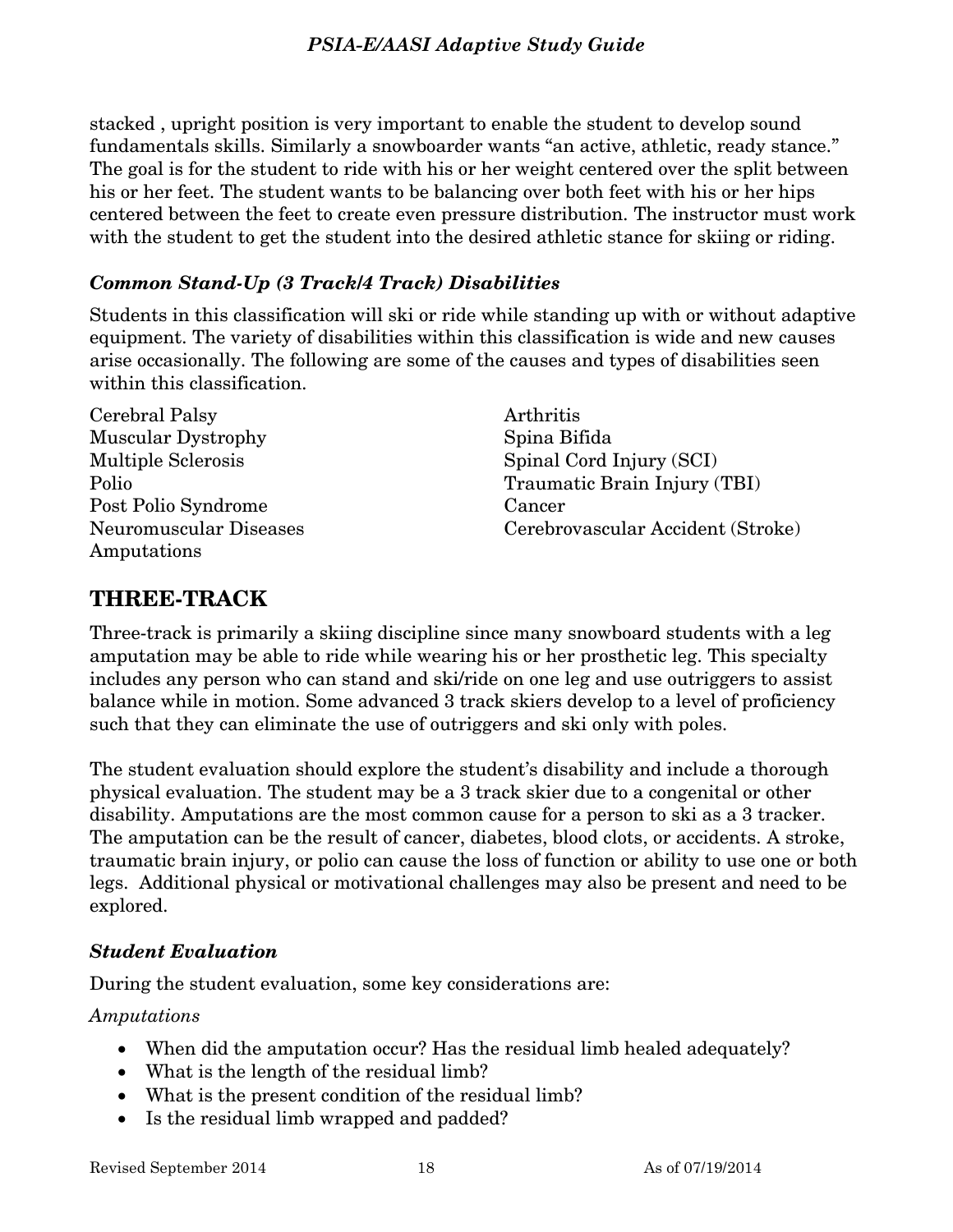stacked , upright position is very important to enable the student to develop sound fundamentals skills. Similarly a snowboarder wants “an active, athletic, ready stance.” The goal is for the student to ride with his or her weight centered over the split between his or her feet. The student wants to be balancing over both feet with his or her hips centered between the feet to create even pressure distribution. The instructor must work with the student to get the student into the desired athletic stance for skiing or riding.

### *Common Stand-Up (3 Track/4 Track) Disabilities*

Students in this classification will ski or ride while standing up with or without adaptive equipment. The variety of disabilities within this classification is wide and new causes arise occasionally. The following are some of the causes and types of disabilities seen within this classification.

Cerebral Palsy
Muscular Dystrophy
Multiple Sclerosis
Polio
Post Polio Syndrome
Neuromuscular Diseases
Amputations
Arthritis
Spina Bifida
Spinal Cord Injury (SCI)
Traumatic Brain Injury (TBI)
Cancer
Cerebrovascular Accident (Stroke)

## THREE-TRACK

Three-track is primarily a skiing discipline since many snowboard students with a leg amputation may be able to ride while wearing his or her prosthetic leg. This specialty includes any person who can stand and ski/ride on one leg and use outriggers to assist balance while in motion. Some advanced 3 track skiers develop to a level of proficiency such that they can eliminate the use of outriggers and ski only with poles.

The student evaluation should explore the student’s disability and include a thorough physical evaluation. The student may be a 3 track skier due to a congenital or other disability. Amputations are the most common cause for a person to ski as a 3 tracker. The amputation can be the result of cancer, diabetes, blood clots, or accidents. A stroke, traumatic brain injury, or polio can cause the loss of function or ability to use one or both legs. Additional physical or motivational challenges may also be present and need to be explored.

### *Student Evaluation*

During the student evaluation, some key considerations are:

*Amputations*

- When did the amputation occur? Has the residual limb healed adequately?
- What is the length of the residual limb?
- What is the present condition of the residual limb?
- Is the residual limb wrapped and padded?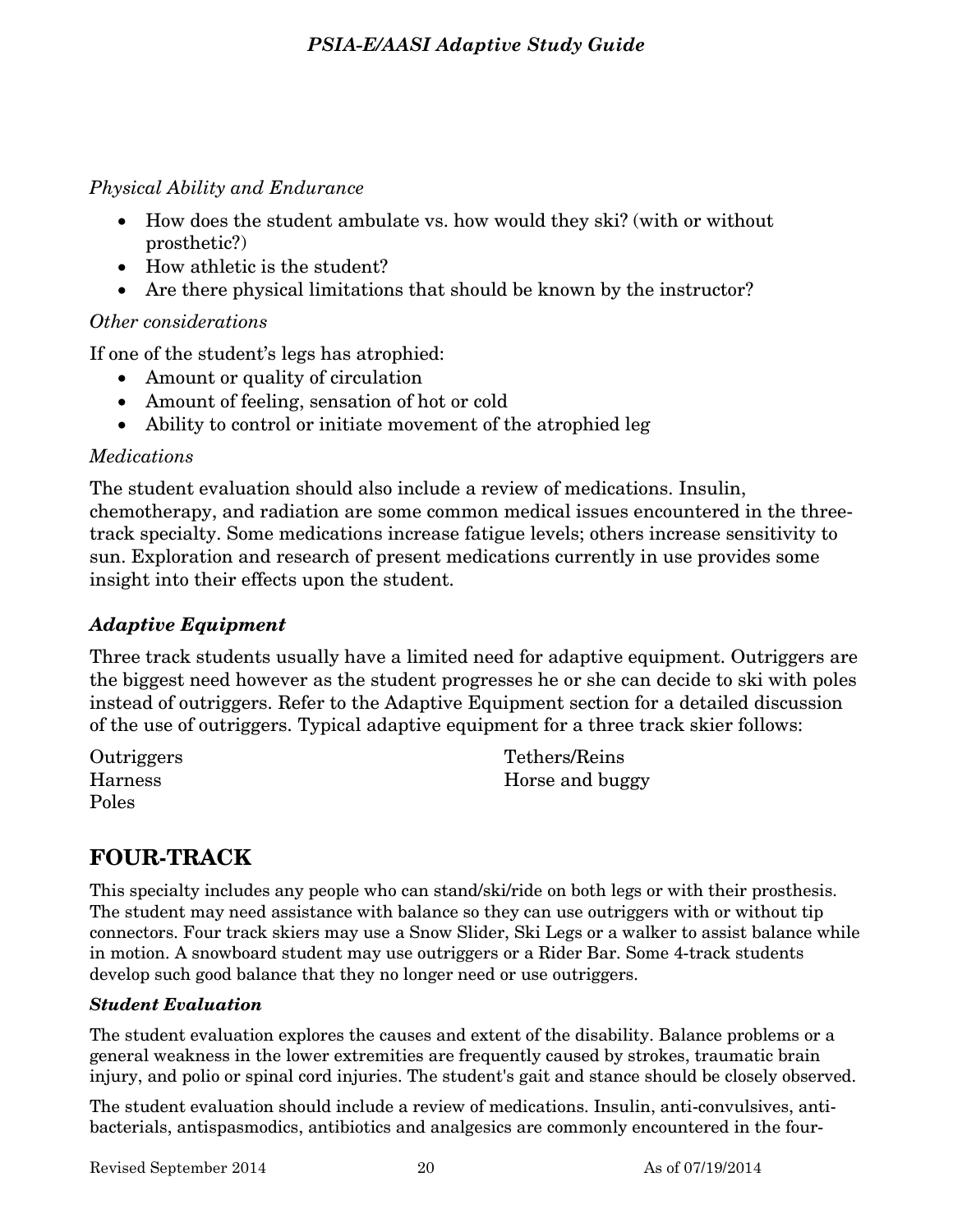*Physical Ability and Endurance*

- How does the student ambulate vs. how would they ski? (with or without prosthetic?)
- How athletic is the student?
- Are there physical limitations that should be known by the instructor?

*Other considerations*

If one of the student's legs has atrophied:

- Amount or quality of circulation
- Amount of feeling, sensation of hot or cold
- Ability to control or initiate movement of the atrophied leg

*Medications*

The student evaluation should also include a review of medications. Insulin, chemotherapy, and radiation are some common medical issues encountered in the three-track specialty. Some medications increase fatigue levels; others increase sensitivity to sun. Exploration and research of present medications currently in use provides some insight into their effects upon the student.

### *Adaptive Equipment*

Three track students usually have a limited need for adaptive equipment. Outriggers are the biggest need however as the student progresses he or she can decide to ski with poles instead of outriggers. Refer to the Adaptive Equipment section for a detailed discussion of the use of outriggers. Typical adaptive equipment for a three track skier follows:

Outriggers
Harness
Poles
Tethers/Reins
Horse and buggy

## FOUR-TRACK

This specialty includes any people who can stand/ski/ride on both legs or with their prosthesis. The student may need assistance with balance so they can use outriggers with or without tip connectors. Four track skiers may use a Snow Slider, Ski Legs or a walker to assist balance while in motion. A snowboard student may use outriggers or a Rider Bar. Some 4-track students develop such good balance that they no longer need or use outriggers.

### *Student Evaluation*

The student evaluation explores the causes and extent of the disability. Balance problems or a general weakness in the lower extremities are frequently caused by strokes, traumatic brain injury, and polio or spinal cord injuries. The student's gait and stance should be closely observed.

The student evaluation should include a review of medications. Insulin, anti-convulsives, anti-bacterials, antispasmodics, antibiotics and analgesics are commonly encountered in the four-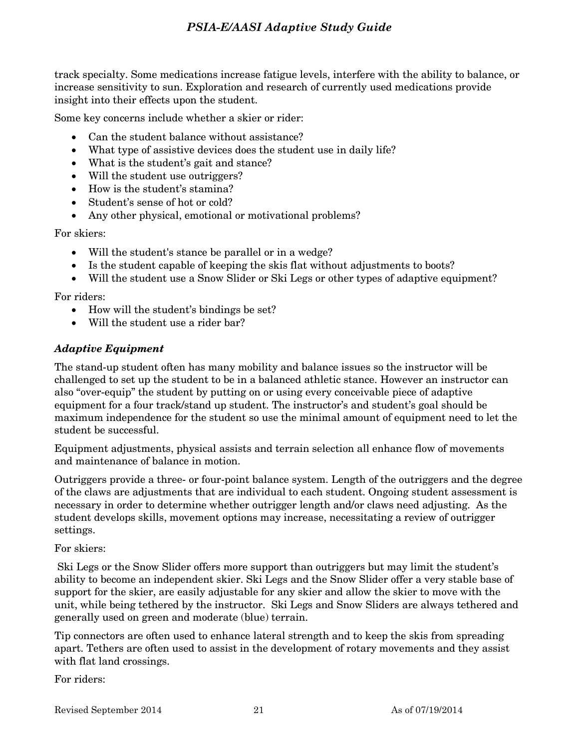track specialty. Some medications increase fatigue levels, interfere with the ability to balance, or increase sensitivity to sun. Exploration and research of currently used medications provide insight into their effects upon the student.

Some key concerns include whether a skier or rider:

- Can the student balance without assistance?
- What type of assistive devices does the student use in daily life?
- What is the student's gait and stance?
- Will the student use outriggers?
- How is the student's stamina?
- Student's sense of hot or cold?
- Any other physical, emotional or motivational problems?

For skiers:

- Will the student's stance be parallel or in a wedge?
- Is the student capable of keeping the skis flat without adjustments to boots?
- Will the student use a Snow Slider or Ski Legs or other types of adaptive equipment?

For riders:

- How will the student's bindings be set?
- Will the student use a rider bar?

### *Adaptive Equipment*

The stand-up student often has many mobility and balance issues so the instructor will be challenged to set up the student to be in a balanced athletic stance. However an instructor can also "over-equip" the student by putting on or using every conceivable piece of adaptive equipment for a four track/stand up student. The instructor's and student's goal should be maximum independence for the student so use the minimal amount of equipment need to let the student be successful.

Equipment adjustments, physical assists and terrain selection all enhance flow of movements and maintenance of balance in motion.

Outriggers provide a three- or four-point balance system. Length of the outriggers and the degree of the claws are adjustments that are individual to each student. Ongoing student assessment is necessary in order to determine whether outrigger length and/or claws need adjusting. As the student develops skills, movement options may increase, necessitating a review of outrigger settings.

For skiers:

Ski Legs or the Snow Slider offers more support than outriggers but may limit the student's ability to become an independent skier. Ski Legs and the Snow Slider offer a very stable base of support for the skier, are easily adjustable for any skier and allow the skier to move with the unit, while being tethered by the instructor. Ski Legs and Snow Sliders are always tethered and generally used on green and moderate (blue) terrain.

Tip connectors are often used to enhance lateral strength and to keep the skis from spreading apart. Tethers are often used to assist in the development of rotary movements and they assist with flat land crossings.

For riders: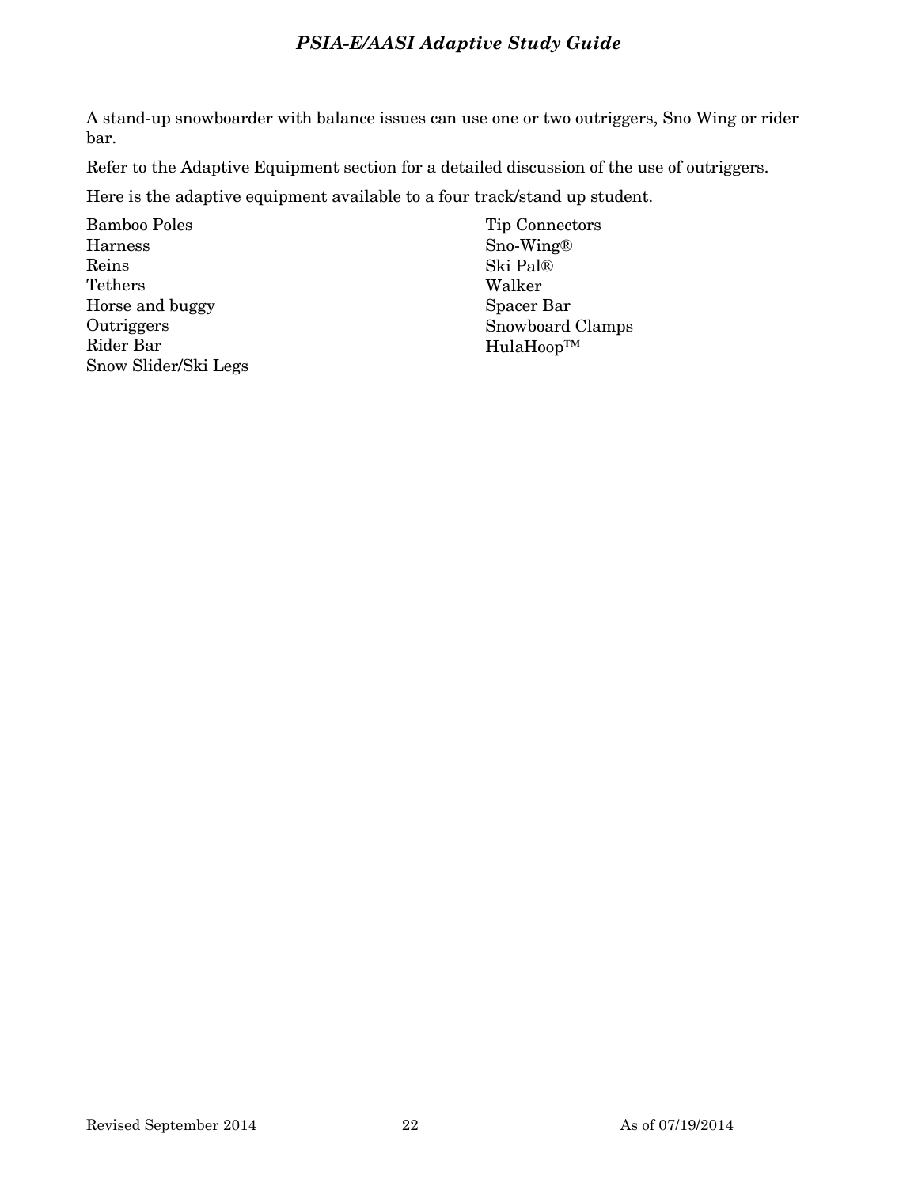A stand-up snowboarder with balance issues can use one or two outriggers, Sno Wing or rider bar.

Refer to the Adaptive Equipment section for a detailed discussion of the use of outriggers.

Here is the adaptive equipment available to a four track/stand up student.

Bamboo Poles
Harness
Reins
Tethers
Horse and buggy
Outriggers
Rider Bar
Snow Slider/Ski Legs
Tip Connectors
Sno-Wing®
Ski Pal®
Walker
Spacer Bar
Snowboard Clamps
HulaHoop™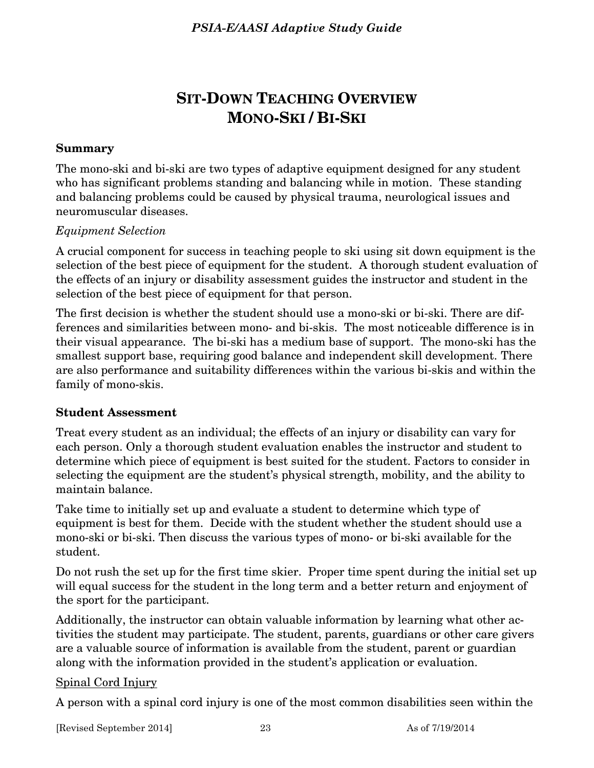# Sit-Down Teaching Overview
# Mono-Ski / Bi-Ski

**Summary**

The mono-ski and bi-ski are two types of adaptive equipment designed for any student who has significant problems standing and balancing while in motion. These standing and balancing problems could be caused by physical trauma, neurological issues and neuromuscular diseases.

*Equipment Selection*

A crucial component for success in teaching people to ski using sit down equipment is the selection of the best piece of equipment for the student. A thorough student evaluation of the effects of an injury or disability assessment guides the instructor and student in the selection of the best piece of equipment for that person.

The first decision is whether the student should use a mono-ski or bi-ski. There are differences and similarities between mono- and bi-skis. The most noticeable difference is in their visual appearance. The bi-ski has a medium base of support. The mono-ski has the smallest support base, requiring good balance and independent skill development. There are also performance and suitability differences within the various bi-skis and within the family of mono-skis.

**Student Assessment**

Treat every student as an individual; the effects of an injury or disability can vary for each person. Only a thorough student evaluation enables the instructor and student to determine which piece of equipment is best suited for the student. Factors to consider in selecting the equipment are the student's physical strength, mobility, and the ability to maintain balance.

Take time to initially set up and evaluate a student to determine which type of equipment is best for them. Decide with the student whether the student should use a mono-ski or bi-ski. Then discuss the various types of mono- or bi-ski available for the student.

Do not rush the set up for the first time skier. Proper time spent during the initial set up will equal success for the student in the long term and a better return and enjoyment of the sport for the participant.

Additionally, the instructor can obtain valuable information by learning what other activities the student may participate. The student, parents, guardians or other care givers are a valuable source of information is available from the student, parent or guardian along with the information provided in the student's application or evaluation.

<u>Spinal Cord Injury</u>

A person with a spinal cord injury is one of the most common disabilities seen within the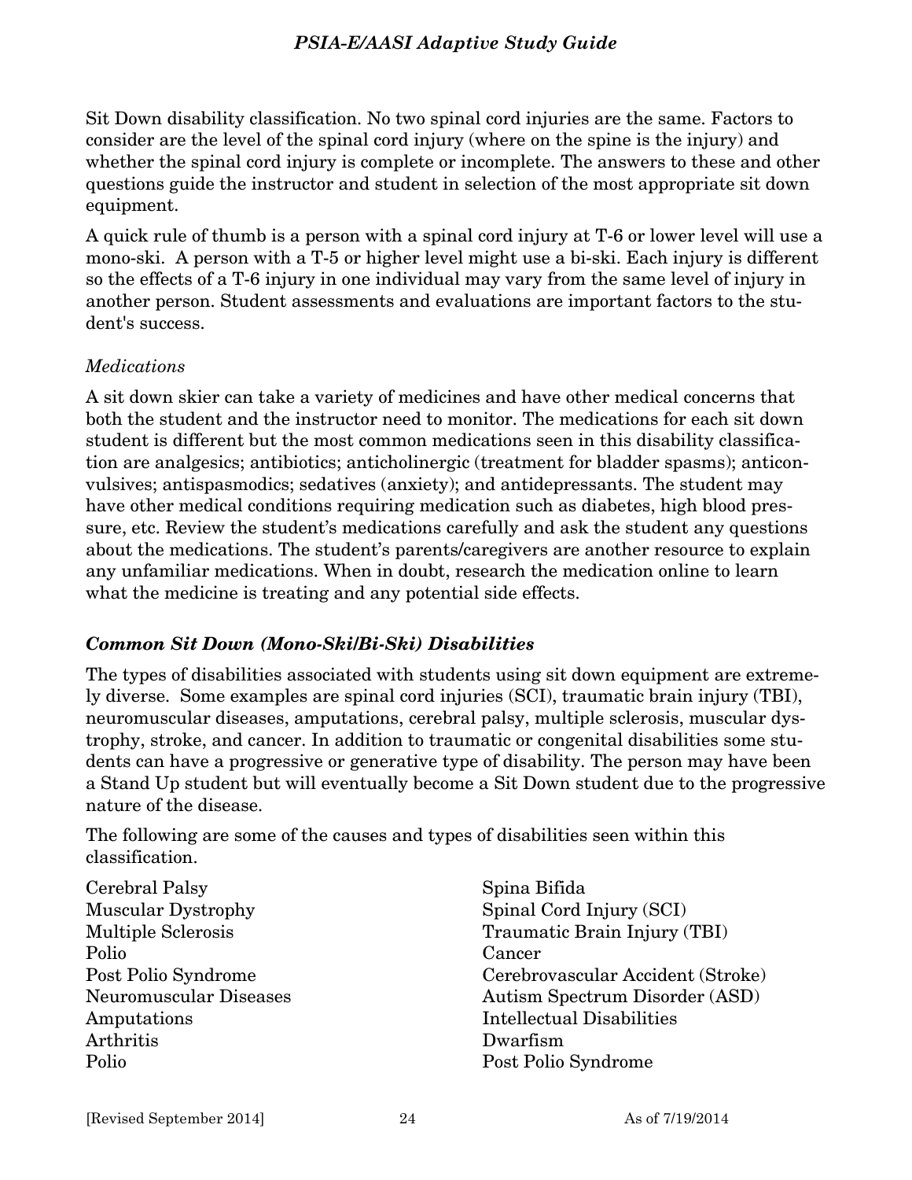Sit Down disability classification. No two spinal cord injuries are the same. Factors to consider are the level of the spinal cord injury (where on the spine is the injury) and whether the spinal cord injury is complete or incomplete. The answers to these and other questions guide the instructor and student in selection of the most appropriate sit down equipment.

A quick rule of thumb is a person with a spinal cord injury at T-6 or lower level will use a mono-ski. A person with a T-5 or higher level might use a bi-ski. Each injury is different so the effects of a T-6 injury in one individual may vary from the same level of injury in another person. Student assessments and evaluations are important factors to the student's success.

*Medications*

A sit down skier can take a variety of medicines and have other medical concerns that both the student and the instructor need to monitor. The medications for each sit down student is different but the most common medications seen in this disability classification are analgesics; antibiotics; anticholinergic (treatment for bladder spasms); anticonvulsives; antispasmodics; sedatives (anxiety); and antidepressants. The student may have other medical conditions requiring medication such as diabetes, high blood pressure, etc. Review the student's medications carefully and ask the student any questions about the medications. The student's parents/caregivers are another resource to explain any unfamiliar medications. When in doubt, research the medication online to learn what the medicine is treating and any potential side effects.

### *Common Sit Down (Mono-Ski/Bi-Ski) Disabilities*

The types of disabilities associated with students using sit down equipment are extremely diverse. Some examples are spinal cord injuries (SCI), traumatic brain injury (TBI), neuromuscular diseases, amputations, cerebral palsy, multiple sclerosis, muscular dystrophy, stroke, and cancer. In addition to traumatic or congenital disabilities some students can have a progressive or generative type of disability. The person may have been a Stand Up student but will eventually become a Sit Down student due to the progressive nature of the disease.

The following are some of the causes and types of disabilities seen within this classification.

Cerebral Palsy
Muscular Dystrophy
Multiple Sclerosis
Polio
Post Polio Syndrome
Neuromuscular Diseases
Amputations
Arthritis
Polio
Spina Bifida
Spinal Cord Injury (SCI)
Traumatic Brain Injury (TBI)
Cancer
Cerebrovascular Accident (Stroke)
Autism Spectrum Disorder (ASD)
Intellectual Disabilities
Dwarfism
Post Polio Syndrome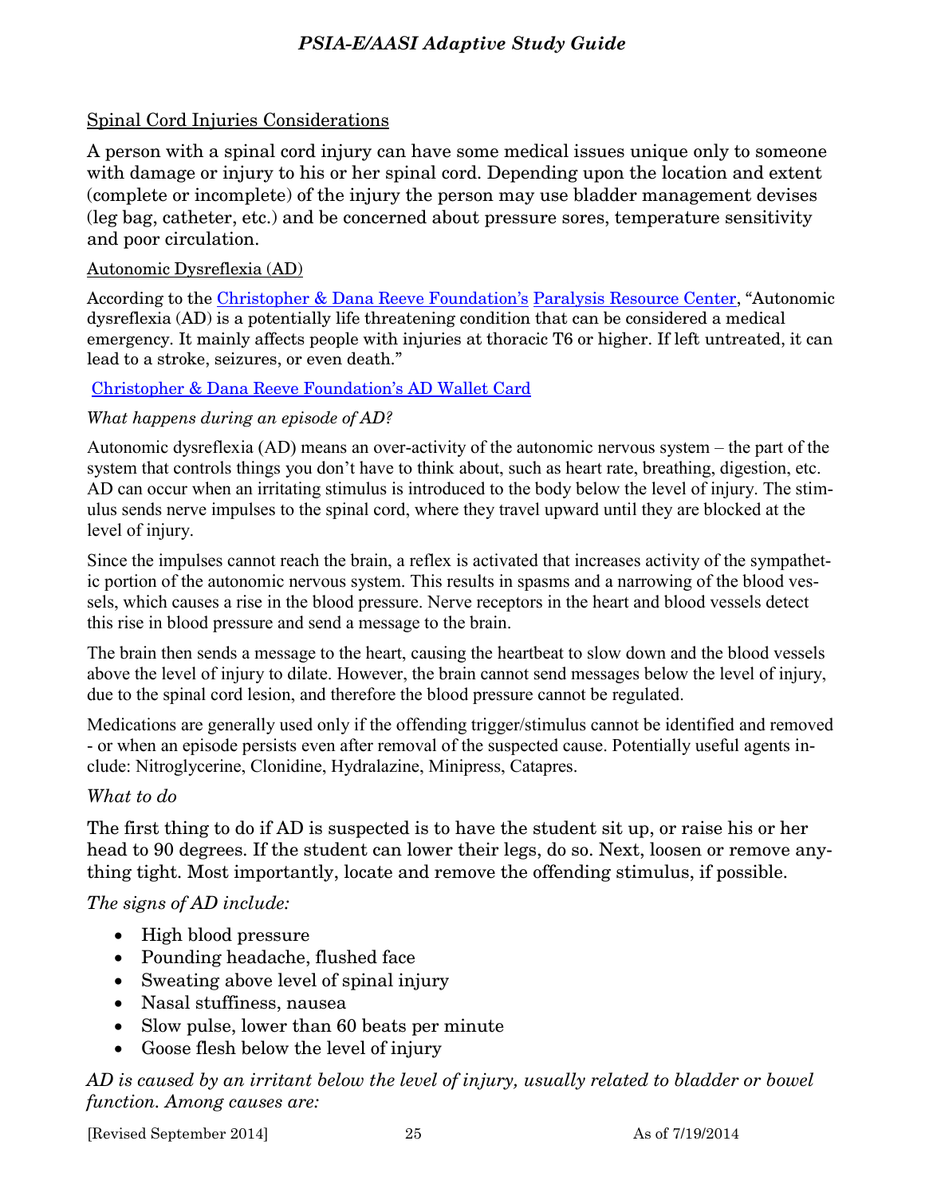## Spinal Cord Injuries Considerations

A person with a spinal cord injury can have some medical issues unique only to someone with damage or injury to his or her spinal cord. Depending upon the location and extent (complete or incomplete) of the injury the person may use bladder management devises (leg bag, catheter, etc.) and be concerned about pressure sores, temperature sensitivity and poor circulation.

### Autonomic Dysreflexia (AD)

According to the [Christopher & Dana Reeve Foundation's](#) [Paralysis Resource Center](#), "Autonomic dysreflexia (AD) is a potentially life threatening condition that can be considered a medical emergency. It mainly affects people with injuries at thoracic T6 or higher. If left untreated, it can lead to a stroke, seizures, or even death."

[Christopher & Dana Reeve Foundation's AD Wallet Card](#)

*What happens during an episode of AD?*

Autonomic dysreflexia (AD) means an over-activity of the autonomic nervous system – the part of the system that controls things you don't have to think about, such as heart rate, breathing, digestion, etc. AD can occur when an irritating stimulus is introduced to the body below the level of injury. The stimulus sends nerve impulses to the spinal cord, where they travel upward until they are blocked at the level of injury.

Since the impulses cannot reach the brain, a reflex is activated that increases activity of the sympathetic portion of the autonomic nervous system. This results in spasms and a narrowing of the blood vessels, which causes a rise in the blood pressure. Nerve receptors in the heart and blood vessels detect this rise in blood pressure and send a message to the brain.

The brain then sends a message to the heart, causing the heartbeat to slow down and the blood vessels above the level of injury to dilate. However, the brain cannot send messages below the level of injury, due to the spinal cord lesion, and therefore the blood pressure cannot be regulated.

Medications are generally used only if the offending trigger/stimulus cannot be identified and removed - or when an episode persists even after removal of the suspected cause. Potentially useful agents include: Nitroglycerine, Clonidine, Hydralazine, Minipress, Catapres.

*What to do*

The first thing to do if AD is suspected is to have the student sit up, or raise his or her head to 90 degrees. If the student can lower their legs, do so. Next, loosen or remove anything tight. Most importantly, locate and remove the offending stimulus, if possible.

*The signs of AD include:*

- High blood pressure
- Pounding headache, flushed face
- Sweating above level of spinal injury
- Nasal stuffiness, nausea
- Slow pulse, lower than 60 beats per minute
- Goose flesh below the level of injury

*AD is caused by an irritant below the level of injury, usually related to bladder or bowel function. Among causes are:*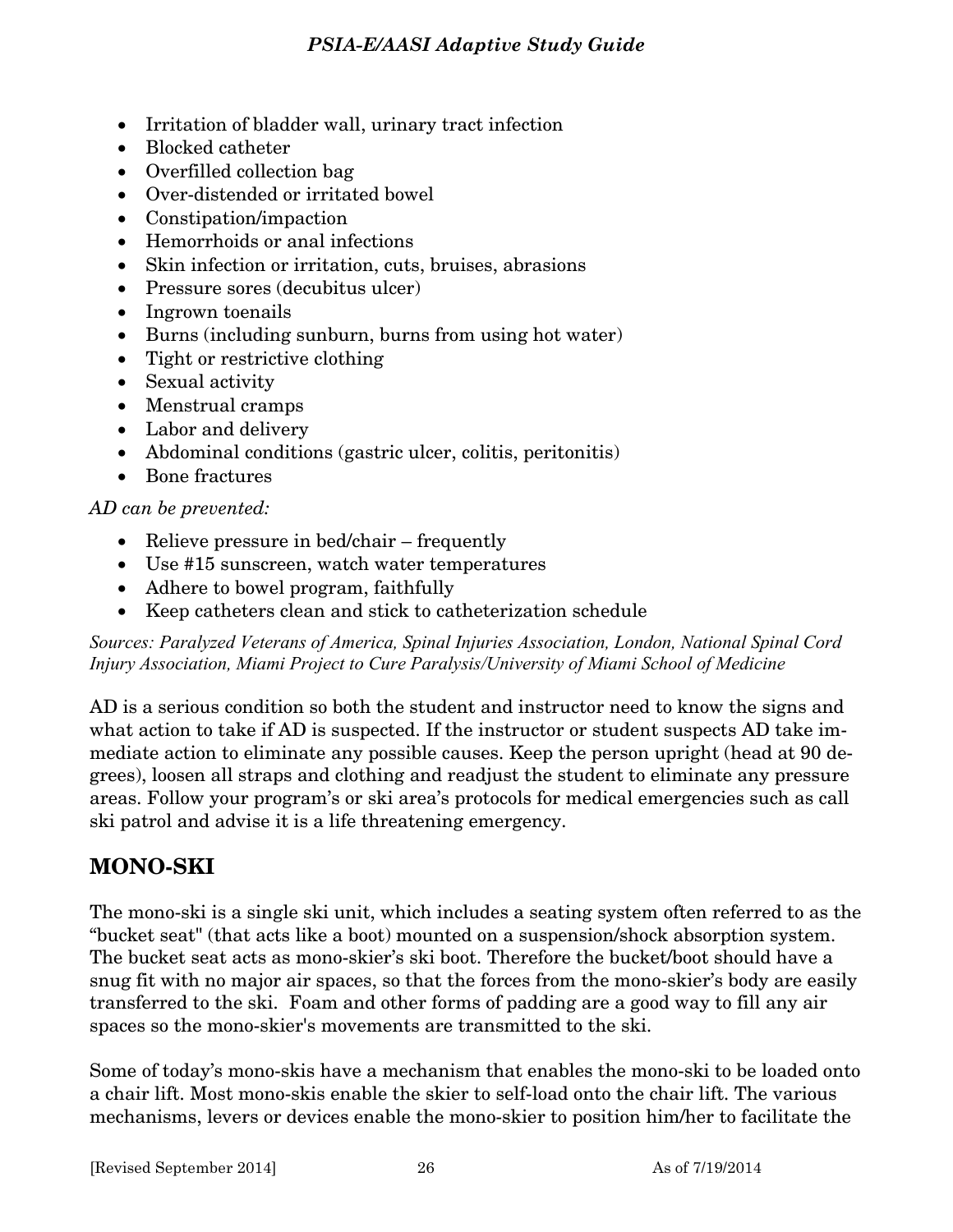- Irritation of bladder wall, urinary tract infection
- Blocked catheter
- Overfilled collection bag
- Over-distended or irritated bowel
- Constipation/impaction
- Hemorrhoids or anal infections
- Skin infection or irritation, cuts, bruises, abrasions
- Pressure sores (decubitus ulcer)
- Ingrown toenails
- Burns (including sunburn, burns from using hot water)
- Tight or restrictive clothing
- Sexual activity
- Menstrual cramps
- Labor and delivery
- Abdominal conditions (gastric ulcer, colitis, peritonitis)
- Bone fractures

*AD can be prevented:*

- Relieve pressure in bed/chair – frequently
- Use #15 sunscreen, watch water temperatures
- Adhere to bowel program, faithfully
- Keep catheters clean and stick to catheterization schedule

*Sources: Paralyzed Veterans of America, Spinal Injuries Association, London, National Spinal Cord Injury Association, Miami Project to Cure Paralysis/University of Miami School of Medicine*

AD is a serious condition so both the student and instructor need to know the signs and what action to take if AD is suspected. If the instructor or student suspects AD take immediate action to eliminate any possible causes. Keep the person upright (head at 90 degrees), loosen all straps and clothing and readjust the student to eliminate any pressure areas. Follow your program's or ski area's protocols for medical emergencies such as call ski patrol and advise it is a life threatening emergency.

## MONO-SKI

The mono-ski is a single ski unit, which includes a seating system often referred to as the "bucket seat" (that acts like a boot) mounted on a suspension/shock absorption system. The bucket seat acts as mono-skier's ski boot. Therefore the bucket/boot should have a snug fit with no major air spaces, so that the forces from the mono-skier's body are easily transferred to the ski. Foam and other forms of padding are a good way to fill any air spaces so the mono-skier's movements are transmitted to the ski.

Some of today's mono-skis have a mechanism that enables the mono-ski to be loaded onto a chair lift. Most mono-skis enable the skier to self-load onto the chair lift. The various mechanisms, levers or devices enable the mono-skier to position him/her to facilitate the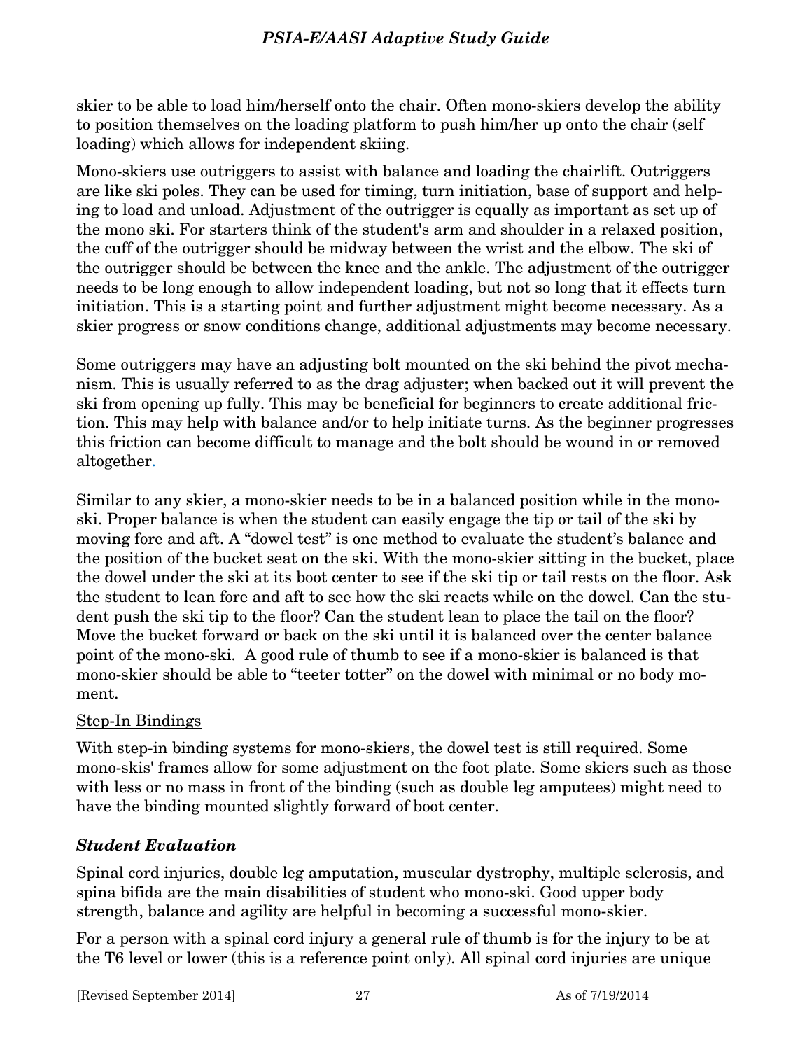skier to be able to load him/herself onto the chair. Often mono-skiers develop the ability to position themselves on the loading platform to push him/her up onto the chair (self loading) which allows for independent skiing.

Mono-skiers use outriggers to assist with balance and loading the chairlift. Outriggers are like ski poles. They can be used for timing, turn initiation, base of support and helping to load and unload. Adjustment of the outrigger is equally as important as set up of the mono ski. For starters think of the student's arm and shoulder in a relaxed position, the cuff of the outrigger should be midway between the wrist and the elbow. The ski of the outrigger should be between the knee and the ankle. The adjustment of the outrigger needs to be long enough to allow independent loading, but not so long that it effects turn initiation. This is a starting point and further adjustment might become necessary. As a skier progress or snow conditions change, additional adjustments may become necessary.

Some outriggers may have an adjusting bolt mounted on the ski behind the pivot mechanism. This is usually referred to as the drag adjuster; when backed out it will prevent the ski from opening up fully. This may be beneficial for beginners to create additional friction. This may help with balance and/or to help initiate turns. As the beginner progresses this friction can become difficult to manage and the bolt should be wound in or removed altogether.

Similar to any skier, a mono-skier needs to be in a balanced position while in the mono-ski. Proper balance is when the student can easily engage the tip or tail of the ski by moving fore and aft. A "dowel test" is one method to evaluate the student's balance and the position of the bucket seat on the ski. With the mono-skier sitting in the bucket, place the dowel under the ski at its boot center to see if the ski tip or tail rests on the floor. Ask the student to lean fore and aft to see how the ski reacts while on the dowel. Can the student push the ski tip to the floor? Can the student lean to place the tail on the floor? Move the bucket forward or back on the ski until it is balanced over the center balance point of the mono-ski. A good rule of thumb to see if a mono-skier is balanced is that mono-skier should be able to "teeter totter" on the dowel with minimal or no body moment.

<u>Step-In Bindings</u>

With step-in binding systems for mono-skiers, the dowel test is still required. Some mono-skis' frames allow for some adjustment on the foot plate. Some skiers such as those with less or no mass in front of the binding (such as double leg amputees) might need to have the binding mounted slightly forward of boot center.

### *Student Evaluation*

Spinal cord injuries, double leg amputation, muscular dystrophy, multiple sclerosis, and spina bifida are the main disabilities of student who mono-ski. Good upper body strength, balance and agility are helpful in becoming a successful mono-skier.

For a person with a spinal cord injury a general rule of thumb is for the injury to be at the T6 level or lower (this is a reference point only). All spinal cord injuries are unique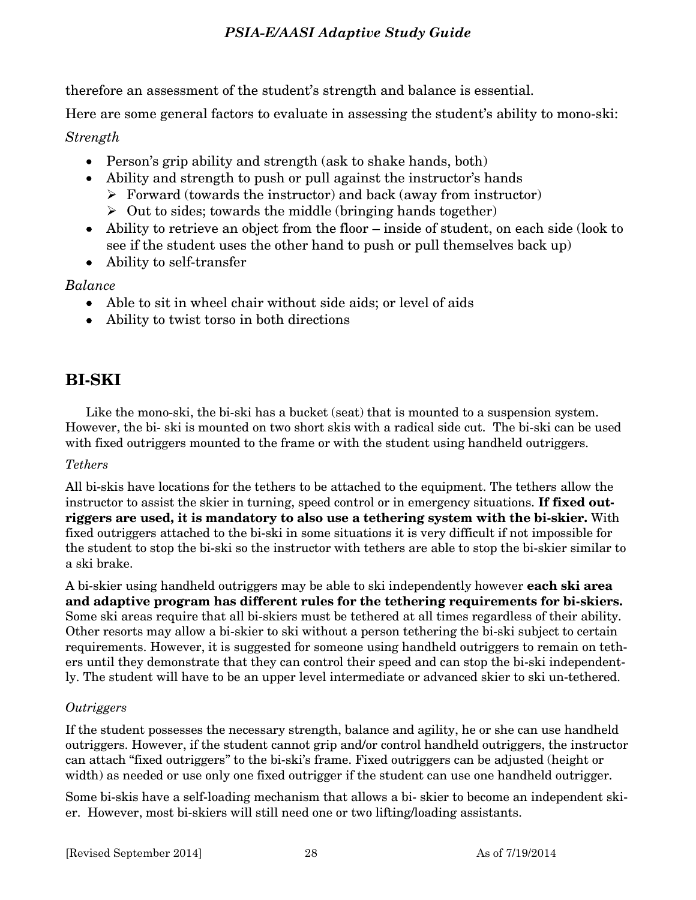therefore an assessment of the student's strength and balance is essential.

Here are some general factors to evaluate in assessing the student's ability to mono-ski:

*Strength*

- Person's grip ability and strength (ask to shake hands, both)
- Ability and strength to push or pull against the instructor's hands
  - Forward (towards the instructor) and back (away from instructor)
  - Out to sides; towards the middle (bringing hands together)
- Ability to retrieve an object from the floor – inside of student, on each side (look to see if the student uses the other hand to push or pull themselves back up)
- Ability to self-transfer

*Balance*

- Able to sit in wheel chair without side aids; or level of aids
- Ability to twist torso in both directions

## BI-SKI

Like the mono-ski, the bi-ski has a bucket (seat) that is mounted to a suspension system. However, the bi- ski is mounted on two short skis with a radical side cut. The bi-ski can be used with fixed outriggers mounted to the frame or with the student using handheld outriggers.

*Tethers*

All bi-skis have locations for the tethers to be attached to the equipment. The tethers allow the instructor to assist the skier in turning, speed control or in emergency situations. **If fixed outriggers are used, it is mandatory to also use a tethering system with the bi-skier.** With fixed outriggers attached to the bi-ski in some situations it is very difficult if not impossible for the student to stop the bi-ski so the instructor with tethers are able to stop the bi-skier similar to a ski brake.

A bi-skier using handheld outriggers may be able to ski independently however **each ski area and adaptive program has different rules for the tethering requirements for bi-skiers.** Some ski areas require that all bi-skiers must be tethered at all times regardless of their ability. Other resorts may allow a bi-skier to ski without a person tethering the bi-ski subject to certain requirements. However, it is suggested for someone using handheld outriggers to remain on tethers until they demonstrate that they can control their speed and can stop the bi-ski independently. The student will have to be an upper level intermediate or advanced skier to ski un-tethered.

*Outriggers*

If the student possesses the necessary strength, balance and agility, he or she can use handheld outriggers. However, if the student cannot grip and/or control handheld outriggers, the instructor can attach "fixed outriggers" to the bi-ski's frame. Fixed outriggers can be adjusted (height or width) as needed or use only one fixed outrigger if the student can use one handheld outrigger.

Some bi-skis have a self-loading mechanism that allows a bi- skier to become an independent skier. However, most bi-skiers will still need one or two lifting/loading assistants.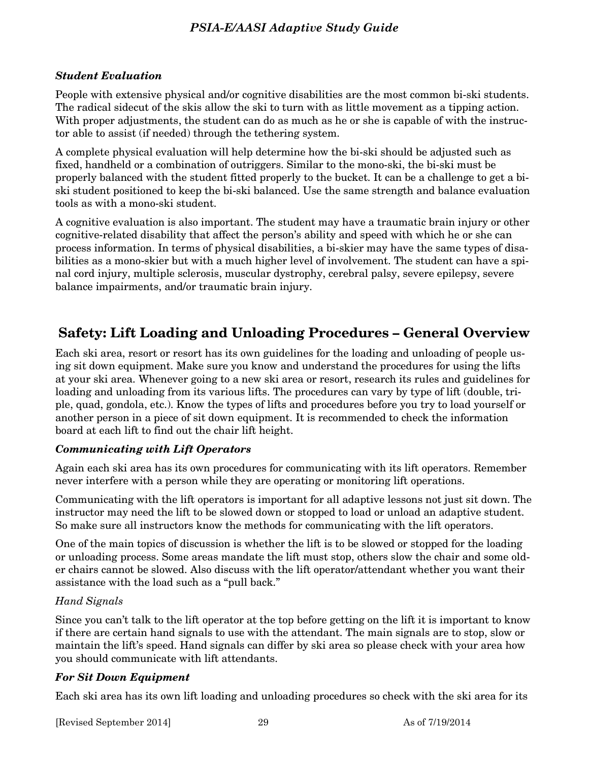### *Student Evaluation*

People with extensive physical and/or cognitive disabilities are the most common bi-ski students. The radical sidecut of the skis allow the ski to turn with as little movement as a tipping action. With proper adjustments, the student can do as much as he or she is capable of with the instructor able to assist (if needed) through the tethering system.

A complete physical evaluation will help determine how the bi-ski should be adjusted such as fixed, handheld or a combination of outriggers. Similar to the mono-ski, the bi-ski must be properly balanced with the student fitted properly to the bucket. It can be a challenge to get a bi-ski student positioned to keep the bi-ski balanced. Use the same strength and balance evaluation tools as with a mono-ski student.

A cognitive evaluation is also important. The student may have a traumatic brain injury or other cognitive-related disability that affect the person's ability and speed with which he or she can process information. In terms of physical disabilities, a bi-skier may have the same types of disabilities as a mono-skier but with a much higher level of involvement. The student can have a spinal cord injury, multiple sclerosis, muscular dystrophy, cerebral palsy, severe epilepsy, severe balance impairments, and/or traumatic brain injury.

## Safety: Lift Loading and Unloading Procedures – General Overview

Each ski area, resort or resort has its own guidelines for the loading and unloading of people using sit down equipment. Make sure you know and understand the procedures for using the lifts at your ski area. Whenever going to a new ski area or resort, research its rules and guidelines for loading and unloading from its various lifts. The procedures can vary by type of lift (double, triple, quad, gondola, etc.). Know the types of lifts and procedures before you try to load yourself or another person in a piece of sit down equipment. It is recommended to check the information board at each lift to find out the chair lift height.

### *Communicating with Lift Operators*

Again each ski area has its own procedures for communicating with its lift operators. Remember never interfere with a person while they are operating or monitoring lift operations.

Communicating with the lift operators is important for all adaptive lessons not just sit down. The instructor may need the lift to be slowed down or stopped to load or unload an adaptive student. So make sure all instructors know the methods for communicating with the lift operators.

One of the main topics of discussion is whether the lift is to be slowed or stopped for the loading or unloading process. Some areas mandate the lift must stop, others slow the chair and some older chairs cannot be slowed. Also discuss with the lift operator/attendant whether you want their assistance with the load such as a "pull back."

*Hand Signals*

Since you can't talk to the lift operator at the top before getting on the lift it is important to know if there are certain hand signals to use with the attendant. The main signals are to stop, slow or maintain the lift's speed. Hand signals can differ by ski area so please check with your area how you should communicate with lift attendants.

### *For Sit Down Equipment*

Each ski area has its own lift loading and unloading procedures so check with the ski area for its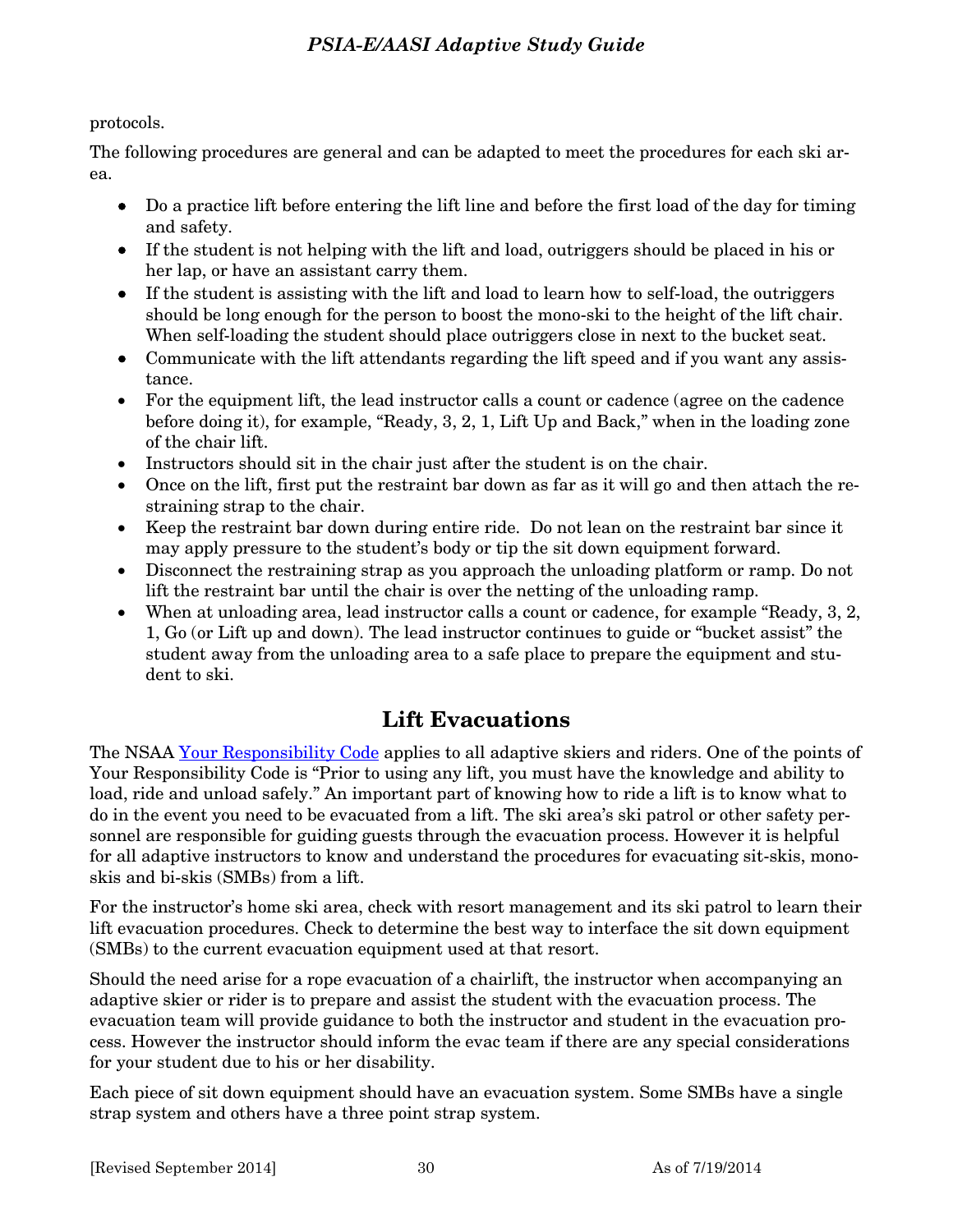protocols.

The following procedures are general and can be adapted to meet the procedures for each ski area.

- Do a practice lift before entering the lift line and before the first load of the day for timing and safety.
- If the student is not helping with the lift and load, outriggers should be placed in his or her lap, or have an assistant carry them.
- If the student is assisting with the lift and load to learn how to self-load, the outriggers should be long enough for the person to boost the mono-ski to the height of the lift chair. When self-loading the student should place outriggers close in next to the bucket seat.
- Communicate with the lift attendants regarding the lift speed and if you want any assistance.
- For the equipment lift, the lead instructor calls a count or cadence (agree on the cadence before doing it), for example, "Ready, 3, 2, 1, Lift Up and Back," when in the loading zone of the chair lift.
- Instructors should sit in the chair just after the student is on the chair.
- Once on the lift, first put the restraint bar down as far as it will go and then attach the restraining strap to the chair.
- Keep the restraint bar down during entire ride. Do not lean on the restraint bar since it may apply pressure to the student's body or tip the sit down equipment forward.
- Disconnect the restraining strap as you approach the unloading platform or ramp. Do not lift the restraint bar until the chair is over the netting of the unloading ramp.
- When at unloading area, lead instructor calls a count or cadence, for example "Ready, 3, 2, 1, Go (or Lift up and down). The lead instructor continues to guide or "bucket assist" the student away from the unloading area to a safe place to prepare the equipment and student to ski.

## Lift Evacuations

The NSAA Your Responsibility Code applies to all adaptive skiers and riders. One of the points of Your Responsibility Code is "Prior to using any lift, you must have the knowledge and ability to load, ride and unload safely." An important part of knowing how to ride a lift is to know what to do in the event you need to be evacuated from a lift. The ski area's ski patrol or other safety personnel are responsible for guiding guests through the evacuation process. However it is helpful for all adaptive instructors to know and understand the procedures for evacuating sit-skis, mono-skis and bi-skis (SMBs) from a lift.

For the instructor's home ski area, check with resort management and its ski patrol to learn their lift evacuation procedures. Check to determine the best way to interface the sit down equipment (SMBs) to the current evacuation equipment used at that resort.

Should the need arise for a rope evacuation of a chairlift, the instructor when accompanying an adaptive skier or rider is to prepare and assist the student with the evacuation process. The evacuation team will provide guidance to both the instructor and student in the evacuation process. However the instructor should inform the evac team if there are any special considerations for your student due to his or her disability.

Each piece of sit down equipment should have an evacuation system. Some SMBs have a single strap system and others have a three point strap system.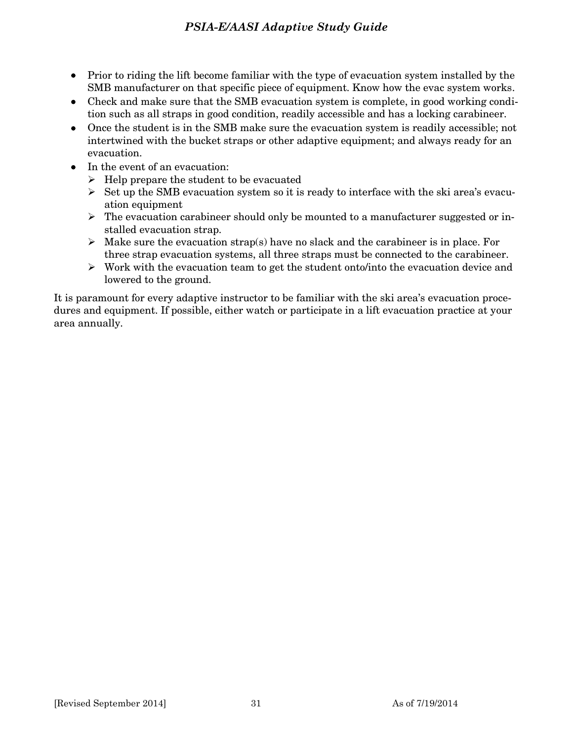- Prior to riding the lift become familiar with the type of evacuation system installed by the SMB manufacturer on that specific piece of equipment. Know how the evac system works.
- Check and make sure that the SMB evacuation system is complete, in good working condition such as all straps in good condition, readily accessible and has a locking carabineer.
- Once the student is in the SMB make sure the evacuation system is readily accessible; not intertwined with the bucket straps or other adaptive equipment; and always ready for an evacuation.
- In the event of an evacuation:
  - Help prepare the student to be evacuated
  - Set up the SMB evacuation system so it is ready to interface with the ski area's evacuation equipment
  - The evacuation carabineer should only be mounted to a manufacturer suggested or installed evacuation strap.
  - Make sure the evacuation strap(s) have no slack and the carabineer is in place. For three strap evacuation systems, all three straps must be connected to the carabineer.
  - Work with the evacuation team to get the student onto/into the evacuation device and lowered to the ground.

It is paramount for every adaptive instructor to be familiar with the ski area's evacuation procedures and equipment. If possible, either watch or participate in a lift evacuation practice at your area annually.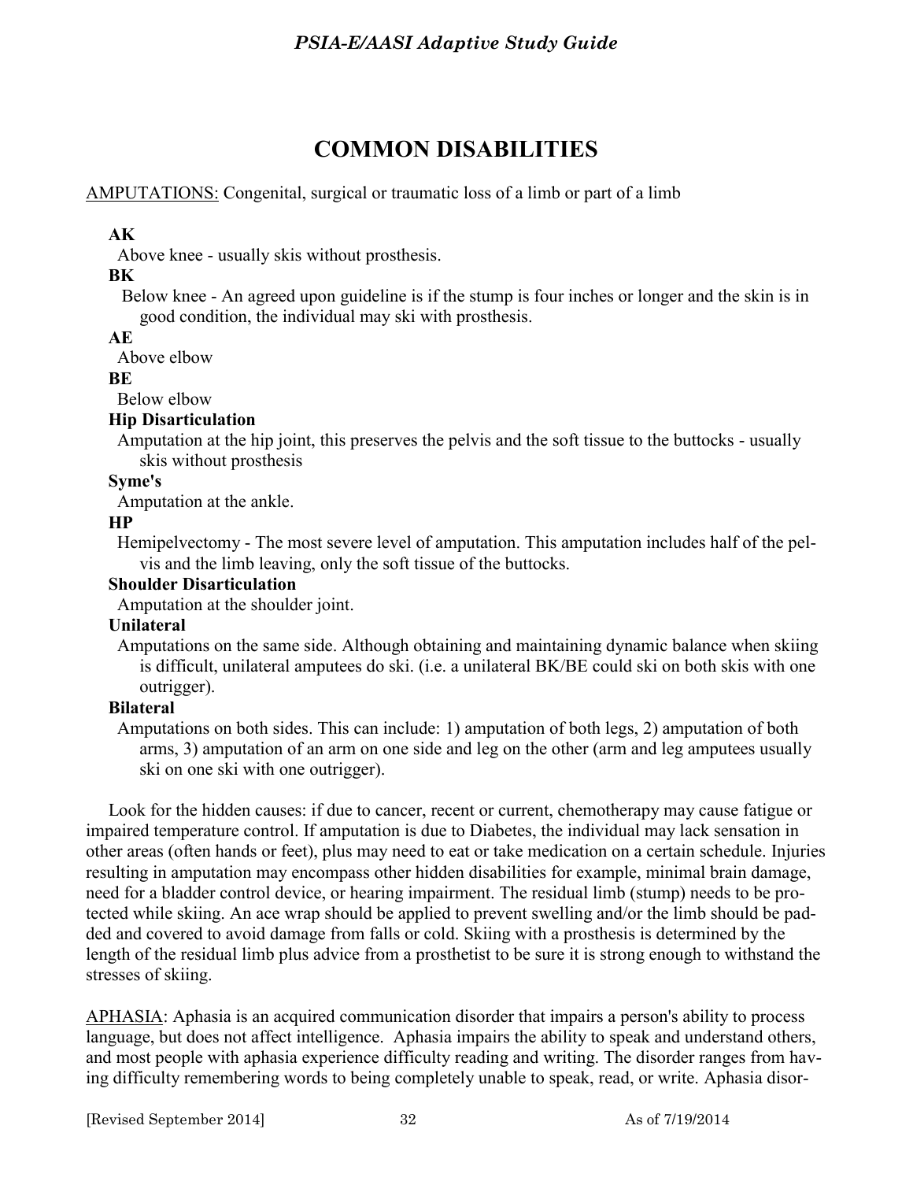# COMMON DISABILITIES

AMPUTATIONS: Congenital, surgical or traumatic loss of a limb or part of a limb

**AK**
Above knee - usually skis without prosthesis.

**BK**
Below knee - An agreed upon guideline is if the stump is four inches or longer and the skin is in good condition, the individual may ski with prosthesis.

**AE**
Above elbow

**BE**
Below elbow

**Hip Disarticulation**
Amputation at the hip joint, this preserves the pelvis and the soft tissue to the buttocks - usually skis without prosthesis

**Syme's**
Amputation at the ankle.

**HP**
Hemipelvectomy - The most severe level of amputation. This amputation includes half of the pelvis and the limb leaving, only the soft tissue of the buttocks.

**Shoulder Disarticulation**
Amputation at the shoulder joint.

**Unilateral**
Amputations on the same side. Although obtaining and maintaining dynamic balance when skiing is difficult, unilateral amputees do ski. (i.e. a unilateral BK/BE could ski on both skis with one outrigger).

**Bilateral**
Amputations on both sides. This can include: 1) amputation of both legs, 2) amputation of both arms, 3) amputation of an arm on one side and leg on the other (arm and leg amputees usually ski on one ski with one outrigger).

Look for the hidden causes: if due to cancer, recent or current, chemotherapy may cause fatigue or impaired temperature control. If amputation is due to Diabetes, the individual may lack sensation in other areas (often hands or feet), plus may need to eat or take medication on a certain schedule. Injuries resulting in amputation may encompass other hidden disabilities for example, minimal brain damage, need for a bladder control device, or hearing impairment. The residual limb (stump) needs to be protected while skiing. An ace wrap should be applied to prevent swelling and/or the limb should be padded and covered to avoid damage from falls or cold. Skiing with a prosthesis is determined by the length of the residual limb plus advice from a prosthetist to be sure it is strong enough to withstand the stresses of skiing.

APHASIA: Aphasia is an acquired communication disorder that impairs a person's ability to process language, but does not affect intelligence. Aphasia impairs the ability to speak and understand others, and most people with aphasia experience difficulty reading and writing. The disorder ranges from having difficulty remembering words to being completely unable to speak, read, or write. Aphasia disor-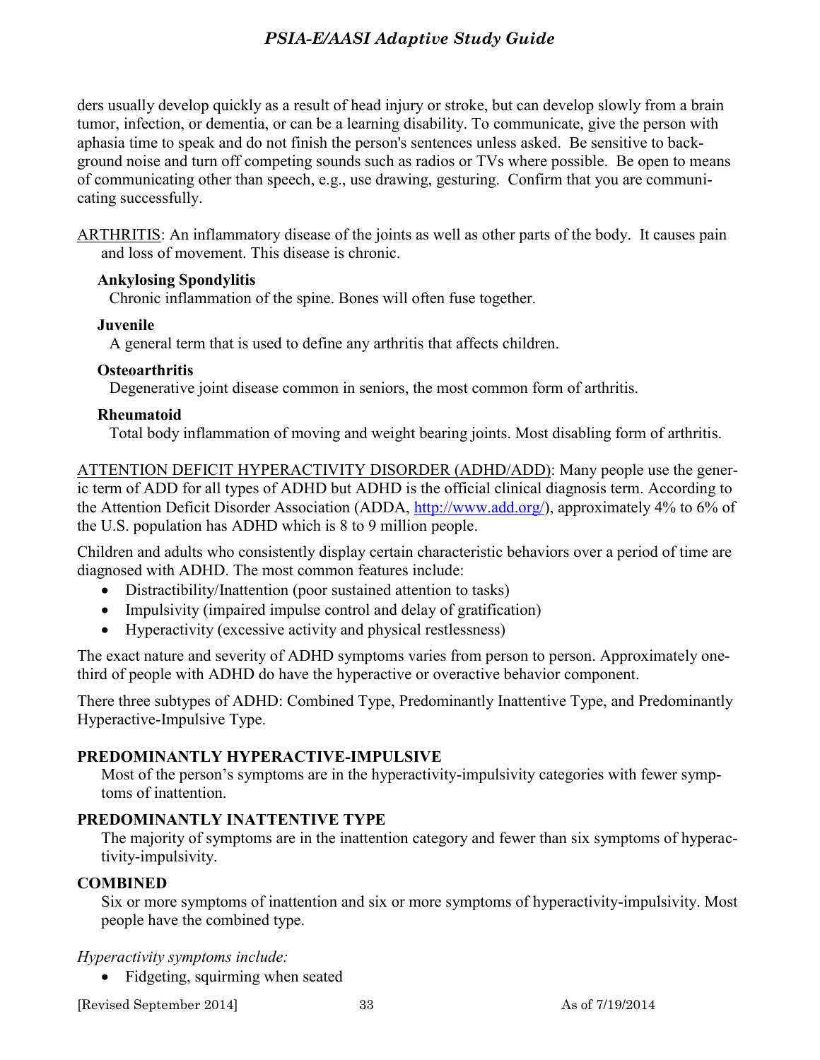ders usually develop quickly as a result of head injury or stroke, but can develop slowly from a brain tumor, infection, or dementia, or can be a learning disability. To communicate, give the person with aphasia time to speak and do not finish the person's sentences unless asked. Be sensitive to background noise and turn off competing sounds such as radios or TVs where possible. Be open to means of communicating other than speech, e.g., use drawing, gesturing. Confirm that you are communicating successfully.

<u>ARTHRITIS</u>: An inflammatory disease of the joints as well as other parts of the body. It causes pain and loss of movement. This disease is chronic.

**Ankylosing Spondylitis**

Chronic inflammation of the spine. Bones will often fuse together.

**Juvenile**

A general term that is used to define any arthritis that affects children.

**Osteoarthritis**

Degenerative joint disease common in seniors, the most common form of arthritis.

**Rheumatoid**

Total body inflammation of moving and weight bearing joints. Most disabling form of arthritis.

<u>ATTENTION DEFICIT HYPERACTIVITY DISORDER (ADHD/ADD)</u>: Many people use the generic term of ADD for all types of ADHD but ADHD is the official clinical diagnosis term. According to the Attention Deficit Disorder Association (ADDA, http://www.add.org/), approximately 4% to 6% of the U.S. population has ADHD which is 8 to 9 million people.

Children and adults who consistently display certain characteristic behaviors over a period of time are diagnosed with ADHD. The most common features include:

- Distractibility/Inattention (poor sustained attention to tasks)
- Impulsivity (impaired impulse control and delay of gratification)
- Hyperactivity (excessive activity and physical restlessness)

The exact nature and severity of ADHD symptoms varies from person to person. Approximately one-third of people with ADHD do have the hyperactive or overactive behavior component.

There three subtypes of ADHD: Combined Type, Predominantly Inattentive Type, and Predominantly Hyperactive-Impulsive Type.

**PREDOMINANTLY HYPERACTIVE-IMPULSIVE**

Most of the person's symptoms are in the hyperactivity-impulsivity categories with fewer symptoms of inattention.

**PREDOMINANTLY INATTENTIVE TYPE**

The majority of symptoms are in the inattention category and fewer than six symptoms of hyperactivity-impulsivity.

**COMBINED**

Six or more symptoms of inattention and six or more symptoms of hyperactivity-impulsivity. Most people have the combined type.

*Hyperactivity symptoms include:*

- Fidgeting, squirming when seated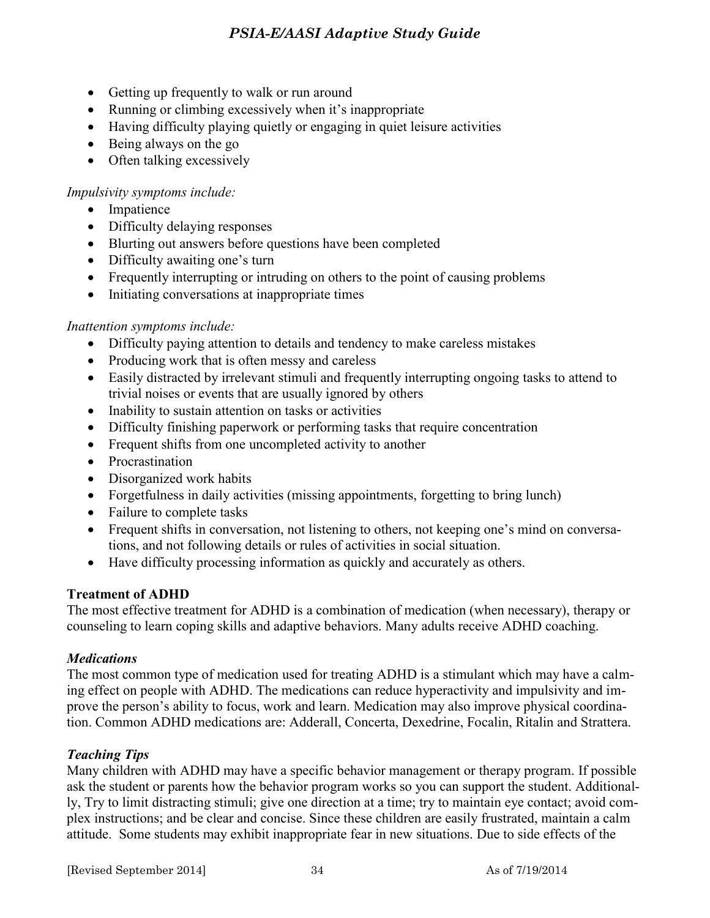- Getting up frequently to walk or run around
- Running or climbing excessively when it's inappropriate
- Having difficulty playing quietly or engaging in quiet leisure activities
- Being always on the go
- Often talking excessively

*Impulsivity symptoms include:*

- Impatience
- Difficulty delaying responses
- Blurting out answers before questions have been completed
- Difficulty awaiting one's turn
- Frequently interrupting or intruding on others to the point of causing problems
- Initiating conversations at inappropriate times

*Inattention symptoms include:*

- Difficulty paying attention to details and tendency to make careless mistakes
- Producing work that is often messy and careless
- Easily distracted by irrelevant stimuli and frequently interrupting ongoing tasks to attend to trivial noises or events that are usually ignored by others
- Inability to sustain attention on tasks or activities
- Difficulty finishing paperwork or performing tasks that require concentration
- Frequent shifts from one uncompleted activity to another
- Procrastination
- Disorganized work habits
- Forgetfulness in daily activities (missing appointments, forgetting to bring lunch)
- Failure to complete tasks
- Frequent shifts in conversation, not listening to others, not keeping one's mind on conversations, and not following details or rules of activities in social situation.
- Have difficulty processing information as quickly and accurately as others.

**Treatment of ADHD**

The most effective treatment for ADHD is a combination of medication (when necessary), therapy or counseling to learn coping skills and adaptive behaviors. Many adults receive ADHD coaching.

***Medications***

The most common type of medication used for treating ADHD is a stimulant which may have a calming effect on people with ADHD. The medications can reduce hyperactivity and impulsivity and improve the person's ability to focus, work and learn. Medication may also improve physical coordination. Common ADHD medications are: Adderall, Concerta, Dexedrine, Focalin, Ritalin and Strattera.

***Teaching Tips***

Many children with ADHD may have a specific behavior management or therapy program. If possible ask the student or parents how the behavior program works so you can support the student. Additionally, Try to limit distracting stimuli; give one direction at a time; try to maintain eye contact; avoid complex instructions; and be clear and concise. Since these children are easily frustrated, maintain a calm attitude. Some students may exhibit inappropriate fear in new situations. Due to side effects of the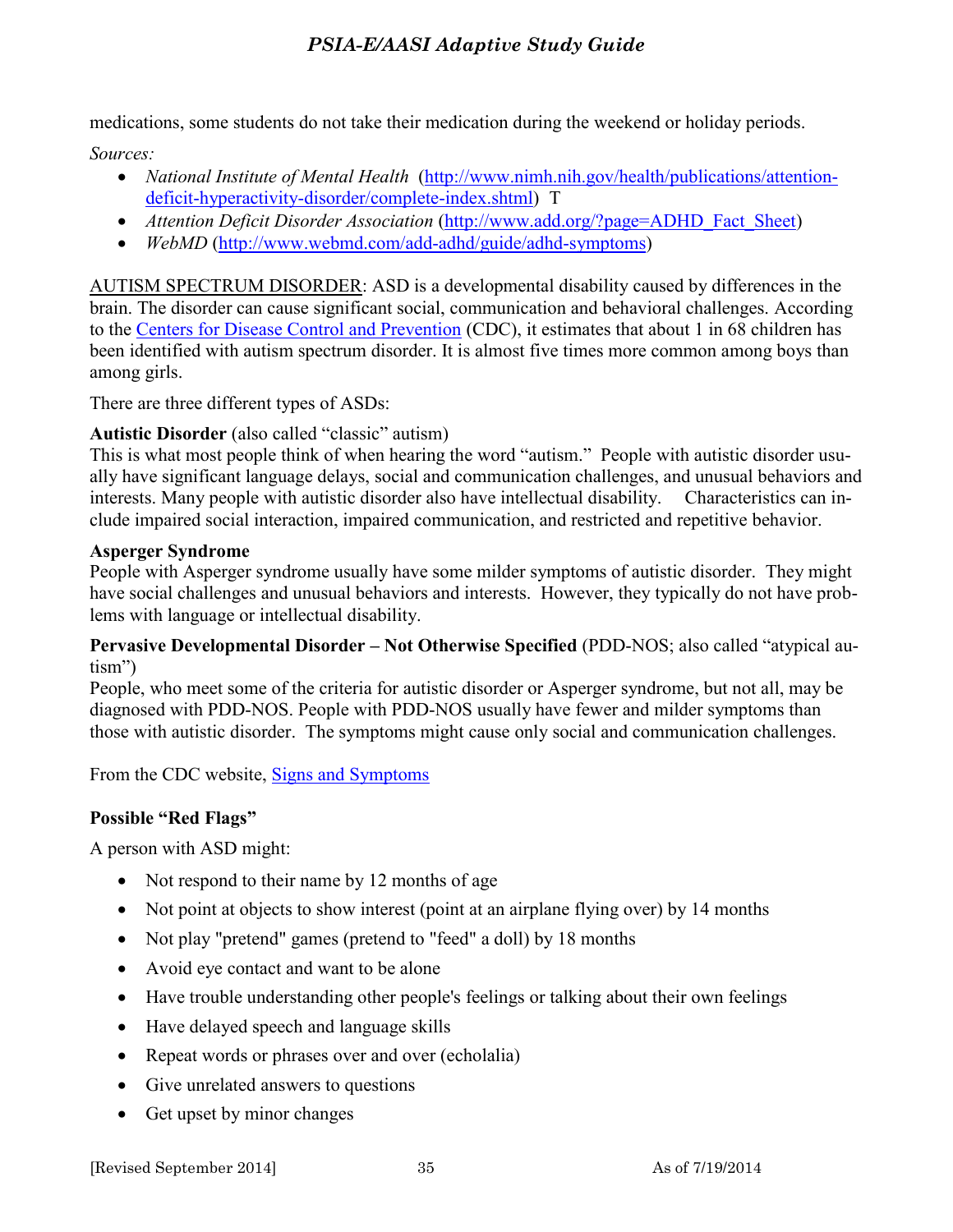medications, some students do not take their medication during the weekend or holiday periods.

*Sources:*

- *National Institute of Mental Health* (http://www.nimh.nih.gov/health/publications/attention-deficit-hyperactivity-disorder/complete-index.shtml) T
- *Attention Deficit Disorder Association* (http://www.add.org/?page=ADHD_Fact_Sheet)
- *WebMD* (http://www.webmd.com/add-adhd/guide/adhd-symptoms)

AUTISM SPECTRUM DISORDER: ASD is a developmental disability caused by differences in the brain. The disorder can cause significant social, communication and behavioral challenges. According to the Centers for Disease Control and Prevention (CDC), it estimates that about 1 in 68 children has been identified with autism spectrum disorder. It is almost five times more common among boys than among girls.

There are three different types of ASDs:

**Autistic Disorder** (also called "classic" autism)
This is what most people think of when hearing the word "autism." People with autistic disorder usually have significant language delays, social and communication challenges, and unusual behaviors and interests. Many people with autistic disorder also have intellectual disability. Characteristics can include impaired social interaction, impaired communication, and restricted and repetitive behavior.

**Asperger Syndrome**
People with Asperger syndrome usually have some milder symptoms of autistic disorder. They might have social challenges and unusual behaviors and interests. However, they typically do not have problems with language or intellectual disability.

**Pervasive Developmental Disorder – Not Otherwise Specified** (PDD-NOS; also called "atypical autism")
People, who meet some of the criteria for autistic disorder or Asperger syndrome, but not all, may be diagnosed with PDD-NOS. People with PDD-NOS usually have fewer and milder symptoms than those with autistic disorder. The symptoms might cause only social and communication challenges.

From the CDC website, Signs and Symptoms

**Possible "Red Flags"**

A person with ASD might:

- Not respond to their name by 12 months of age
- Not point at objects to show interest (point at an airplane flying over) by 14 months
- Not play "pretend" games (pretend to "feed" a doll) by 18 months
- Avoid eye contact and want to be alone
- Have trouble understanding other people's feelings or talking about their own feelings
- Have delayed speech and language skills
- Repeat words or phrases over and over (echolalia)
- Give unrelated answers to questions
- Get upset by minor changes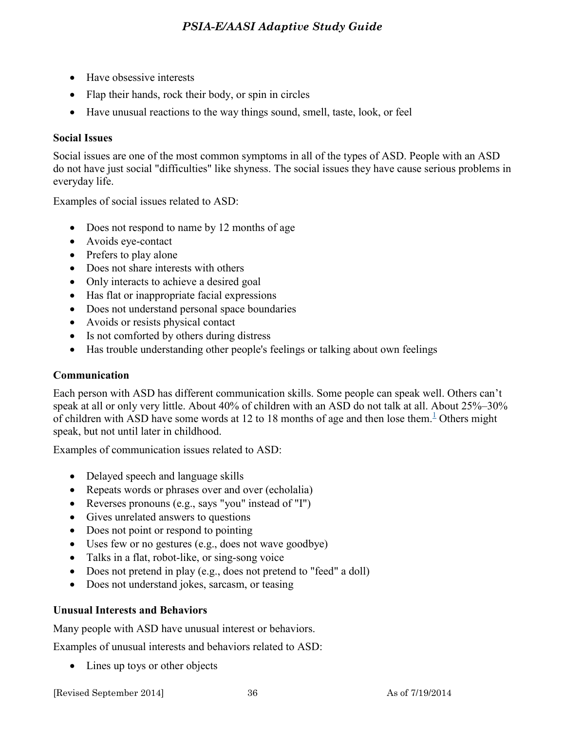- Have obsessive interests
- Flap their hands, rock their body, or spin in circles
- Have unusual reactions to the way things sound, smell, taste, look, or feel

**Social Issues**

Social issues are one of the most common symptoms in all of the types of ASD. People with an ASD do not have just social "difficulties" like shyness. The social issues they have cause serious problems in everyday life.

Examples of social issues related to ASD:

- Does not respond to name by 12 months of age
- Avoids eye-contact
- Prefers to play alone
- Does not share interests with others
- Only interacts to achieve a desired goal
- Has flat or inappropriate facial expressions
- Does not understand personal space boundaries
- Avoids or resists physical contact
- Is not comforted by others during distress
- Has trouble understanding other people's feelings or talking about own feelings

**Communication**

Each person with ASD has different communication skills. Some people can speak well. Others can't speak at all or only very little. About 40% of children with an ASD do not talk at all. About 25%–30% of children with ASD have some words at 12 to 18 months of age and then lose them.[1] Others might speak, but not until later in childhood.

Examples of communication issues related to ASD:

- Delayed speech and language skills
- Repeats words or phrases over and over (echolalia)
- Reverses pronouns (e.g., says "you" instead of "I")
- Gives unrelated answers to questions
- Does not point or respond to pointing
- Uses few or no gestures (e.g., does not wave goodbye)
- Talks in a flat, robot-like, or sing-song voice
- Does not pretend in play (e.g., does not pretend to "feed" a doll)
- Does not understand jokes, sarcasm, or teasing

**Unusual Interests and Behaviors**

Many people with ASD have unusual interest or behaviors.

Examples of unusual interests and behaviors related to ASD:

- Lines up toys or other objects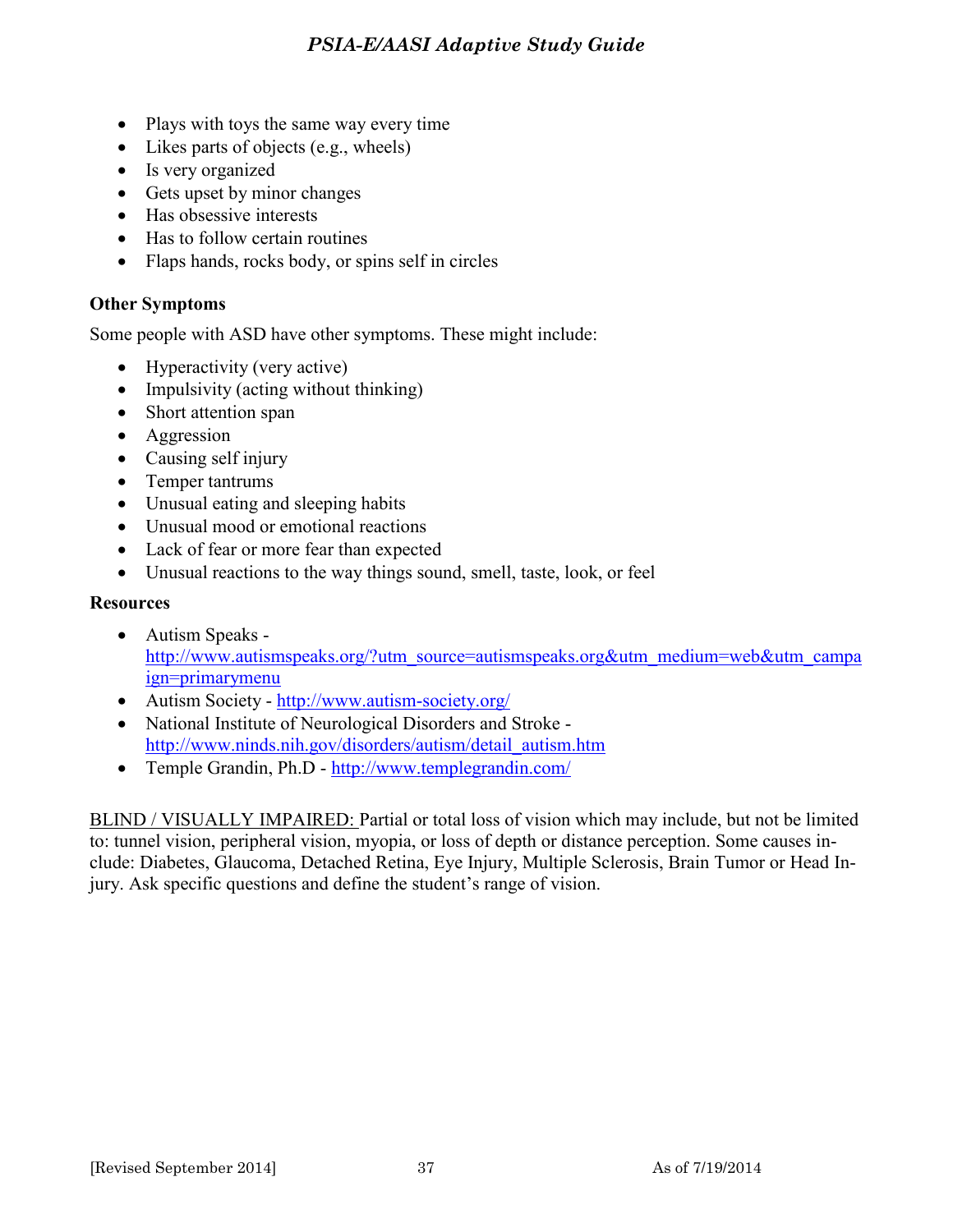- Plays with toys the same way every time
- Likes parts of objects (e.g., wheels)
- Is very organized
- Gets upset by minor changes
- Has obsessive interests
- Has to follow certain routines
- Flaps hands, rocks body, or spins self in circles

**Other Symptoms**

Some people with ASD have other symptoms. These might include:

- Hyperactivity (very active)
- Impulsivity (acting without thinking)
- Short attention span
- Aggression
- Causing self injury
- Temper tantrums
- Unusual eating and sleeping habits
- Unusual mood or emotional reactions
- Lack of fear or more fear than expected
- Unusual reactions to the way things sound, smell, taste, look, or feel

**Resources**

- Autism Speaks - http://www.autismspeaks.org/?utm_source=autismspeaks.org&utm_medium=web&utm_campaign=primarymenu
- Autism Society - http://www.autism-society.org/
- National Institute of Neurological Disorders and Stroke - http://www.ninds.nih.gov/disorders/autism/detail_autism.htm
- Temple Grandin, Ph.D - http://www.templegrandin.com/

BLIND / VISUALLY IMPAIRED: Partial or total loss of vision which may include, but not be limited to: tunnel vision, peripheral vision, myopia, or loss of depth or distance perception. Some causes include: Diabetes, Glaucoma, Detached Retina, Eye Injury, Multiple Sclerosis, Brain Tumor or Head Injury. Ask specific questions and define the student's range of vision.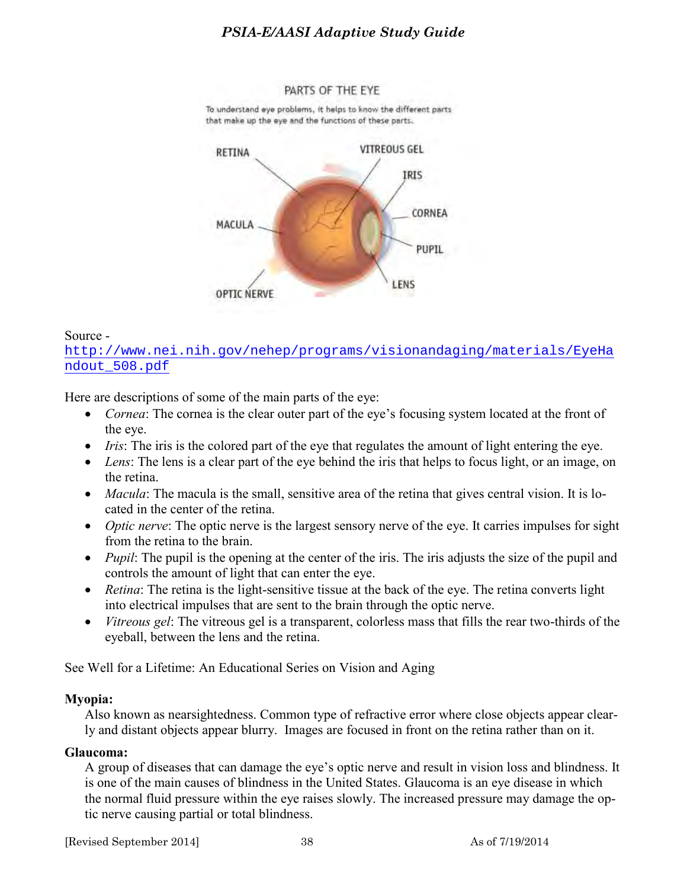PARTS OF THE EYE

To understand eye problems, it helps to know the different parts that make up the eye and the functions of these parts.

RETINA

VITREOUS GEL

IRIS

CORNEA

MACULA

PUPIL

LENS

OPTIC NERVE

Source - http://www.nei.nih.gov/nehep/programs/visionandaging/materials/EyeHandout_508.pdf

Here are descriptions of some of the main parts of the eye:

- *Cornea*: The cornea is the clear outer part of the eye's focusing system located at the front of the eye.
- *Iris*: The iris is the colored part of the eye that regulates the amount of light entering the eye.
- *Lens*: The lens is a clear part of the eye behind the iris that helps to focus light, or an image, on the retina.
- *Macula*: The macula is the small, sensitive area of the retina that gives central vision. It is located in the center of the retina.
- *Optic nerve*: The optic nerve is the largest sensory nerve of the eye. It carries impulses for sight from the retina to the brain.
- *Pupil*: The pupil is the opening at the center of the iris. The iris adjusts the size of the pupil and controls the amount of light that can enter the eye.
- *Retina*: The retina is the light-sensitive tissue at the back of the eye. The retina converts light into electrical impulses that are sent to the brain through the optic nerve.
- *Vitreous gel*: The vitreous gel is a transparent, colorless mass that fills the rear two-thirds of the eyeball, between the lens and the retina.

See Well for a Lifetime: An Educational Series on Vision and Aging

**Myopia:**

Also known as nearsightedness. Common type of refractive error where close objects appear clearly and distant objects appear blurry. Images are focused in front on the retina rather than on it.

**Glaucoma:**

A group of diseases that can damage the eye's optic nerve and result in vision loss and blindness. It is one of the main causes of blindness in the United States. Glaucoma is an eye disease in which the normal fluid pressure within the eye raises slowly. The increased pressure may damage the optic nerve causing partial or total blindness.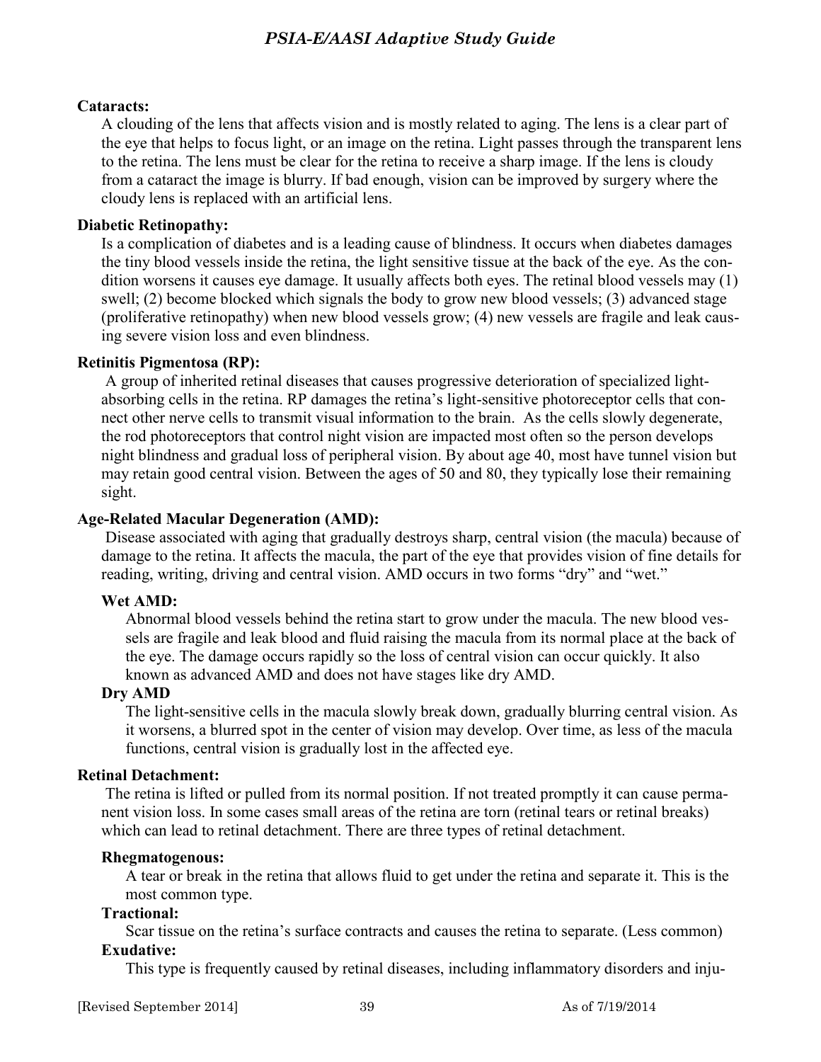**Cataracts:**

A clouding of the lens that affects vision and is mostly related to aging. The lens is a clear part of the eye that helps to focus light, or an image on the retina. Light passes through the transparent lens to the retina. The lens must be clear for the retina to receive a sharp image. If the lens is cloudy from a cataract the image is blurry. If bad enough, vision can be improved by surgery where the cloudy lens is replaced with an artificial lens.

**Diabetic Retinopathy:**

Is a complication of diabetes and is a leading cause of blindness. It occurs when diabetes damages the tiny blood vessels inside the retina, the light sensitive tissue at the back of the eye. As the condition worsens it causes eye damage. It usually affects both eyes. The retinal blood vessels may (1) swell; (2) become blocked which signals the body to grow new blood vessels; (3) advanced stage (proliferative retinopathy) when new blood vessels grow; (4) new vessels are fragile and leak causing severe vision loss and even blindness.

**Retinitis Pigmentosa (RP):**

A group of inherited retinal diseases that causes progressive deterioration of specialized light-absorbing cells in the retina. RP damages the retina's light-sensitive photoreceptor cells that connect other nerve cells to transmit visual information to the brain. As the cells slowly degenerate, the rod photoreceptors that control night vision are impacted most often so the person develops night blindness and gradual loss of peripheral vision. By about age 40, most have tunnel vision but may retain good central vision. Between the ages of 50 and 80, they typically lose their remaining sight.

**Age-Related Macular Degeneration (AMD):**

Disease associated with aging that gradually destroys sharp, central vision (the macula) because of damage to the retina. It affects the macula, the part of the eye that provides vision of fine details for reading, writing, driving and central vision. AMD occurs in two forms "dry" and "wet."

**Wet AMD:**

Abnormal blood vessels behind the retina start to grow under the macula. The new blood vessels are fragile and leak blood and fluid raising the macula from its normal place at the back of the eye. The damage occurs rapidly so the loss of central vision can occur quickly. It also known as advanced AMD and does not have stages like dry AMD.

**Dry AMD**

The light-sensitive cells in the macula slowly break down, gradually blurring central vision. As it worsens, a blurred spot in the center of vision may develop. Over time, as less of the macula functions, central vision is gradually lost in the affected eye.

**Retinal Detachment:**

The retina is lifted or pulled from its normal position. If not treated promptly it can cause permanent vision loss. In some cases small areas of the retina are torn (retinal tears or retinal breaks) which can lead to retinal detachment. There are three types of retinal detachment.

**Rhegmatogenous:**

A tear or break in the retina that allows fluid to get under the retina and separate it. This is the most common type.

**Tractional:**

Scar tissue on the retina's surface contracts and causes the retina to separate. (Less common)

**Exudative:**

This type is frequently caused by retinal diseases, including inflammatory disorders and inju-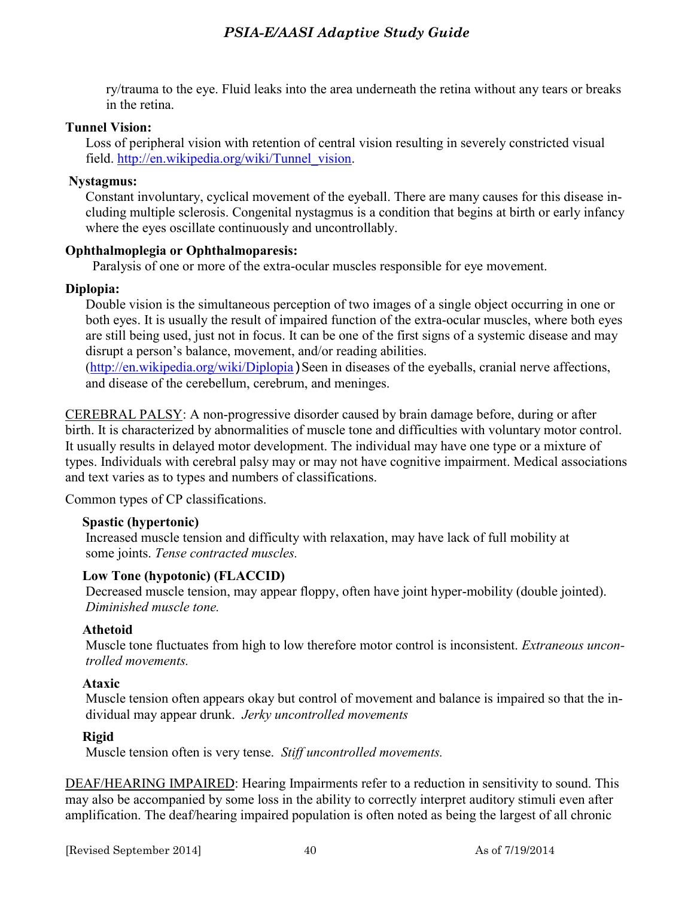ry/trauma to the eye. Fluid leaks into the area underneath the retina without any tears or breaks in the retina.

**Tunnel Vision:**

Loss of peripheral vision with retention of central vision resulting in severely constricted visual field. http://en.wikipedia.org/wiki/Tunnel_vision.

**Nystagmus:**

Constant involuntary, cyclical movement of the eyeball. There are many causes for this disease including multiple sclerosis. Congenital nystagmus is a condition that begins at birth or early infancy where the eyes oscillate continuously and uncontrollably.

**Ophthalmoplegia or Ophthalmoparesis:**

Paralysis of one or more of the extra-ocular muscles responsible for eye movement.

**Diplopia:**

Double vision is the simultaneous perception of two images of a single object occurring in one or both eyes. It is usually the result of impaired function of the extra-ocular muscles, where both eyes are still being used, just not in focus. It can be one of the first signs of a systemic disease and may disrupt a person's balance, movement, and/or reading abilities. (http://en.wikipedia.org/wiki/Diplopia) Seen in diseases of the eyeballs, cranial nerve affections, and disease of the cerebellum, cerebrum, and meninges.

<u>CEREBRAL PALSY</u>: A non-progressive disorder caused by brain damage before, during or after birth. It is characterized by abnormalities of muscle tone and difficulties with voluntary motor control. It usually results in delayed motor development. The individual may have one type or a mixture of types. Individuals with cerebral palsy may or may not have cognitive impairment. Medical associations and text varies as to types and numbers of classifications.

Common types of CP classifications.

**Spastic (hypertonic)**

Increased muscle tension and difficulty with relaxation, may have lack of full mobility at some joints. *Tense contracted muscles.*

**Low Tone (hypotonic) (FLACCID)**

Decreased muscle tension, may appear floppy, often have joint hyper-mobility (double jointed). *Diminished muscle tone.*

**Athetoid**

Muscle tone fluctuates from high to low therefore motor control is inconsistent. *Extraneous uncontrolled movements.*

**Ataxic**

Muscle tension often appears okay but control of movement and balance is impaired so that the individual may appear drunk. *Jerky uncontrolled movements*

**Rigid**

Muscle tension often is very tense. *Stiff uncontrolled movements.*

<u>DEAF/HEARING IMPAIRED</u>: Hearing Impairments refer to a reduction in sensitivity to sound. This may also be accompanied by some loss in the ability to correctly interpret auditory stimuli even after amplification. The deaf/hearing impaired population is often noted as being the largest of all chronic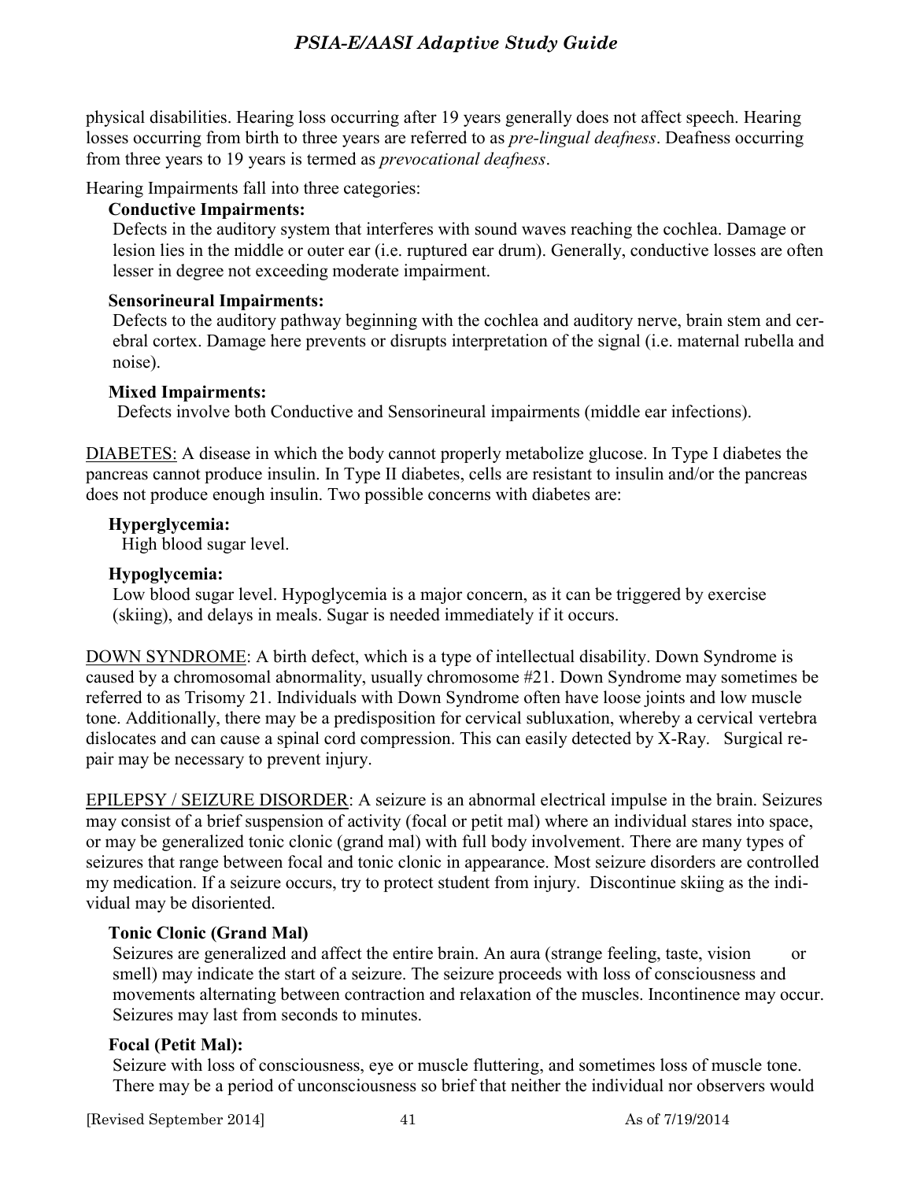physical disabilities. Hearing loss occurring after 19 years generally does not affect speech. Hearing losses occurring from birth to three years are referred to as *pre-lingual deafness*. Deafness occurring from three years to 19 years is termed as *prevocational deafness*.

Hearing Impairments fall into three categories:

**Conductive Impairments:**

Defects in the auditory system that interferes with sound waves reaching the cochlea. Damage or lesion lies in the middle or outer ear (i.e. ruptured ear drum). Generally, conductive losses are often lesser in degree not exceeding moderate impairment.

**Sensorineural Impairments:**

Defects to the auditory pathway beginning with the cochlea and auditory nerve, brain stem and cerebral cortex. Damage here prevents or disrupts interpretation of the signal (i.e. maternal rubella and noise).

**Mixed Impairments:**

Defects involve both Conductive and Sensorineural impairments (middle ear infections).

DIABETES: A disease in which the body cannot properly metabolize glucose. In Type I diabetes the pancreas cannot produce insulin. In Type II diabetes, cells are resistant to insulin and/or the pancreas does not produce enough insulin. Two possible concerns with diabetes are:

**Hyperglycemia:**

High blood sugar level.

**Hypoglycemia:**

Low blood sugar level. Hypoglycemia is a major concern, as it can be triggered by exercise (skiing), and delays in meals. Sugar is needed immediately if it occurs.

DOWN SYNDROME: A birth defect, which is a type of intellectual disability. Down Syndrome is caused by a chromosomal abnormality, usually chromosome #21. Down Syndrome may sometimes be referred to as Trisomy 21. Individuals with Down Syndrome often have loose joints and low muscle tone. Additionally, there may be a predisposition for cervical subluxation, whereby a cervical vertebra dislocates and can cause a spinal cord compression. This can easily detected by X-Ray. Surgical repair may be necessary to prevent injury.

EPILEPSY / SEIZURE DISORDER: A seizure is an abnormal electrical impulse in the brain. Seizures may consist of a brief suspension of activity (focal or petit mal) where an individual stares into space, or may be generalized tonic clonic (grand mal) with full body involvement. There are many types of seizures that range between focal and tonic clonic in appearance. Most seizure disorders are controlled my medication. If a seizure occurs, try to protect student from injury. Discontinue skiing as the individual may be disoriented.

**Tonic Clonic (Grand Mal)**

Seizures are generalized and affect the entire brain. An aura (strange feeling, taste, vision or smell) may indicate the start of a seizure. The seizure proceeds with loss of consciousness and movements alternating between contraction and relaxation of the muscles. Incontinence may occur. Seizures may last from seconds to minutes.

**Focal (Petit Mal):**

Seizure with loss of consciousness, eye or muscle fluttering, and sometimes loss of muscle tone. There may be a period of unconsciousness so brief that neither the individual nor observers would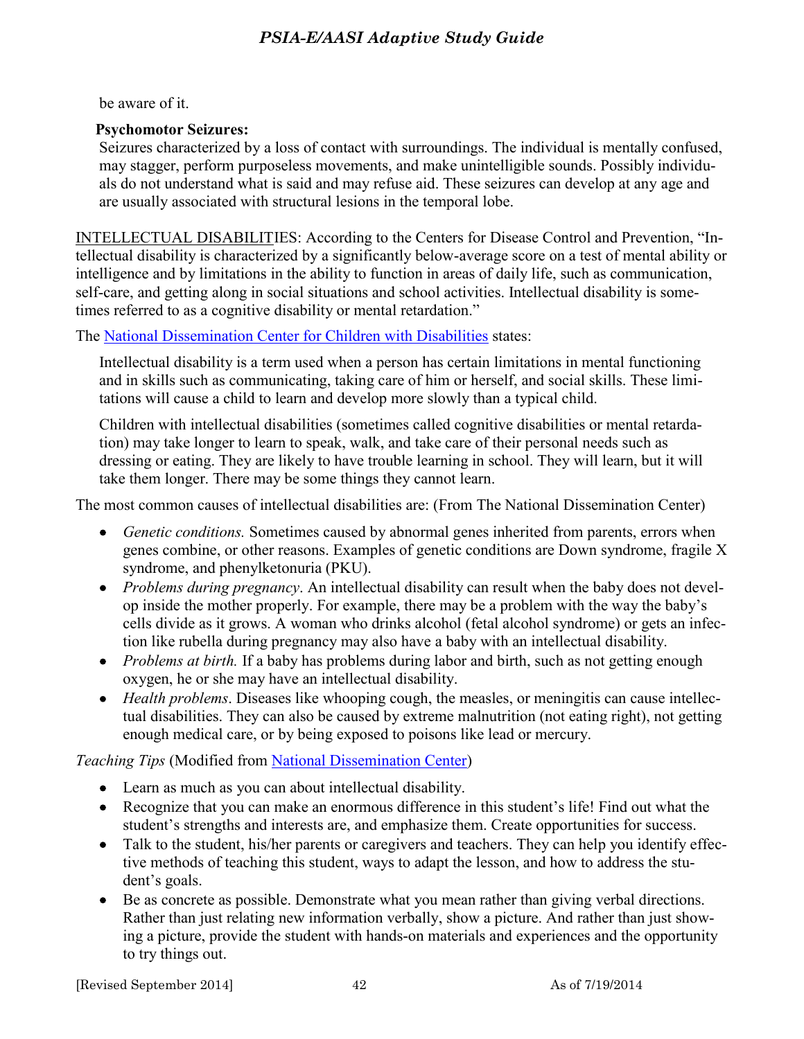be aware of it.

**Psychomotor Seizures:**

Seizures characterized by a loss of contact with surroundings. The individual is mentally confused, may stagger, perform purposeless movements, and make unintelligible sounds. Possibly individuals do not understand what is said and may refuse aid. These seizures can develop at any age and are usually associated with structural lesions in the temporal lobe.

INTELLECTUAL DISABILITIES: According to the Centers for Disease Control and Prevention, "Intellectual disability is characterized by a significantly below-average score on a test of mental ability or intelligence and by limitations in the ability to function in areas of daily life, such as communication, self-care, and getting along in social situations and school activities. Intellectual disability is sometimes referred to as a cognitive disability or mental retardation."

The National Dissemination Center for Children with Disabilities states:

> Intellectual disability is a term used when a person has certain limitations in mental functioning and in skills such as communicating, taking care of him or herself, and social skills. These limitations will cause a child to learn and develop more slowly than a typical child.
>
> Children with intellectual disabilities (sometimes called cognitive disabilities or mental retardation) may take longer to learn to speak, walk, and take care of their personal needs such as dressing or eating. They are likely to have trouble learning in school. They will learn, but it will take them longer. There may be some things they cannot learn.

The most common causes of intellectual disabilities are: (From The National Dissemination Center)

- *Genetic conditions.* Sometimes caused by abnormal genes inherited from parents, errors when genes combine, or other reasons. Examples of genetic conditions are Down syndrome, fragile X syndrome, and phenylketonuria (PKU).
- *Problems during pregnancy*. An intellectual disability can result when the baby does not develop inside the mother properly. For example, there may be a problem with the way the baby's cells divide as it grows. A woman who drinks alcohol (fetal alcohol syndrome) or gets an infection like rubella during pregnancy may also have a baby with an intellectual disability.
- *Problems at birth.* If a baby has problems during labor and birth, such as not getting enough oxygen, he or she may have an intellectual disability.
- *Health problems*. Diseases like whooping cough, the measles, or meningitis can cause intellectual disabilities. They can also be caused by extreme malnutrition (not eating right), not getting enough medical care, or by being exposed to poisons like lead or mercury.

*Teaching Tips* (Modified from National Dissemination Center)

- Learn as much as you can about intellectual disability.
- Recognize that you can make an enormous difference in this student's life! Find out what the student's strengths and interests are, and emphasize them. Create opportunities for success.
- Talk to the student, his/her parents or caregivers and teachers. They can help you identify effective methods of teaching this student, ways to adapt the lesson, and how to address the student's goals.
- Be as concrete as possible. Demonstrate what you mean rather than giving verbal directions. Rather than just relating new information verbally, show a picture. And rather than just showing a picture, provide the student with hands-on materials and experiences and the opportunity to try things out.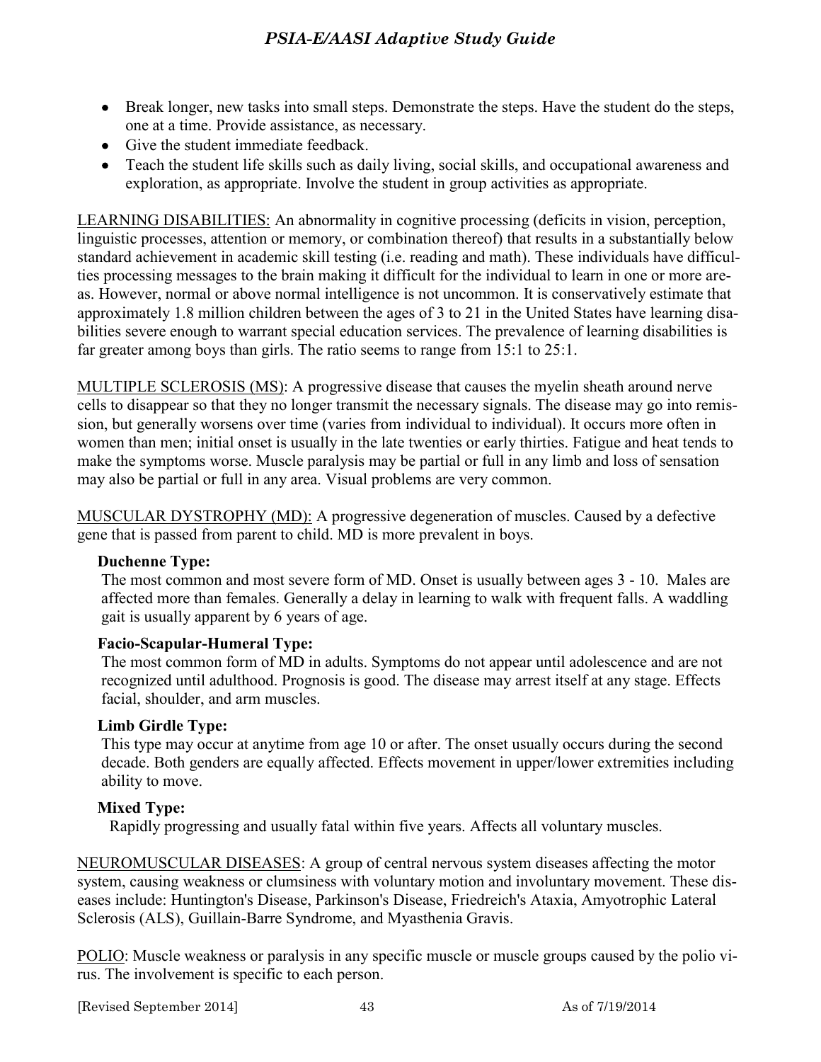- Break longer, new tasks into small steps. Demonstrate the steps. Have the student do the steps, one at a time. Provide assistance, as necessary.
- Give the student immediate feedback.
- Teach the student life skills such as daily living, social skills, and occupational awareness and exploration, as appropriate. Involve the student in group activities as appropriate.

<u>LEARNING DISABILITIES:</u> An abnormality in cognitive processing (deficits in vision, perception, linguistic processes, attention or memory, or combination thereof) that results in a substantially below standard achievement in academic skill testing (i.e. reading and math). These individuals have difficulties processing messages to the brain making it difficult for the individual to learn in one or more areas. However, normal or above normal intelligence is not uncommon. It is conservatively estimate that approximately 1.8 million children between the ages of 3 to 21 in the United States have learning disabilities severe enough to warrant special education services. The prevalence of learning disabilities is far greater among boys than girls. The ratio seems to range from 15:1 to 25:1.

<u>MULTIPLE SCLEROSIS (MS)</u>: A progressive disease that causes the myelin sheath around nerve cells to disappear so that they no longer transmit the necessary signals. The disease may go into remission, but generally worsens over time (varies from individual to individual). It occurs more often in women than men; initial onset is usually in the late twenties or early thirties. Fatigue and heat tends to make the symptoms worse. Muscle paralysis may be partial or full in any limb and loss of sensation may also be partial or full in any area. Visual problems are very common.

<u>MUSCULAR DYSTROPHY (MD):</u> A progressive degeneration of muscles. Caused by a defective gene that is passed from parent to child. MD is more prevalent in boys.

**Duchenne Type:**
The most common and most severe form of MD. Onset is usually between ages 3 - 10. Males are affected more than females. Generally a delay in learning to walk with frequent falls. A waddling gait is usually apparent by 6 years of age.

**Facio-Scapular-Humeral Type:**
The most common form of MD in adults. Symptoms do not appear until adolescence and are not recognized until adulthood. Prognosis is good. The disease may arrest itself at any stage. Effects facial, shoulder, and arm muscles.

**Limb Girdle Type:**
This type may occur at anytime from age 10 or after. The onset usually occurs during the second decade. Both genders are equally affected. Effects movement in upper/lower extremities including ability to move.

**Mixed Type:**
Rapidly progressing and usually fatal within five years. Affects all voluntary muscles.

<u>NEUROMUSCULAR DISEASES</u>: A group of central nervous system diseases affecting the motor system, causing weakness or clumsiness with voluntary motion and involuntary movement. These diseases include: Huntington's Disease, Parkinson's Disease, Friedreich's Ataxia, Amyotrophic Lateral Sclerosis (ALS), Guillain-Barre Syndrome, and Myasthenia Gravis.

<u>POLIO</u>: Muscle weakness or paralysis in any specific muscle or muscle groups caused by the polio virus. The involvement is specific to each person.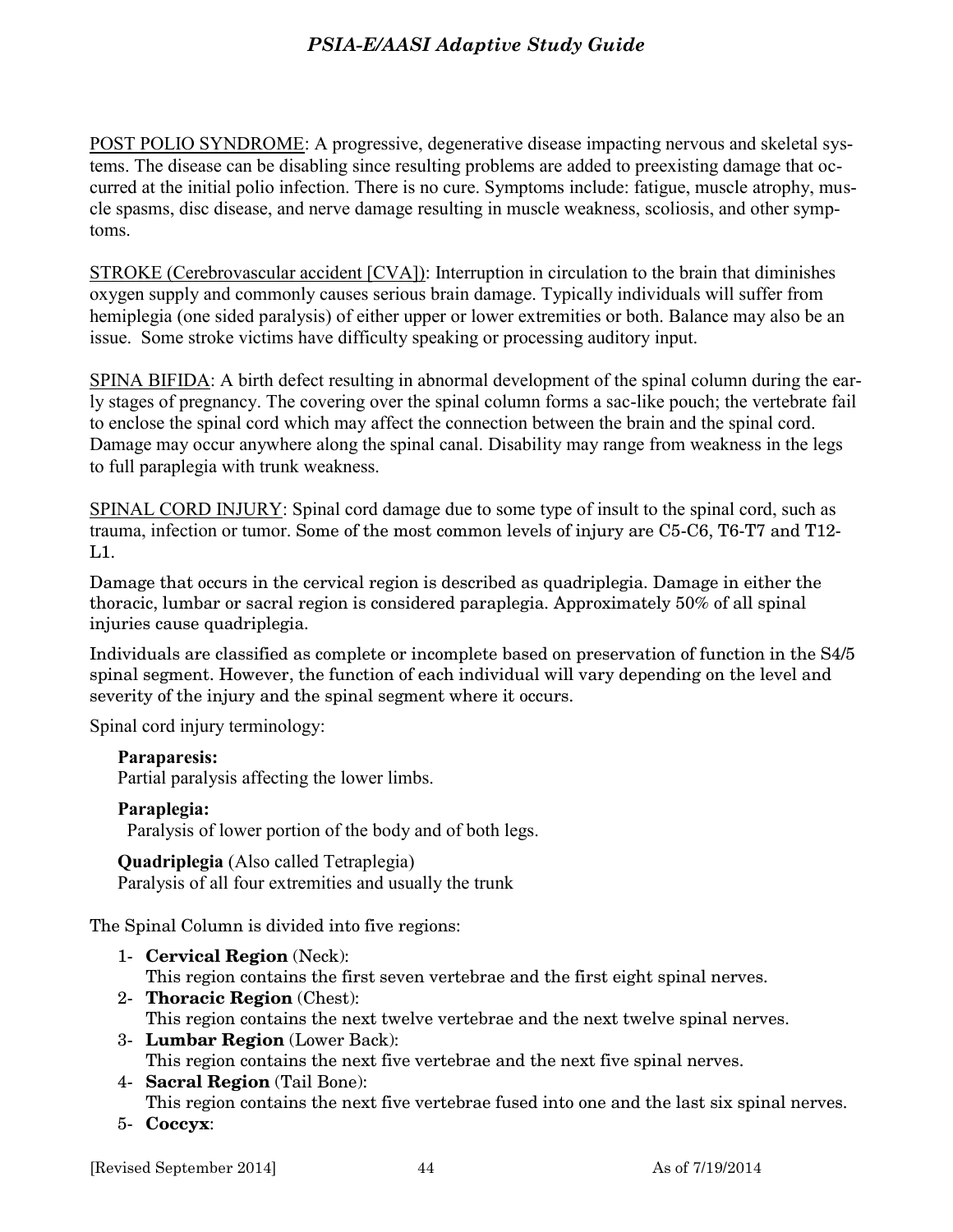<u>POST POLIO SYNDROME</u>: A progressive, degenerative disease impacting nervous and skeletal systems. The disease can be disabling since resulting problems are added to preexisting damage that occurred at the initial polio infection. There is no cure. Symptoms include: fatigue, muscle atrophy, muscle spasms, disc disease, and nerve damage resulting in muscle weakness, scoliosis, and other symptoms.

<u>STROKE (Cerebrovascular accident [CVA])</u>: Interruption in circulation to the brain that diminishes oxygen supply and commonly causes serious brain damage. Typically individuals will suffer from hemiplegia (one sided paralysis) of either upper or lower extremities or both. Balance may also be an issue. Some stroke victims have difficulty speaking or processing auditory input.

<u>SPINA BIFIDA</u>: A birth defect resulting in abnormal development of the spinal column during the early stages of pregnancy. The covering over the spinal column forms a sac-like pouch; the vertebrate fail to enclose the spinal cord which may affect the connection between the brain and the spinal cord. Damage may occur anywhere along the spinal canal. Disability may range from weakness in the legs to full paraplegia with trunk weakness.

<u>SPINAL CORD INJURY</u>: Spinal cord damage due to some type of insult to the spinal cord, such as trauma, infection or tumor. Some of the most common levels of injury are C5-C6, T6-T7 and T12-L1.

Damage that occurs in the cervical region is described as quadriplegia. Damage in either the thoracic, lumbar or sacral region is considered paraplegia. Approximately 50% of all spinal injuries cause quadriplegia.

Individuals are classified as complete or incomplete based on preservation of function in the S4/5 spinal segment. However, the function of each individual will vary depending on the level and severity of the injury and the spinal segment where it occurs.

Spinal cord injury terminology:

**Paraparesis:**
Partial paralysis affecting the lower limbs.

**Paraplegia:**
Paralysis of lower portion of the body and of both legs.

**Quadriplegia** (Also called Tetraplegia)
Paralysis of all four extremities and usually the trunk

The Spinal Column is divided into five regions:

1- **Cervical Region** (Neck):
This region contains the first seven vertebrae and the first eight spinal nerves.
2- **Thoracic Region** (Chest):
This region contains the next twelve vertebrae and the next twelve spinal nerves.
3- **Lumbar Region** (Lower Back):
This region contains the next five vertebrae and the next five spinal nerves.
4- **Sacral Region** (Tail Bone):
This region contains the next five vertebrae fused into one and the last six spinal nerves.
5- **Coccyx**: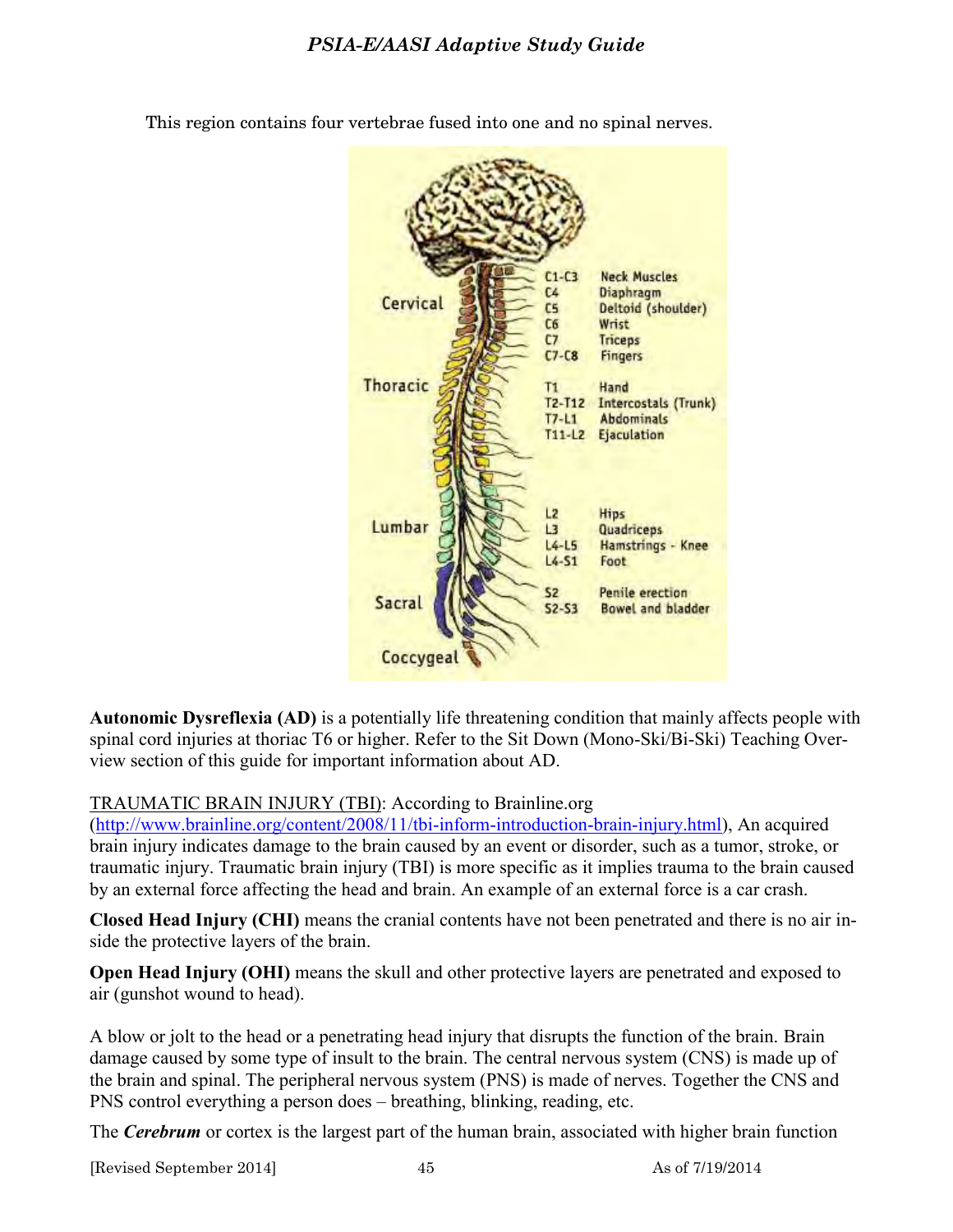This region contains four vertebrae fused into one and no spinal nerves.

| Region | Level | Function |
|---|---|---|
| Cervical | C1-C3 | Neck Muscles |
| | C4 | Diaphragm |
| | C5 | Deltoid (shoulder) |
| | C6 | Wrist |
| | C7 | Triceps |
| | C7-C8 | Fingers |
| Thoracic | T1 | Hand |
| | T2-T12 | Intercostals (Trunk) |
| | T7-L1 | Abdominals |
| | T11-L2 | Ejaculation |
| Lumbar | L2 | Hips |
| | L3 | Quadriceps |
| | L4-L5 | Hamstrings - Knee |
| | L4-S1 | Foot |
| Sacral | S2 | Penile erection |
| | S2-S3 | Bowel and bladder |
| Coccygeal | | |

**Autonomic Dysreflexia (AD)** is a potentially life threatening condition that mainly affects people with spinal cord injuries at thoriac T6 or higher. Refer to the Sit Down (Mono-Ski/Bi-Ski) Teaching Overview section of this guide for important information about AD.

TRAUMATIC BRAIN INJURY (TBI): According to Brainline.org (http://www.brainline.org/content/2008/11/tbi-inform-introduction-brain-injury.html), An acquired brain injury indicates damage to the brain caused by an event or disorder, such as a tumor, stroke, or traumatic injury. Traumatic brain injury (TBI) is more specific as it implies trauma to the brain caused by an external force affecting the head and brain. An example of an external force is a car crash.

**Closed Head Injury (CHI)** means the cranial contents have not been penetrated and there is no air inside the protective layers of the brain.

**Open Head Injury (OHI)** means the skull and other protective layers are penetrated and exposed to air (gunshot wound to head).

A blow or jolt to the head or a penetrating head injury that disrupts the function of the brain. Brain damage caused by some type of insult to the brain. The central nervous system (CNS) is made up of the brain and spinal. The peripheral nervous system (PNS) is made of nerves. Together the CNS and PNS control everything a person does – breathing, blinking, reading, etc.

The ***Cerebrum*** or cortex is the largest part of the human brain, associated with higher brain function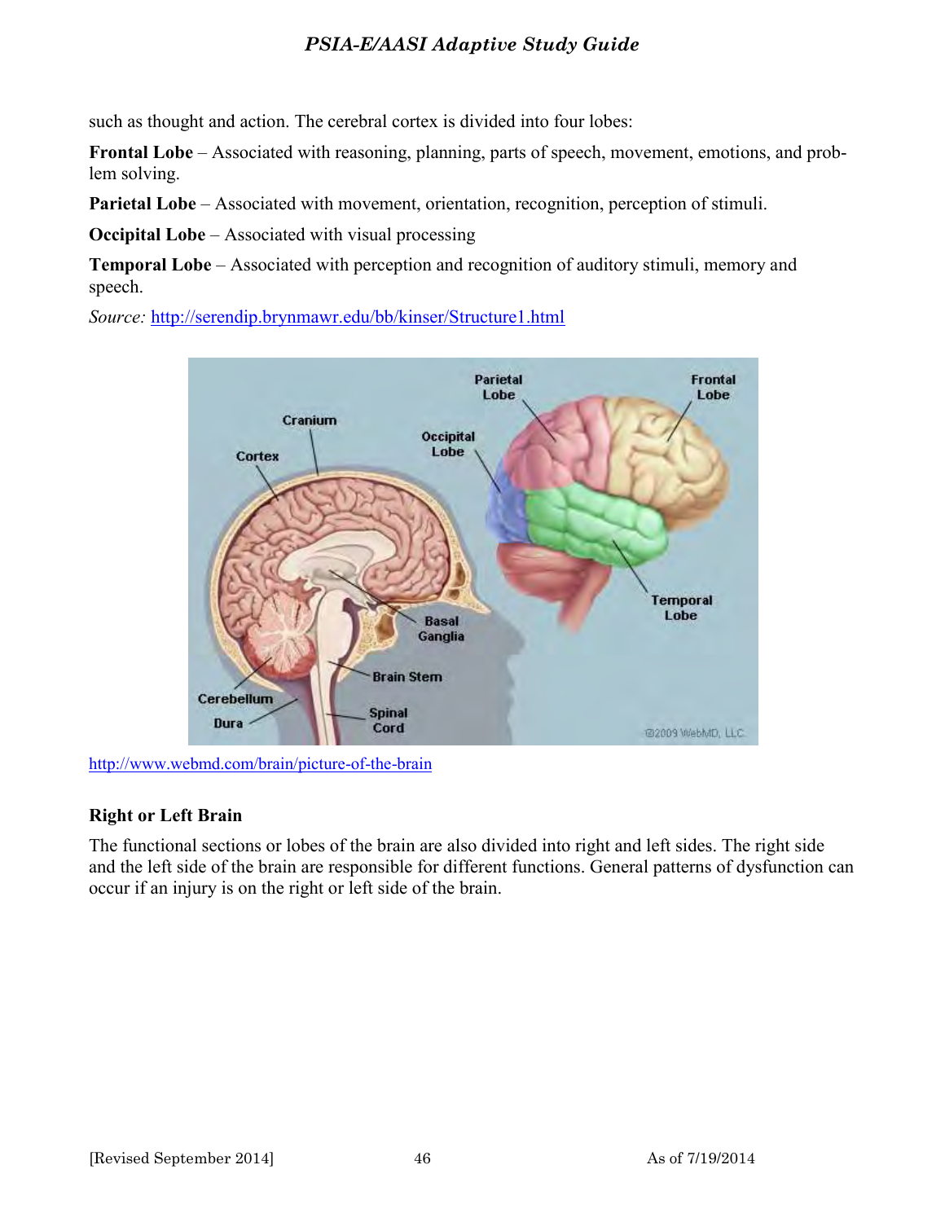such as thought and action. The cerebral cortex is divided into four lobes:

**Frontal Lobe** – Associated with reasoning, planning, parts of speech, movement, emotions, and problem solving.

**Parietal Lobe** – Associated with movement, orientation, recognition, perception of stimuli.

**Occipital Lobe** – Associated with visual processing

**Temporal Lobe** – Associated with perception and recognition of auditory stimuli, memory and speech.

*Source:* http://serendip.brynmawr.edu/bb/kinser/Structure1.html

http://www.webmd.com/brain/picture-of-the-brain

### Right or Left Brain

The functional sections or lobes of the brain are also divided into right and left sides. The right side and the left side of the brain are responsible for different functions. General patterns of dysfunction can occur if an injury is on the right or left side of the brain.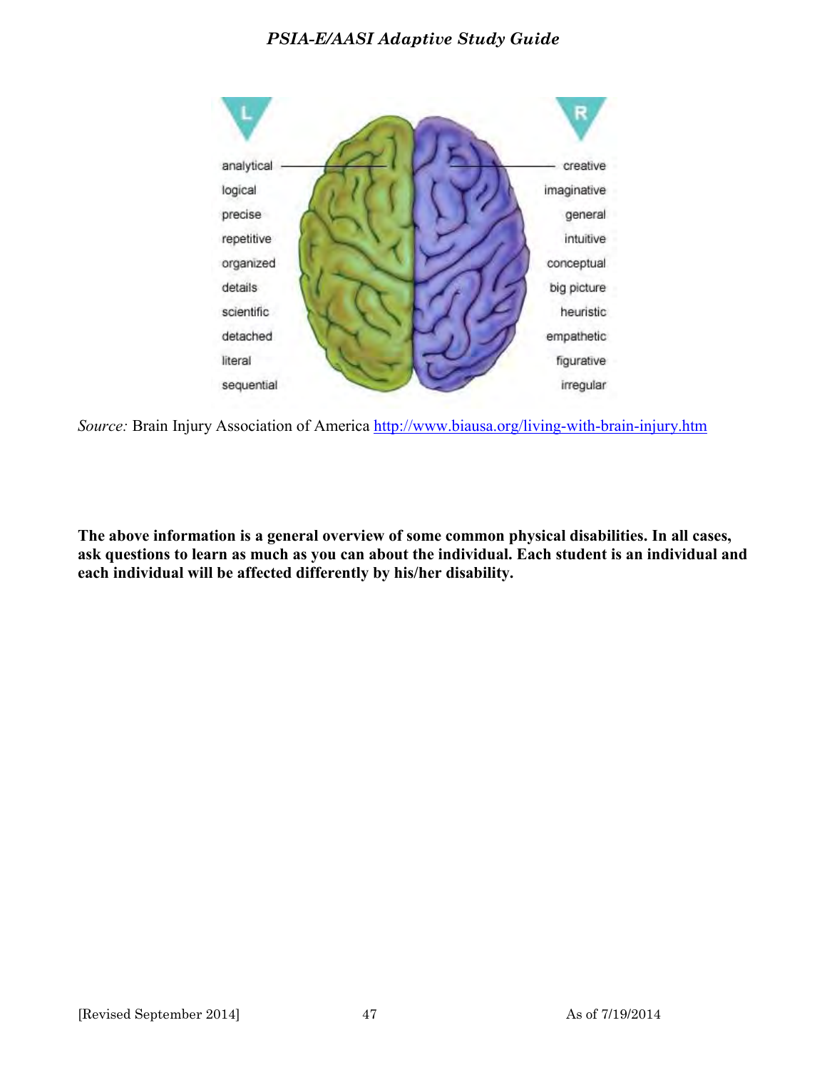| L | R |
|---|---|
| analytical | creative |
| logical | imaginative |
| precise | general |
| repetitive | intuitive |
| organized | conceptual |
| details | big picture |
| scientific | heuristic |
| detached | empathetic |
| literal | figurative |
| sequential | irregular |

*Source:* Brain Injury Association of America http://www.biausa.org/living-with-brain-injury.htm

**The above information is a general overview of some common physical disabilities. In all cases, ask questions to learn as much as you can about the individual. Each student is an individual and each individual will be affected differently by his/her disability.**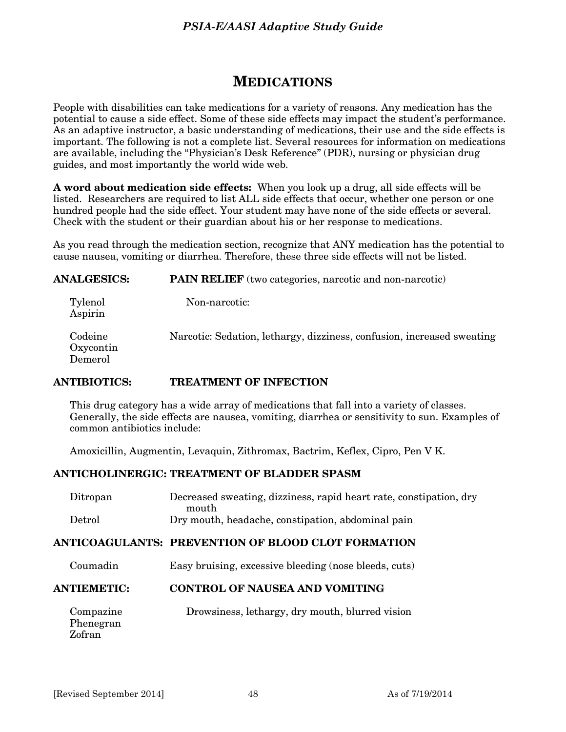# MEDICATIONS

People with disabilities can take medications for a variety of reasons. Any medication has the potential to cause a side effect. Some of these side effects may impact the student's performance. As an adaptive instructor, a basic understanding of medications, their use and the side effects is important. The following is not a complete list. Several resources for information on medications are available, including the "Physician's Desk Reference" (PDR), nursing or physician drug guides, and most importantly the world wide web.

**A word about medication side effects:** When you look up a drug, all side effects will be listed. Researchers are required to list ALL side effects that occur, whether one person or one hundred people had the side effect. Your student may have none of the side effects or several. Check with the student or their guardian about his or her response to medications.

As you read through the medication section, recognize that ANY medication has the potential to cause nausea, vomiting or diarrhea. Therefore, these three side effects will not be listed.

**ANALGESICS: PAIN RELIEF** (two categories, narcotic and non-narcotic)

| Medication | Side Effects |
|---|---|
| Tylenol<br>Aspirin | Non-narcotic: |
| Codeine<br>Oxycontin<br>Demerol | Narcotic: Sedation, lethargy, dizziness, confusion, increased sweating |

**ANTIBIOTICS: TREATMENT OF INFECTION**

This drug category has a wide array of medications that fall into a variety of classes. Generally, the side effects are nausea, vomiting, diarrhea or sensitivity to sun. Examples of common antibiotics include:

Amoxicillin, Augmentin, Levaquin, Zithromax, Bactrim, Keflex, Cipro, Pen V K.

**ANTICHOLINERGIC: TREATMENT OF BLADDER SPASM**

| Medication | Side Effects |
|---|---|
| Ditropan | Decreased sweating, dizziness, rapid heart rate, constipation, dry mouth |
| Detrol | Dry mouth, headache, constipation, abdominal pain |

**ANTICOAGULANTS: PREVENTION OF BLOOD CLOT FORMATION**

| Medication | Side Effects |
|---|---|
| Coumadin | Easy bruising, excessive bleeding (nose bleeds, cuts) |

**ANTIEMETIC: CONTROL OF NAUSEA AND VOMITING**

| Medication | Side Effects |
|---|---|
| Compazine<br>Phenegran<br>Zofran | Drowsiness, lethargy, dry mouth, blurred vision |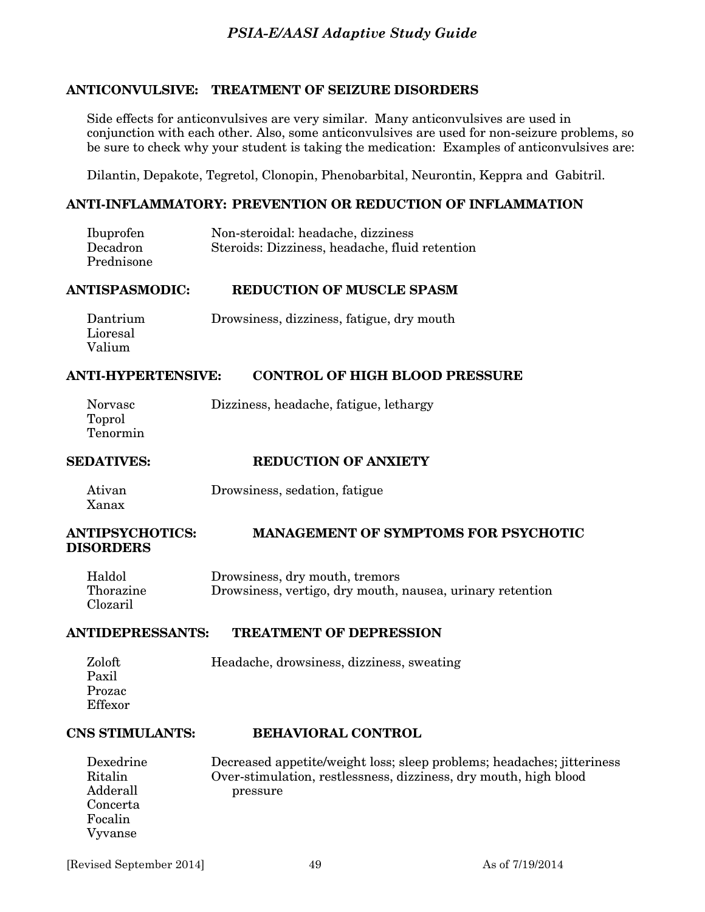## ANTICONVULSIVE: TREATMENT OF SEIZURE DISORDERS

Side effects for anticonvulsives are very similar. Many anticonvulsives are used in conjunction with each other. Also, some anticonvulsives are used for non-seizure problems, so be sure to check why your student is taking the medication: Examples of anticonvulsives are:

Dilantin, Depakote, Tegretol, Clonopin, Phenobarbital, Neurontin, Keppra and Gabitril.

## ANTI-INFLAMMATORY: PREVENTION OR REDUCTION OF INFLAMMATION

| | |
|---|---|
| Ibuprofen | Non-steroidal: headache, dizziness |
| Decadron | Steroids: Dizziness, headache, fluid retention |
| Prednisone | |

## ANTISPASMODIC: REDUCTION OF MUSCLE SPASM

| | |
|---|---|
| Dantrium | Drowsiness, dizziness, fatigue, dry mouth |
| Lioresal | |
| Valium | |

## ANTI-HYPERTENSIVE: CONTROL OF HIGH BLOOD PRESSURE

| | |
|---|---|
| Norvasc | Dizziness, headache, fatigue, lethargy |
| Toprol | |
| Tenormin | |

## SEDATIVES: REDUCTION OF ANXIETY

| | |
|---|---|
| Ativan | Drowsiness, sedation, fatigue |
| Xanax | |

## ANTIPSYCHOTICS: MANAGEMENT OF SYMPTOMS FOR PSYCHOTIC DISORDERS

| | |
|---|---|
| Haldol | Drowsiness, dry mouth, tremors |
| Thorazine | Drowsiness, vertigo, dry mouth, nausea, urinary retention |
| Clozaril | |

## ANTIDEPRESSANTS: TREATMENT OF DEPRESSION

| | |
|---|---|
| Zoloft | Headache, drowsiness, dizziness, sweating |
| Paxil | |
| Prozac | |
| Effexor | |

## CNS STIMULANTS: BEHAVIORAL CONTROL

| | |
|---|---|
| Dexedrine | Decreased appetite/weight loss; sleep problems; headaches; jitteriness |
| Ritalin | Over-stimulation, restlessness, dizziness, dry mouth, high blood pressure |
| Adderall | |
| Concerta | |
| Focalin | |
| Vyvanse | |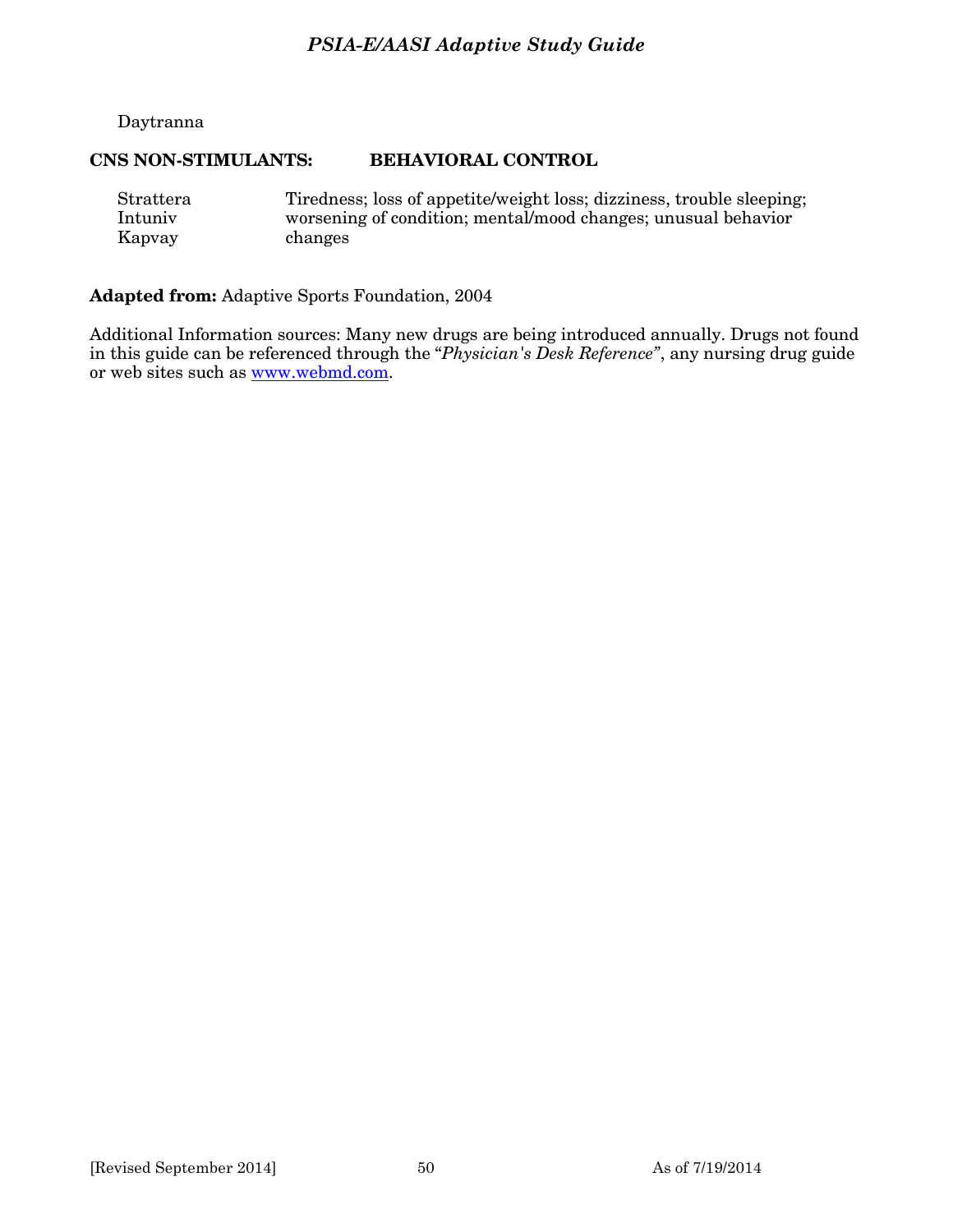Daytranna

| CNS NON-STIMULANTS: | BEHAVIORAL CONTROL |
|---|---|
| Strattera<br>Intuniv<br>Kapvay | Tiredness; loss of appetite/weight loss; dizziness, trouble sleeping; worsening of condition; mental/mood changes; unusual behavior changes |

**Adapted from:** Adaptive Sports Foundation, 2004

Additional Information sources: Many new drugs are being introduced annually. Drugs not found in this guide can be referenced through the "*Physician's Desk Reference"*, any nursing drug guide or web sites such as www.webmd.com.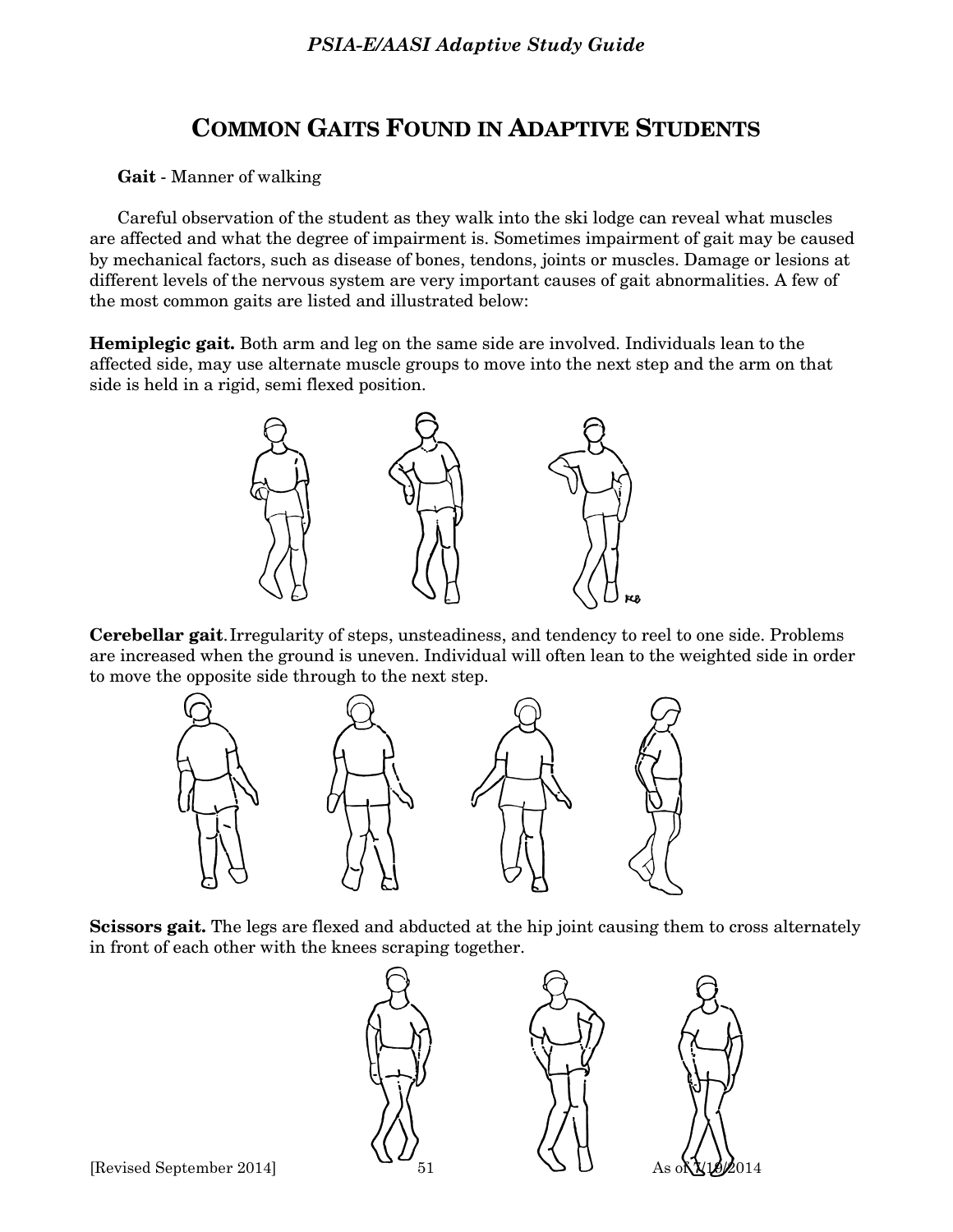# COMMON GAITS FOUND IN ADAPTIVE STUDENTS

**Gait** - Manner of walking

Careful observation of the student as they walk into the ski lodge can reveal what muscles are affected and what the degree of impairment is. Sometimes impairment of gait may be caused by mechanical factors, such as disease of bones, tendons, joints or muscles. Damage or lesions at different levels of the nervous system are very important causes of gait abnormalities. A few of the most common gaits are listed and illustrated below:

**Hemiplegic gait.** Both arm and leg on the same side are involved. Individuals lean to the affected side, may use alternate muscle groups to move into the next step and the arm on that side is held in a rigid, semi flexed position.

**Cerebellar gait**. Irregularity of steps, unsteadiness, and tendency to reel to one side. Problems are increased when the ground is uneven. Individual will often lean to the weighted side in order to move the opposite side through to the next step.

**Scissors gait.** The legs are flexed and abducted at the hip joint causing them to cross alternately in front of each other with the knees scraping together.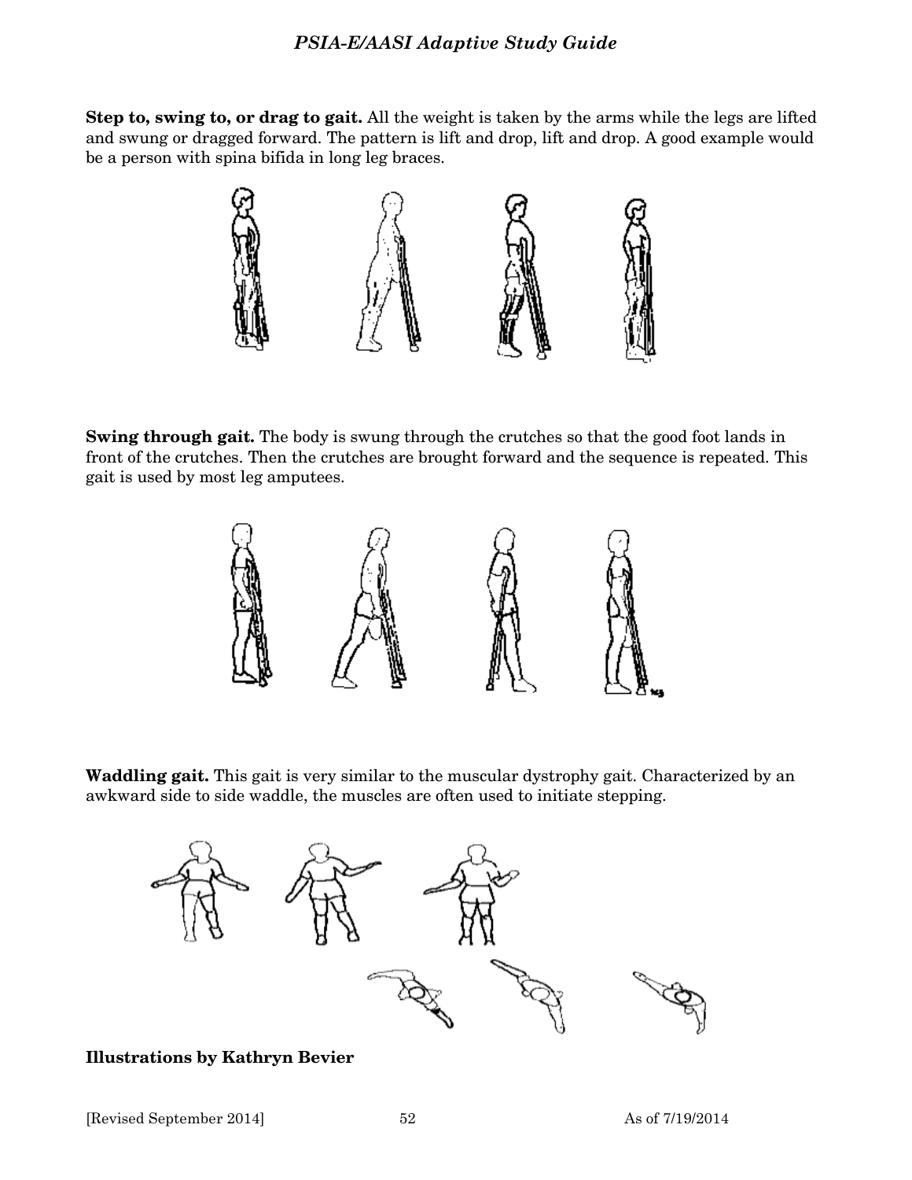**Step to, swing to, or drag to gait.** All the weight is taken by the arms while the legs are lifted and swung or dragged forward. The pattern is lift and drop, lift and drop. A good example would be a person with spina bifida in long leg braces.

**Swing through gait.** The body is swung through the crutches so that the good foot lands in front of the crutches. Then the crutches are brought forward and the sequence is repeated. This gait is used by most leg amputees.

**Waddling gait.** This gait is very similar to the muscular dystrophy gait. Characterized by an awkward side to side waddle, the muscles are often used to initiate stepping.

**Illustrations by Kathryn Bevier**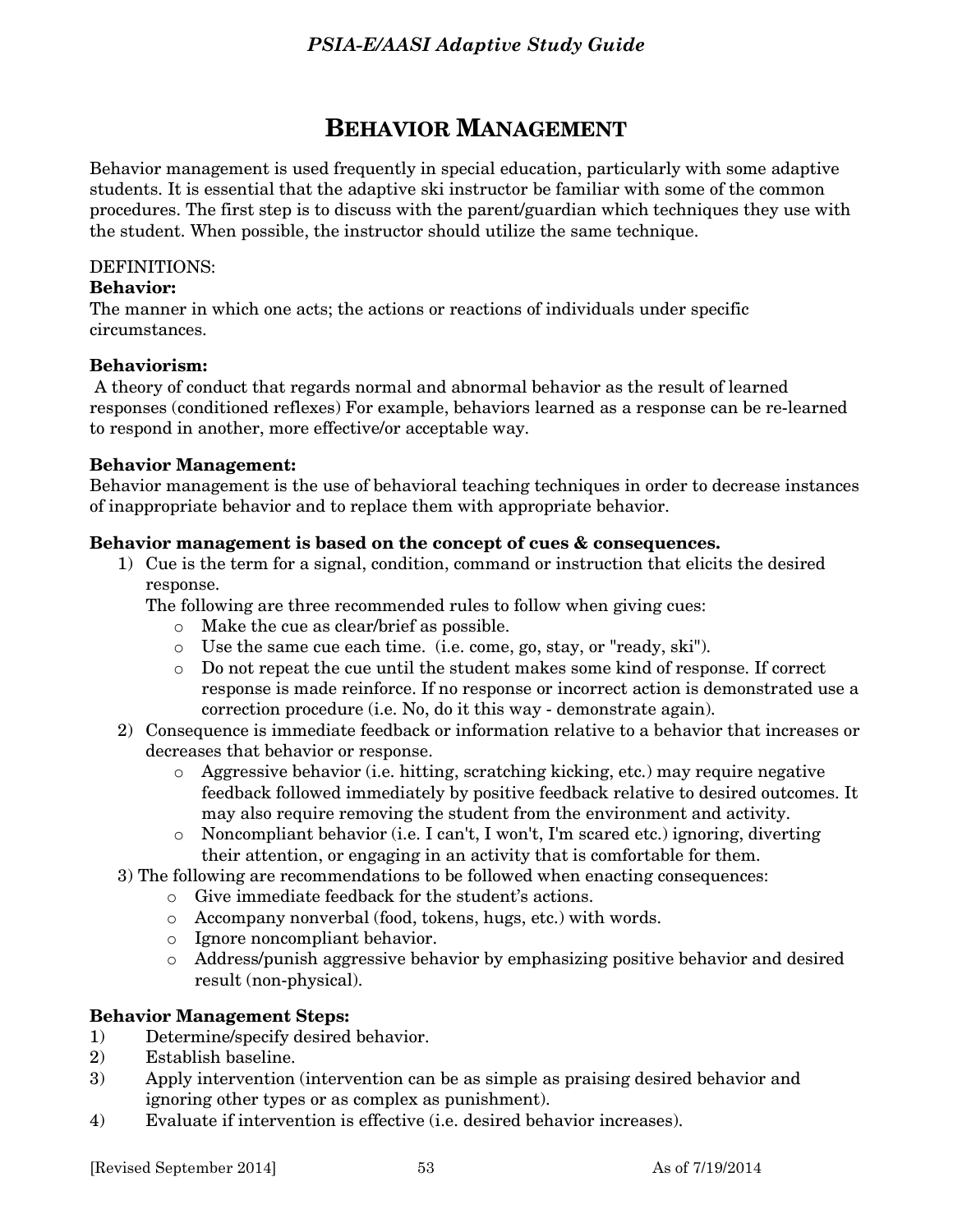# Behavior Management

Behavior management is used frequently in special education, particularly with some adaptive students. It is essential that the adaptive ski instructor be familiar with some of the common procedures. The first step is to discuss with the parent/guardian which techniques they use with the student. When possible, the instructor should utilize the same technique.

DEFINITIONS:

**Behavior:**
The manner in which one acts; the actions or reactions of individuals under specific circumstances.

**Behaviorism:**
A theory of conduct that regards normal and abnormal behavior as the result of learned responses (conditioned reflexes) For example, behaviors learned as a response can be re-learned to respond in another, more effective/or acceptable way.

**Behavior Management:**
Behavior management is the use of behavioral teaching techniques in order to decrease instances of inappropriate behavior and to replace them with appropriate behavior.

**Behavior management is based on the concept of cues & consequences.**

1) Cue is the term for a signal, condition, command or instruction that elicits the desired response.
   The following are three recommended rules to follow when giving cues:
   - Make the cue as clear/brief as possible.
   - Use the same cue each time. (i.e. come, go, stay, or "ready, ski").
   - Do not repeat the cue until the student makes some kind of response. If correct response is made reinforce. If no response or incorrect action is demonstrated use a correction procedure (i.e. No, do it this way - demonstrate again).
2) Consequence is immediate feedback or information relative to a behavior that increases or decreases that behavior or response.
   - Aggressive behavior (i.e. hitting, scratching kicking, etc.) may require negative feedback followed immediately by positive feedback relative to desired outcomes. It may also require removing the student from the environment and activity.
   - Noncompliant behavior (i.e. I can't, I won't, I'm scared etc.) ignoring, diverting their attention, or engaging in an activity that is comfortable for them.
3) The following are recommendations to be followed when enacting consequences:
   - Give immediate feedback for the student's actions.
   - Accompany nonverbal (food, tokens, hugs, etc.) with words.
   - Ignore noncompliant behavior.
   - Address/punish aggressive behavior by emphasizing positive behavior and desired result (non-physical).

**Behavior Management Steps:**

1) Determine/specify desired behavior.
2) Establish baseline.
3) Apply intervention (intervention can be as simple as praising desired behavior and ignoring other types or as complex as punishment).
4) Evaluate if intervention is effective (i.e. desired behavior increases).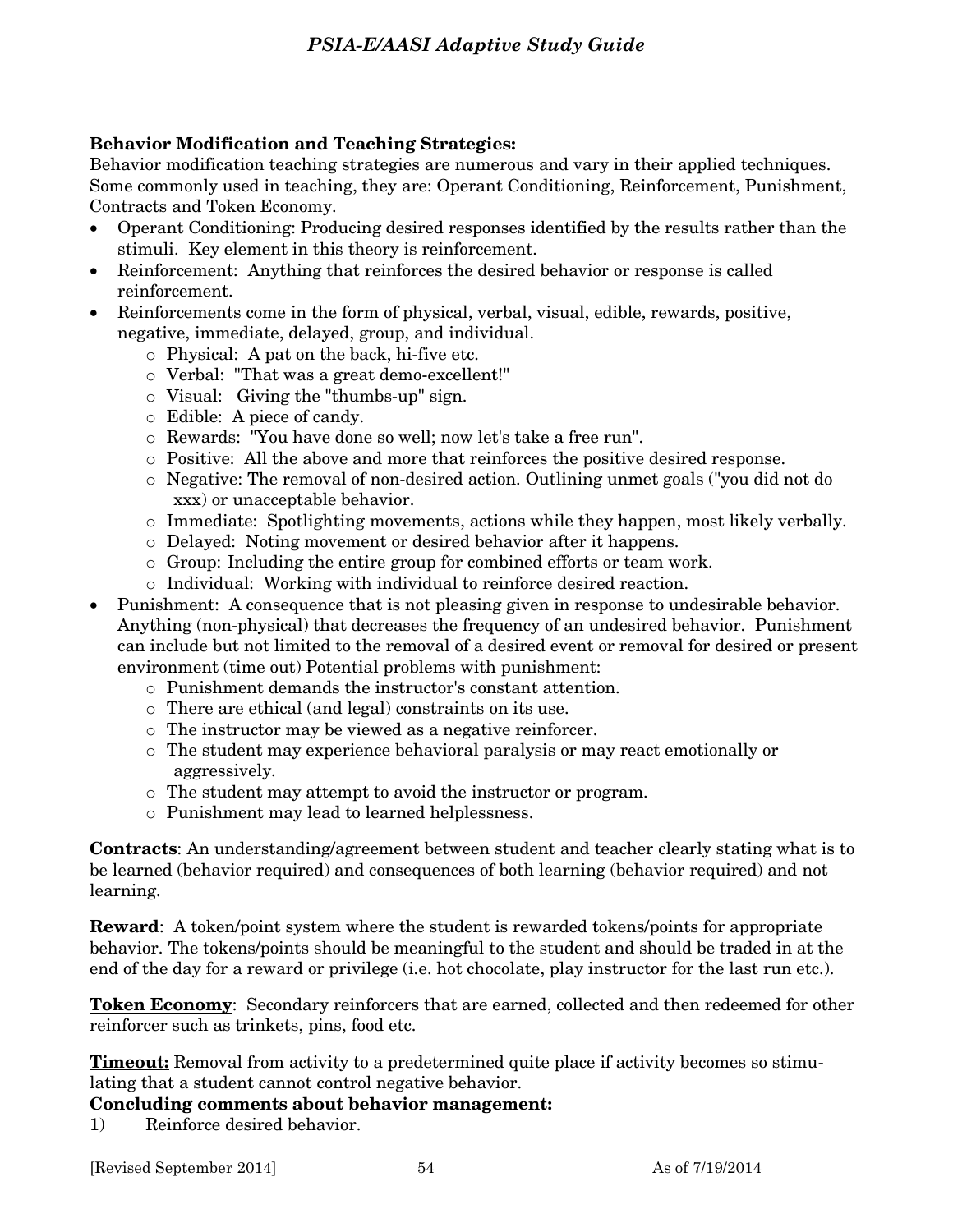**Behavior Modification and Teaching Strategies:**
Behavior modification teaching strategies are numerous and vary in their applied techniques. Some commonly used in teaching, they are: Operant Conditioning, Reinforcement, Punishment, Contracts and Token Economy.

- Operant Conditioning: Producing desired responses identified by the results rather than the stimuli. Key element in this theory is reinforcement.
- Reinforcement: Anything that reinforces the desired behavior or response is called reinforcement.
- Reinforcements come in the form of physical, verbal, visual, edible, rewards, positive, negative, immediate, delayed, group, and individual.
  - Physical: A pat on the back, hi-five etc.
  - Verbal: "That was a great demo-excellent!"
  - Visual: Giving the "thumbs-up" sign.
  - Edible: A piece of candy.
  - Rewards: "You have done so well; now let's take a free run".
  - Positive: All the above and more that reinforces the positive desired response.
  - Negative: The removal of non-desired action. Outlining unmet goals ("you did not do xxx) or unacceptable behavior.
  - Immediate: Spotlighting movements, actions while they happen, most likely verbally.
  - Delayed: Noting movement or desired behavior after it happens.
  - Group: Including the entire group for combined efforts or team work.
  - Individual: Working with individual to reinforce desired reaction.
- Punishment: A consequence that is not pleasing given in response to undesirable behavior. Anything (non-physical) that decreases the frequency of an undesired behavior. Punishment can include but not limited to the removal of a desired event or removal for desired or present environment (time out) Potential problems with punishment:
  - Punishment demands the instructor's constant attention.
  - There are ethical (and legal) constraints on its use.
  - The instructor may be viewed as a negative reinforcer.
  - The student may experience behavioral paralysis or may react emotionally or aggressively.
  - The student may attempt to avoid the instructor or program.
  - Punishment may lead to learned helplessness.

**Contracts**: An understanding/agreement between student and teacher clearly stating what is to be learned (behavior required) and consequences of both learning (behavior required) and not learning.

**Reward**: A token/point system where the student is rewarded tokens/points for appropriate behavior. The tokens/points should be meaningful to the student and should be traded in at the end of the day for a reward or privilege (i.e. hot chocolate, play instructor for the last run etc.).

**Token Economy**: Secondary reinforcers that are earned, collected and then redeemed for other reinforcer such as trinkets, pins, food etc.

**Timeout:** Removal from activity to a predetermined quite place if activity becomes so stimulating that a student cannot control negative behavior.

**Concluding comments about behavior management:**

1) Reinforce desired behavior.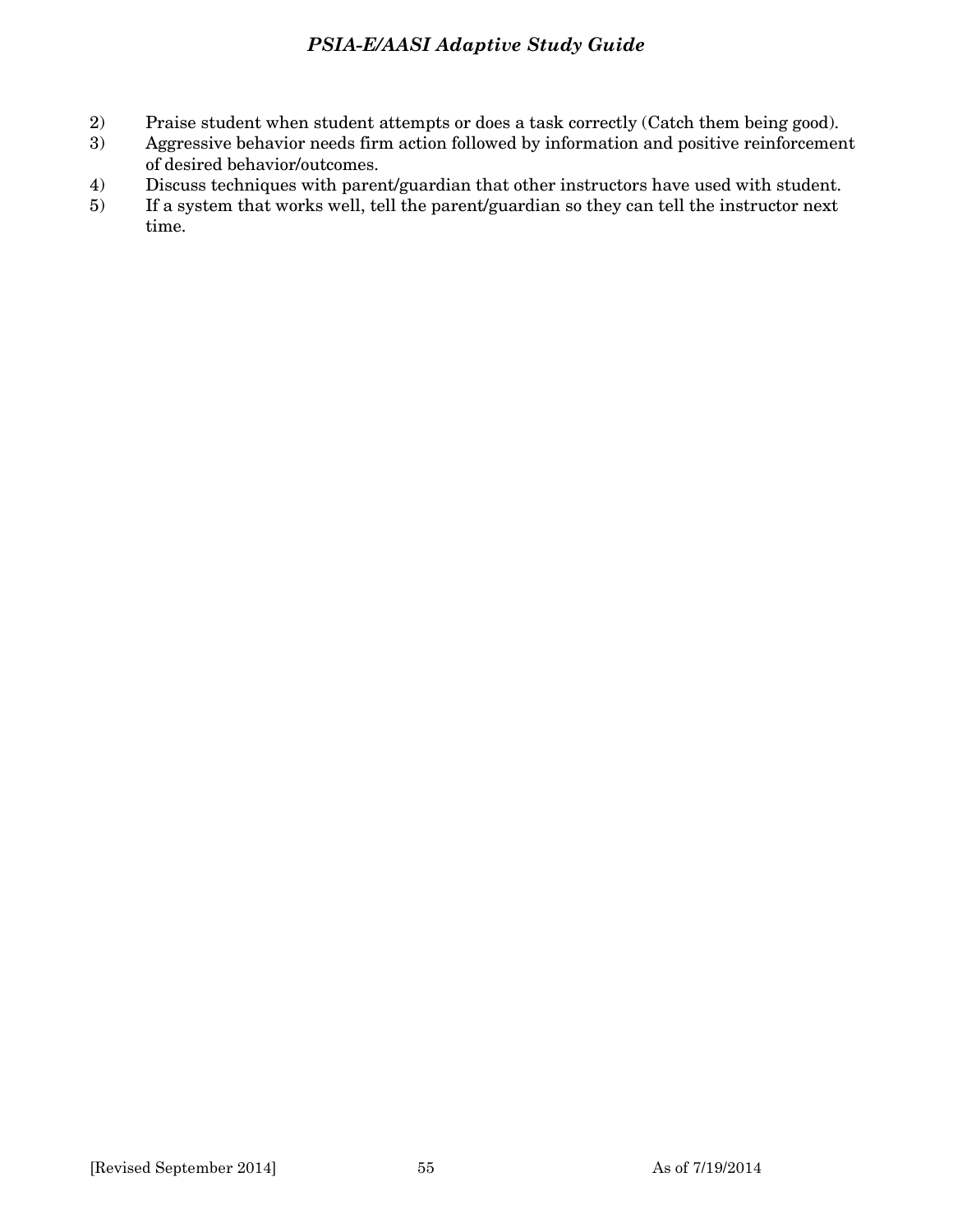2) Praise student when student attempts or does a task correctly (Catch them being good).
3) Aggressive behavior needs firm action followed by information and positive reinforcement of desired behavior/outcomes.
4) Discuss techniques with parent/guardian that other instructors have used with student.
5) If a system that works well, tell the parent/guardian so they can tell the instructor next time.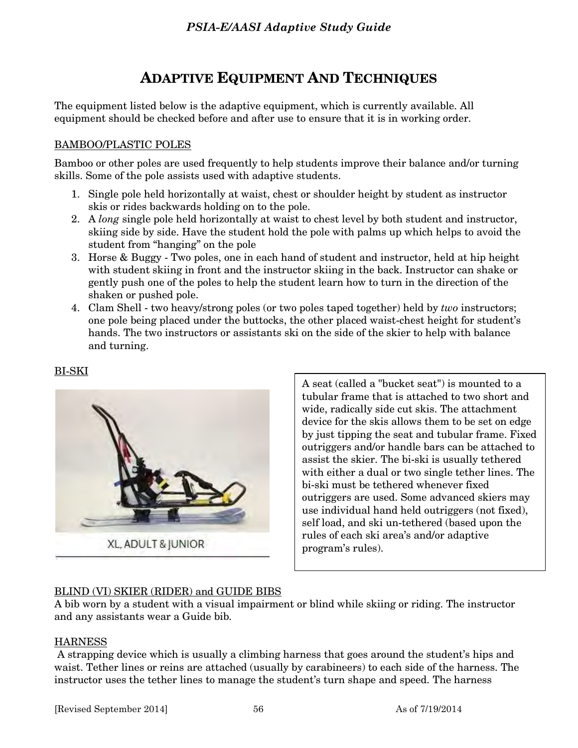# ADAPTIVE EQUIPMENT AND TECHNIQUES

The equipment listed below is the adaptive equipment, which is currently available. All equipment should be checked before and after use to ensure that it is in working order.

## BAMBOO/PLASTIC POLES

Bamboo or other poles are used frequently to help students improve their balance and/or turning skills. Some of the pole assists used with adaptive students.

1. Single pole held horizontally at waist, chest or shoulder height by student as instructor skis or rides backwards holding on to the pole.
2. A *long* single pole held horizontally at waist to chest level by both student and instructor, skiing side by side. Have the student hold the pole with palms up which helps to avoid the student from "hanging" on the pole
3. Horse & Buggy - Two poles, one in each hand of student and instructor, held at hip height with student skiing in front and the instructor skiing in the back. Instructor can shake or gently push one of the poles to help the student learn how to turn in the direction of the shaken or pushed pole.
4. Clam Shell - two heavy/strong poles (or two poles taped together) held by *two* instructors; one pole being placed under the buttocks, the other placed waist-chest height for student's hands. The two instructors or assistants ski on the side of the skier to help with balance and turning.

## BI-SKI

XL, ADULT & JUNIOR

A seat (called a "bucket seat") is mounted to a tubular frame that is attached to two short and wide, radically side cut skis. The attachment device for the skis allows them to be set on edge by just tipping the seat and tubular frame. Fixed outriggers and/or handle bars can be attached to assist the skier. The bi-ski is usually tethered with either a dual or two single tether lines. The bi-ski must be tethered whenever fixed outriggers are used. Some advanced skiers may use individual hand held outriggers (not fixed), self load, and ski un-tethered (based upon the rules of each ski area's and/or adaptive program's rules).

## BLIND (VI) SKIER (RIDER) and GUIDE BIBS

A bib worn by a student with a visual impairment or blind while skiing or riding. The instructor and any assistants wear a Guide bib.

## HARNESS

A strapping device which is usually a climbing harness that goes around the student's hips and waist. Tether lines or reins are attached (usually by carabineers) to each side of the harness. The instructor uses the tether lines to manage the student's turn shape and speed. The harness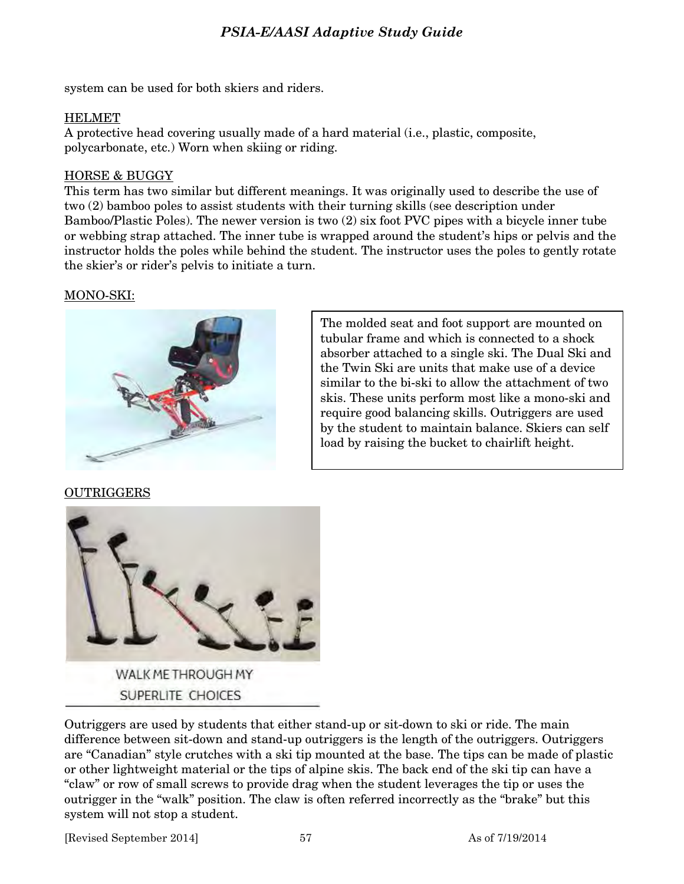system can be used for both skiers and riders.

HELMET

A protective head covering usually made of a hard material (i.e., plastic, composite, polycarbonate, etc.) Worn when skiing or riding.

HORSE & BUGGY

This term has two similar but different meanings. It was originally used to describe the use of two (2) bamboo poles to assist students with their turning skills (see description under Bamboo/Plastic Poles). The newer version is two (2) six foot PVC pipes with a bicycle inner tube or webbing strap attached. The inner tube is wrapped around the student's hips or pelvis and the instructor holds the poles while behind the student. The instructor uses the poles to gently rotate the skier's or rider's pelvis to initiate a turn.

MONO-SKI:

The molded seat and foot support are mounted on tubular frame and which is connected to a shock absorber attached to a single ski. The Dual Ski and the Twin Ski are units that make use of a device similar to the bi-ski to allow the attachment of two skis. These units perform most like a mono-ski and require good balancing skills. Outriggers are used by the student to maintain balance. Skiers can self load by raising the bucket to chairlift height.

OUTRIGGERS

WALK ME THROUGH MY SUPERLITE CHOICES

Outriggers are used by students that either stand-up or sit-down to ski or ride. The main difference between sit-down and stand-up outriggers is the length of the outriggers. Outriggers are "Canadian" style crutches with a ski tip mounted at the base. The tips can be made of plastic or other lightweight material or the tips of alpine skis. The back end of the ski tip can have a "claw" or row of small screws to provide drag when the student leverages the tip or uses the outrigger in the "walk" position. The claw is often referred incorrectly as the "brake" but this system will not stop a student.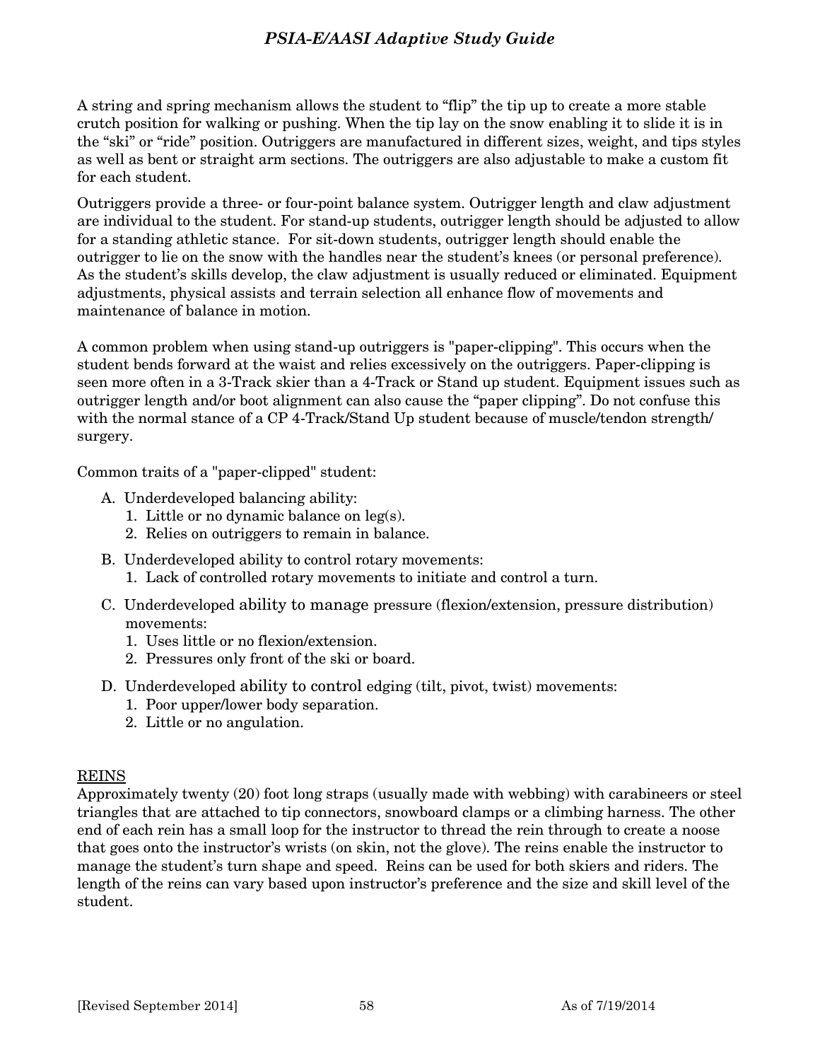A string and spring mechanism allows the student to “flip” the tip up to create a more stable crutch position for walking or pushing. When the tip lay on the snow enabling it to slide it is in the “ski” or “ride” position. Outriggers are manufactured in different sizes, weight, and tips styles as well as bent or straight arm sections. The outriggers are also adjustable to make a custom fit for each student.

Outriggers provide a three- or four-point balance system. Outrigger length and claw adjustment are individual to the student. For stand-up students, outrigger length should be adjusted to allow for a standing athletic stance. For sit-down students, outrigger length should enable the outrigger to lie on the snow with the handles near the student’s knees (or personal preference). As the student’s skills develop, the claw adjustment is usually reduced or eliminated. Equipment adjustments, physical assists and terrain selection all enhance flow of movements and maintenance of balance in motion.

A common problem when using stand-up outriggers is "paper-clipping". This occurs when the student bends forward at the waist and relies excessively on the outriggers. Paper-clipping is seen more often in a 3-Track skier than a 4-Track or Stand up student. Equipment issues such as outrigger length and/or boot alignment can also cause the “paper clipping”. Do not confuse this with the normal stance of a CP 4-Track/Stand Up student because of muscle/tendon strength/ surgery.

Common traits of a "paper-clipped" student:

A. Underdeveloped balancing ability:
   1. Little or no dynamic balance on leg(s).
   2. Relies on outriggers to remain in balance.

B. Underdeveloped ability to control rotary movements:
   1. Lack of controlled rotary movements to initiate and control a turn.

C. Underdeveloped ability to manage pressure (flexion/extension, pressure distribution) movements:
   1. Uses little or no flexion/extension.
   2. Pressures only front of the ski or board.

D. Underdeveloped ability to control edging (tilt, pivot, twist) movements:
   1. Poor upper/lower body separation.
   2. Little or no angulation.

## REINS

Approximately twenty (20) foot long straps (usually made with webbing) with carabineers or steel triangles that are attached to tip connectors, snowboard clamps or a climbing harness. The other end of each rein has a small loop for the instructor to thread the rein through to create a noose that goes onto the instructor’s wrists (on skin, not the glove). The reins enable the instructor to manage the student’s turn shape and speed. Reins can be used for both skiers and riders. The length of the reins can vary based upon instructor’s preference and the size and skill level of the student.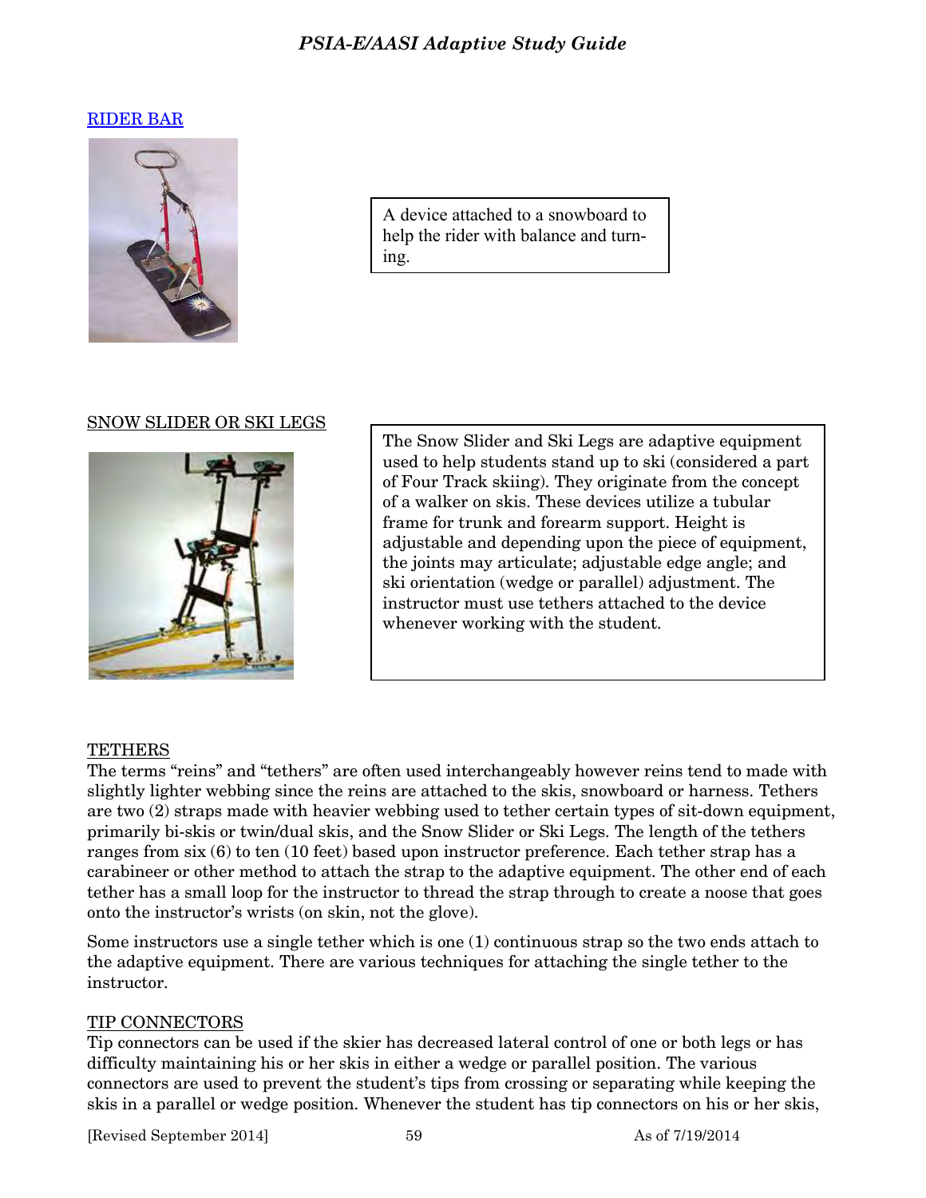## RIDER BAR

A device attached to a snowboard to help the rider with balance and turning.

## SNOW SLIDER OR SKI LEGS

The Snow Slider and Ski Legs are adaptive equipment used to help students stand up to ski (considered a part of Four Track skiing). They originate from the concept of a walker on skis. These devices utilize a tubular frame for trunk and forearm support. Height is adjustable and depending upon the piece of equipment, the joints may articulate; adjustable edge angle; and ski orientation (wedge or parallel) adjustment. The instructor must use tethers attached to the device whenever working with the student.

## TETHERS

The terms "reins" and "tethers" are often used interchangeably however reins tend to made with slightly lighter webbing since the reins are attached to the skis, snowboard or harness. Tethers are two (2) straps made with heavier webbing used to tether certain types of sit-down equipment, primarily bi-skis or twin/dual skis, and the Snow Slider or Ski Legs. The length of the tethers ranges from six (6) to ten (10 feet) based upon instructor preference. Each tether strap has a carabineer or other method to attach the strap to the adaptive equipment. The other end of each tether has a small loop for the instructor to thread the strap through to create a noose that goes onto the instructor's wrists (on skin, not the glove).

Some instructors use a single tether which is one (1) continuous strap so the two ends attach to the adaptive equipment. There are various techniques for attaching the single tether to the instructor.

## TIP CONNECTORS

Tip connectors can be used if the skier has decreased lateral control of one or both legs or has difficulty maintaining his or her skis in either a wedge or parallel position. The various connectors are used to prevent the student's tips from crossing or separating while keeping the skis in a parallel or wedge position. Whenever the student has tip connectors on his or her skis,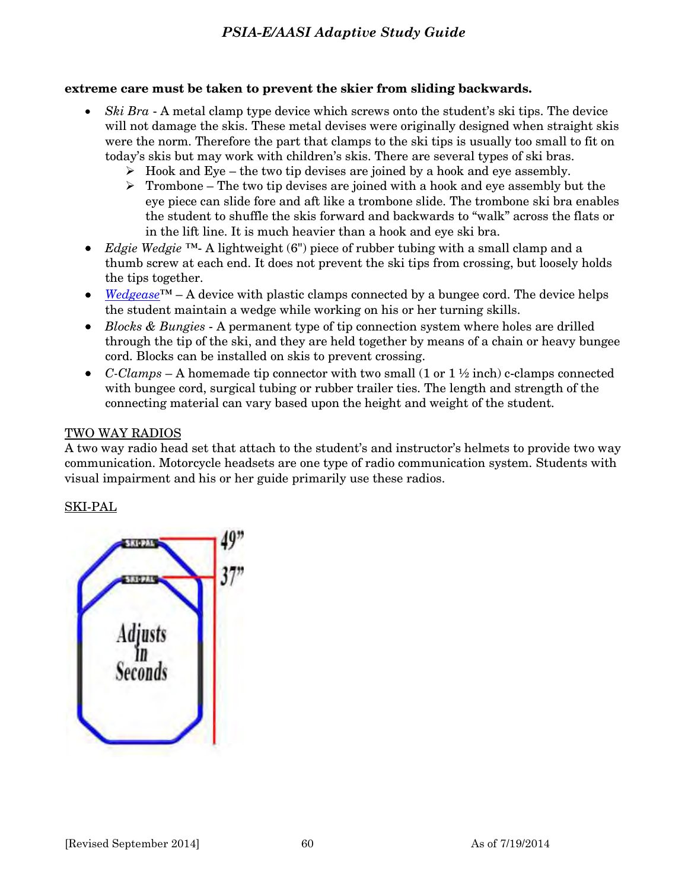**extreme care must be taken to prevent the skier from sliding backwards.**

- *Ski Bra* - A metal clamp type device which screws onto the student's ski tips. The device will not damage the skis. These metal devises were originally designed when straight skis were the norm. Therefore the part that clamps to the ski tips is usually too small to fit on today's skis but may work with children's skis. There are several types of ski bras.
  - Hook and Eye – the two tip devises are joined by a hook and eye assembly.
  - Trombone – The two tip devises are joined with a hook and eye assembly but the eye piece can slide fore and aft like a trombone slide. The trombone ski bra enables the student to shuffle the skis forward and backwards to "walk" across the flats or in the lift line. It is much heavier than a hook and eye ski bra.
- *Edgie Wedgie* ™- A lightweight (6") piece of rubber tubing with a small clamp and a thumb screw at each end. It does not prevent the ski tips from crossing, but loosely holds the tips together.
- *Wedgease*™ – A device with plastic clamps connected by a bungee cord. The device helps the student maintain a wedge while working on his or her turning skills.
- *Blocks & Bungies* - A permanent type of tip connection system where holes are drilled through the tip of the ski, and they are held together by means of a chain or heavy bungee cord. Blocks can be installed on skis to prevent crossing.
- *C-Clamps* – A homemade tip connector with two small (1 or 1 ½ inch) c-clamps connected with bungee cord, surgical tubing or rubber trailer ties. The length and strength of the connecting material can vary based upon the height and weight of the student.

TWO WAY RADIOS

A two way radio head set that attach to the student's and instructor's helmets to provide two way communication. Motorcycle headsets are one type of radio communication system. Students with visual impairment and his or her guide primarily use these radios.

SKI-PAL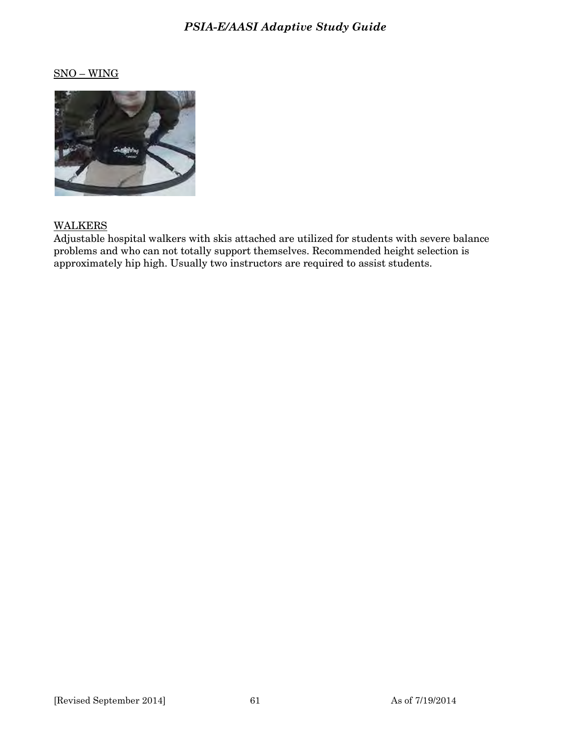SNO – WING

WALKERS
Adjustable hospital walkers with skis attached are utilized for students with severe balance problems and who can not totally support themselves. Recommended height selection is approximately hip high. Usually two instructors are required to assist students.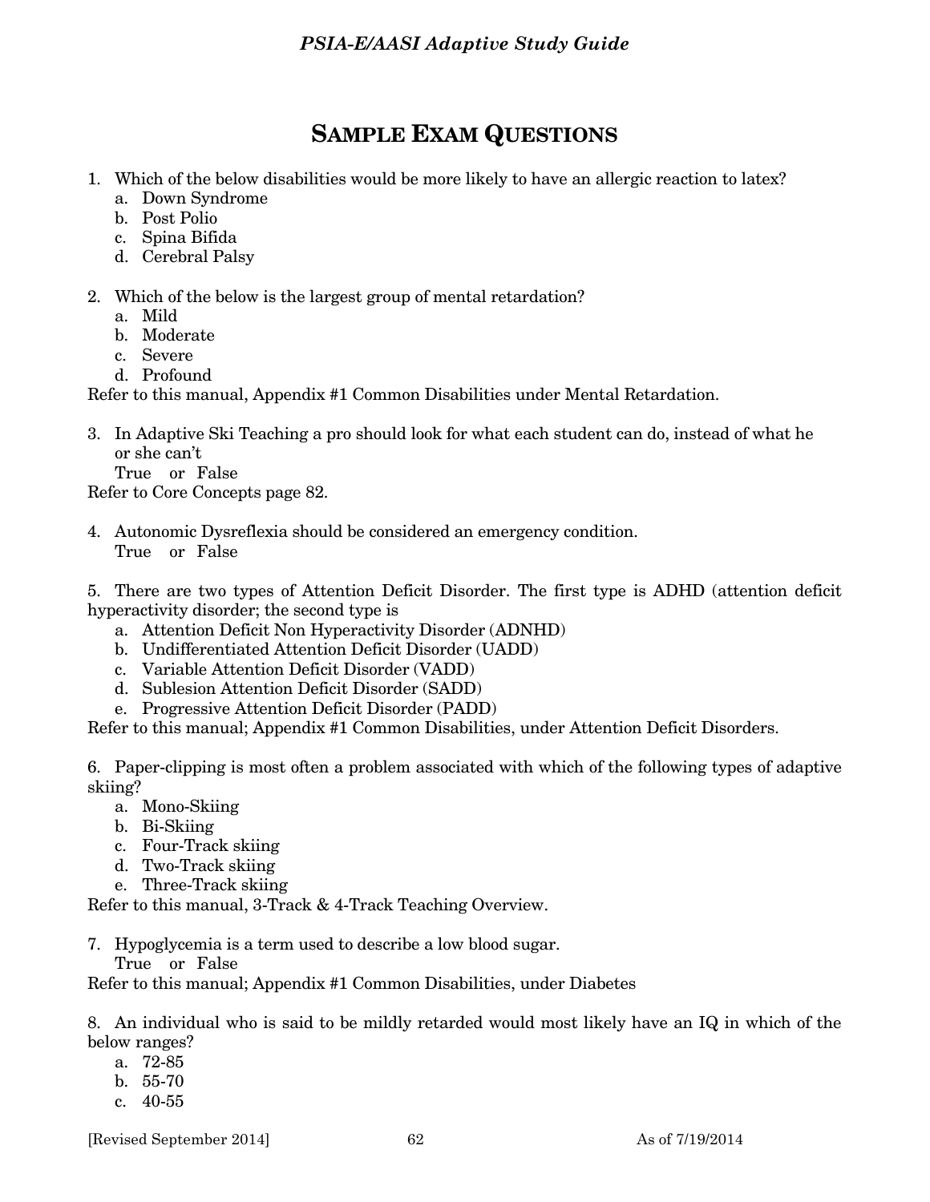# SAMPLE EXAM QUESTIONS

1. Which of the below disabilities would be more likely to have an allergic reaction to latex?
   a. Down Syndrome
   b. Post Polio
   c. Spina Bifida
   d. Cerebral Palsy

2. Which of the below is the largest group of mental retardation?
   a. Mild
   b. Moderate
   c. Severe
   d. Profound

Refer to this manual, Appendix #1 Common Disabilities under Mental Retardation.

3. In Adaptive Ski Teaching a pro should look for what each student can do, instead of what he or she can't
   True or False

Refer to Core Concepts page 82.

4. Autonomic Dysreflexia should be considered an emergency condition.
   True or False

5. There are two types of Attention Deficit Disorder. The first type is ADHD (attention deficit hyperactivity disorder; the second type is
   a. Attention Deficit Non Hyperactivity Disorder (ADNHD)
   b. Undifferentiated Attention Deficit Disorder (UADD)
   c. Variable Attention Deficit Disorder (VADD)
   d. Sublesion Attention Deficit Disorder (SADD)
   e. Progressive Attention Deficit Disorder (PADD)

Refer to this manual; Appendix #1 Common Disabilities, under Attention Deficit Disorders.

6. Paper-clipping is most often a problem associated with which of the following types of adaptive skiing?
   a. Mono-Skiing
   b. Bi-Skiing
   c. Four-Track skiing
   d. Two-Track skiing
   e. Three-Track skiing

Refer to this manual, 3-Track & 4-Track Teaching Overview.

7. Hypoglycemia is a term used to describe a low blood sugar.
   True or False

Refer to this manual; Appendix #1 Common Disabilities, under Diabetes

8. An individual who is said to be mildly retarded would most likely have an IQ in which of the below ranges?
   a. 72-85
   b. 55-70
   c. 40-55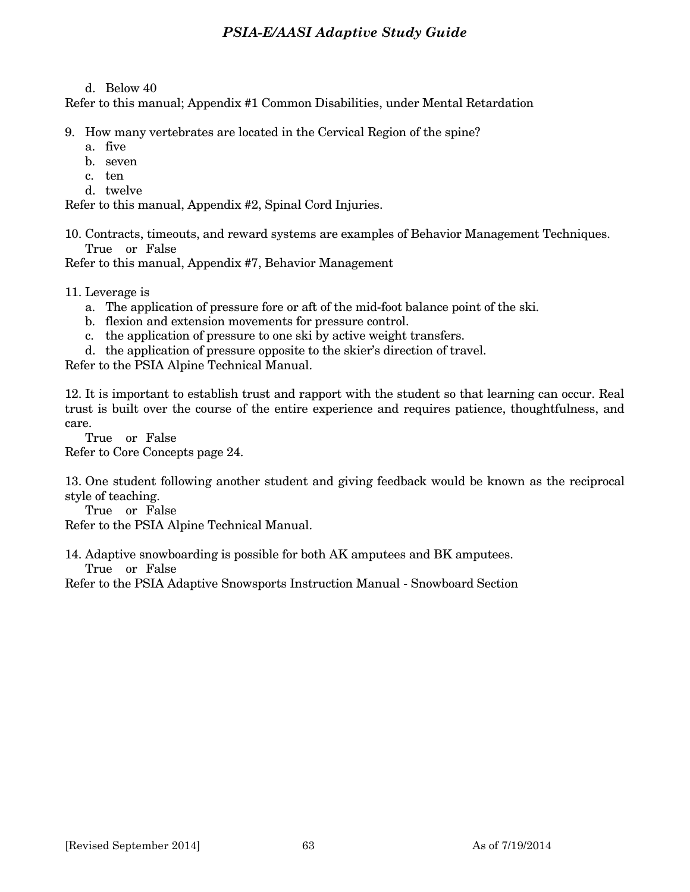d. Below 40

Refer to this manual; Appendix #1 Common Disabilities, under Mental Retardation

9. How many vertebrates are located in the Cervical Region of the spine?
   a. five
   b. seven
   c. ten
   d. twelve

Refer to this manual, Appendix #2, Spinal Cord Injuries.

10. Contracts, timeouts, and reward systems are examples of Behavior Management Techniques.
    True or False

Refer to this manual, Appendix #7, Behavior Management

11. Leverage is
    a. The application of pressure fore or aft of the mid-foot balance point of the ski.
    b. flexion and extension movements for pressure control.
    c. the application of pressure to one ski by active weight transfers.
    d. the application of pressure opposite to the skier's direction of travel.

Refer to the PSIA Alpine Technical Manual.

12. It is important to establish trust and rapport with the student so that learning can occur. Real trust is built over the course of the entire experience and requires patience, thoughtfulness, and care.
    True or False

Refer to Core Concepts page 24.

13. One student following another student and giving feedback would be known as the reciprocal style of teaching.
    True or False

Refer to the PSIA Alpine Technical Manual.

14. Adaptive snowboarding is possible for both AK amputees and BK amputees.
    True or False

Refer to the PSIA Adaptive Snowsports Instruction Manual - Snowboard Section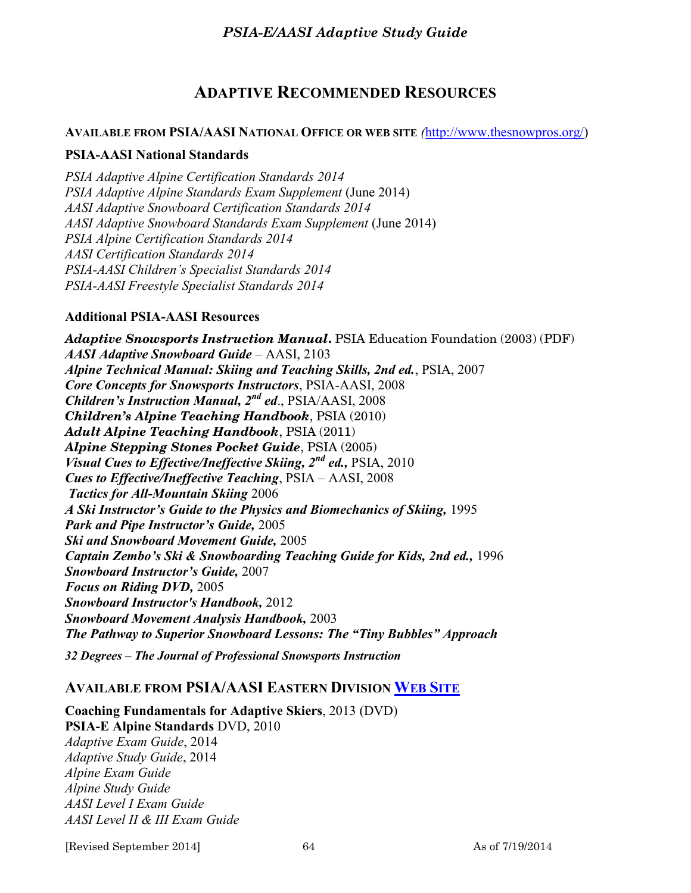# ADAPTIVE RECOMMENDED RESOURCES

**AVAILABLE FROM PSIA/AASI NATIONAL OFFICE OR WEB SITE** *(*http://www.thesnowpros.org/)

### PSIA-AASI National Standards

*PSIA Adaptive Alpine Certification Standards 2014*
*PSIA Adaptive Alpine Standards Exam Supplement* (June 2014)
*AASI Adaptive Snowboard Certification Standards 2014*
*AASI Adaptive Snowboard Standards Exam Supplement* (June 2014)
*PSIA Alpine Certification Standards 2014*
*AASI Certification Standards 2014*
*PSIA-AASI Children's Specialist Standards 2014*
*PSIA-AASI Freestyle Specialist Standards 2014*

### Additional PSIA-AASI Resources

***Adaptive Snowsports Instruction Manual.*** PSIA Education Foundation (2003) (PDF)
***AASI Adaptive Snowboard Guide*** – AASI, 2103
***Alpine Technical Manual: Skiing and Teaching Skills, 2nd ed.***, PSIA, 2007
***Core Concepts for Snowsports Instructors***, PSIA-AASI, 2008
***Children's Instruction Manual, 2nd ed***., PSIA/AASI, 2008
***Children's Alpine Teaching Handbook***, PSIA (2010)
***Adult Alpine Teaching Handbook***, PSIA (2011)
***Alpine Stepping Stones Pocket Guide***, PSIA (2005)
***Visual Cues to Effective/Ineffective Skiing, 2nd ed.,*** PSIA, 2010
***Cues to Effective/Ineffective Teaching***, PSIA – AASI, 2008
***Tactics for All-Mountain Skiing*** 2006
***A Ski Instructor's Guide to the Physics and Biomechanics of Skiing,*** 1995
***Park and Pipe Instructor's Guide,*** 2005
***Ski and Snowboard Movement Guide,*** 2005
***Captain Zembo's Ski & Snowboarding Teaching Guide for Kids, 2nd ed.,*** 1996
***Snowboard Instructor's Guide,*** 2007
***Focus on Riding DVD,*** 2005
***Snowboard Instructor's Handbook,*** 2012
***Snowboard Movement Analysis Handbook,*** 2003
***The Pathway to Superior Snowboard Lessons: The "Tiny Bubbles" Approach***

***32 Degrees – The Journal of Professional Snowsports Instruction***

## AVAILABLE FROM PSIA/AASI EASTERN DIVISION WEB SITE

**Coaching Fundamentals for Adaptive Skiers**, 2013 (DVD)
**PSIA-E Alpine Standards** DVD, 2010
*Adaptive Exam Guide*, 2014
*Adaptive Study Guide*, 2014
*Alpine Exam Guide*
*Alpine Study Guide*
*AASI Level I Exam Guide*
*AASI Level II & III Exam Guide*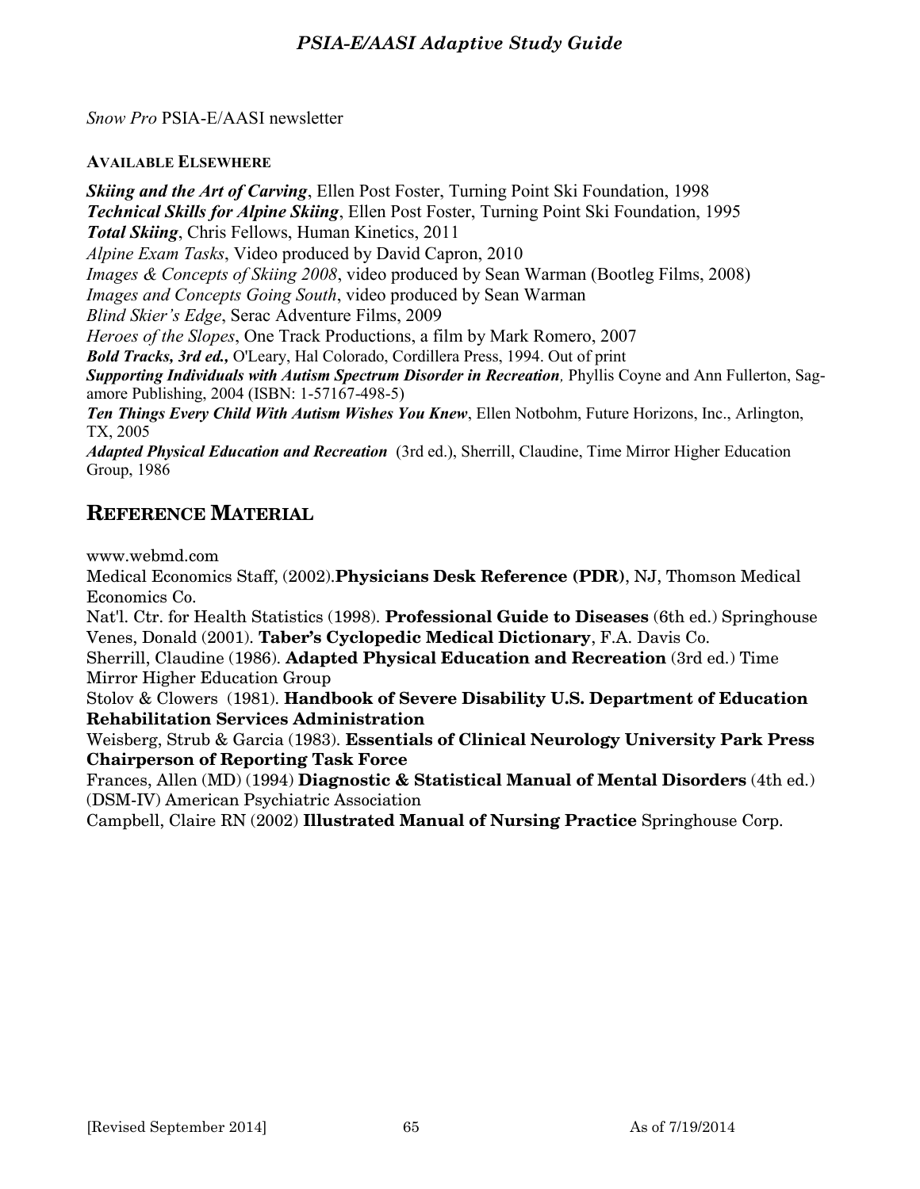*Snow Pro* PSIA-E/AASI newsletter

**AVAILABLE ELSEWHERE**

***Skiing and the Art of Carving***, Ellen Post Foster, Turning Point Ski Foundation, 1998
***Technical Skills for Alpine Skiing***, Ellen Post Foster, Turning Point Ski Foundation, 1995
***Total Skiing***, Chris Fellows, Human Kinetics, 2011
*Alpine Exam Tasks*, Video produced by David Capron, 2010
*Images & Concepts of Skiing 2008*, video produced by Sean Warman (Bootleg Films, 2008)
*Images and Concepts Going South*, video produced by Sean Warman
*Blind Skier's Edge*, Serac Adventure Films, 2009
*Heroes of the Slopes*, One Track Productions, a film by Mark Romero, 2007
***Bold Tracks, 3rd ed.,*** O'Leary, Hal Colorado, Cordillera Press, 1994. Out of print
***Supporting Individuals with Autism Spectrum Disorder in Recreation***, Phyllis Coyne and Ann Fullerton, Sagamore Publishing, 2004 (ISBN: 1-57167-498-5)
***Ten Things Every Child With Autism Wishes You Knew***, Ellen Notbohm, Future Horizons, Inc., Arlington, TX, 2005
***Adapted Physical Education and Recreation*** (3rd ed.), Sherrill, Claudine, Time Mirror Higher Education Group, 1986

## REFERENCE MATERIAL

www.webmd.com
Medical Economics Staff, (2002).**Physicians Desk Reference (PDR)**, NJ, Thomson Medical Economics Co.
Nat'l. Ctr. for Health Statistics (1998). **Professional Guide to Diseases** (6th ed.) Springhouse
Venes, Donald (2001). **Taber's Cyclopedic Medical Dictionary**, F.A. Davis Co.
Sherrill, Claudine (1986). **Adapted Physical Education and Recreation** (3rd ed.) Time Mirror Higher Education Group
Stolov & Clowers (1981). **Handbook of Severe Disability U.S. Department of Education Rehabilitation Services Administration**
Weisberg, Strub & Garcia (1983). **Essentials of Clinical Neurology University Park Press Chairperson of Reporting Task Force**
Frances, Allen (MD) (1994) **Diagnostic & Statistical Manual of Mental Disorders** (4th ed.) (DSM-IV) American Psychiatric Association
Campbell, Claire RN (2002) **Illustrated Manual of Nursing Practice** Springhouse Corp.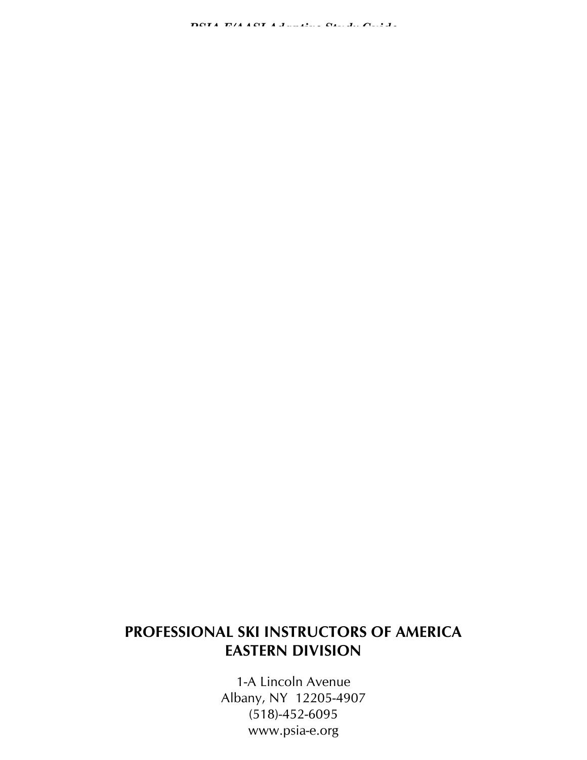**PROFESSIONAL SKI INSTRUCTORS OF AMERICA**
**EASTERN DIVISION**

1-A Lincoln Avenue
Albany, NY 12205-4907
(518)-452-6095
www.psia-e.org